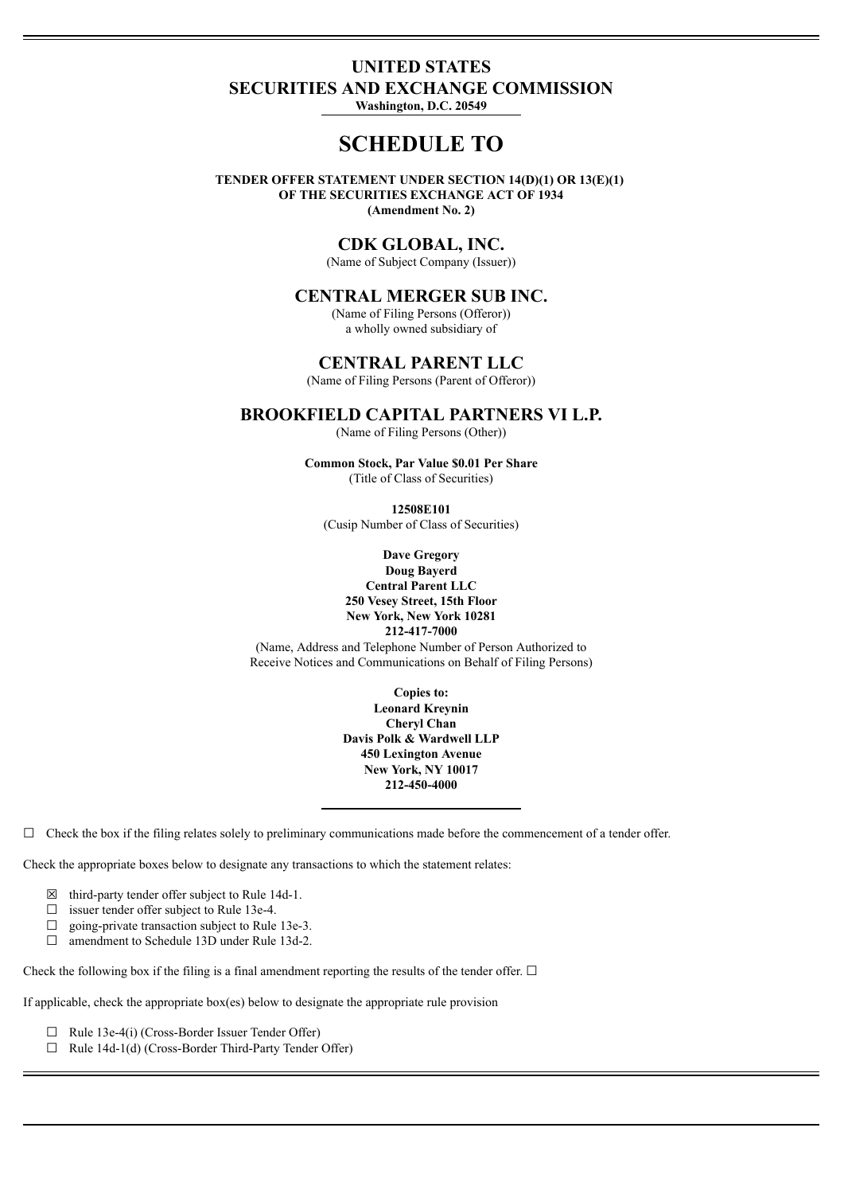# UNITED STATES
# SECURITIES AND EXCHANGE COMMISSION

**Washington, D.C. 20549**

# SCHEDULE TO

**TENDER OFFER STATEMENT UNDER SECTION 14(D)(1) OR 13(E)(1)**
**OF THE SECURITIES EXCHANGE ACT OF 1934**
**(Amendment No. 2)**

## CDK GLOBAL, INC.

(Name of Subject Company (Issuer))

## CENTRAL MERGER SUB INC.

(Name of Filing Persons (Offeror))
a wholly owned subsidiary of

## CENTRAL PARENT LLC

(Name of Filing Persons (Parent of Offeror))

## BROOKFIELD CAPITAL PARTNERS VI L.P.

(Name of Filing Persons (Other))

**Common Stock, Par Value $0.01 Per Share**
(Title of Class of Securities)

**12508E101**
(Cusip Number of Class of Securities)

**Dave Gregory**
**Doug Bayerd**
**Central Parent LLC**
**250 Vesey Street, 15th Floor**
**New York, New York 10281**
**212-417-7000**
(Name, Address and Telephone Number of Person Authorized to Receive Notices and Communications on Behalf of Filing Persons)

**Copies to:**
**Leonard Kreynin**
**Cheryl Chan**
**Davis Polk & Wardwell LLP**
**450 Lexington Avenue**
**New York, NY 10017**
**212-450-4000**

☐ Check the box if the filing relates solely to preliminary communications made before the commencement of a tender offer.

Check the appropriate boxes below to designate any transactions to which the statement relates:

- ☒ third-party tender offer subject to Rule 14d-1.
- ☐ issuer tender offer subject to Rule 13e-4.
- ☐ going-private transaction subject to Rule 13e-3.
- ☐ amendment to Schedule 13D under Rule 13d-2.

Check the following box if the filing is a final amendment reporting the results of the tender offer. ☐

If applicable, check the appropriate box(es) below to designate the appropriate rule provision

- ☐ Rule 13e-4(i) (Cross-Border Issuer Tender Offer)
- ☐ Rule 14d-1(d) (Cross-Border Third-Party Tender Offer)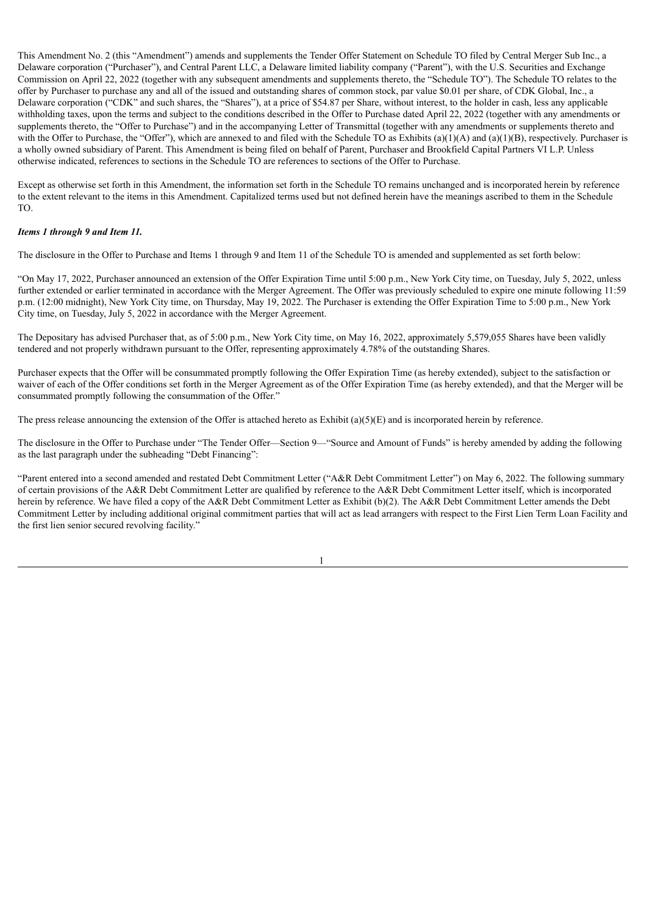This Amendment No. 2 (this "Amendment") amends and supplements the Tender Offer Statement on Schedule TO filed by Central Merger Sub Inc., a Delaware corporation ("Purchaser"), and Central Parent LLC, a Delaware limited liability company ("Parent"), with the U.S. Securities and Exchange Commission on April 22, 2022 (together with any subsequent amendments and supplements thereto, the "Schedule TO"). The Schedule TO relates to the offer by Purchaser to purchase any and all of the issued and outstanding shares of common stock, par value $0.01 per share, of CDK Global, Inc., a Delaware corporation ("CDK" and such shares, the "Shares"), at a price of $54.87 per Share, without interest, to the holder in cash, less any applicable withholding taxes, upon the terms and subject to the conditions described in the Offer to Purchase dated April 22, 2022 (together with any amendments or supplements thereto, the "Offer to Purchase") and in the accompanying Letter of Transmittal (together with any amendments or supplements thereto and with the Offer to Purchase, the "Offer"), which are annexed to and filed with the Schedule TO as Exhibits (a)(1)(A) and (a)(1)(B), respectively. Purchaser is a wholly owned subsidiary of Parent. This Amendment is being filed on behalf of Parent, Purchaser and Brookfield Capital Partners VI L.P. Unless otherwise indicated, references to sections in the Schedule TO are references to sections of the Offer to Purchase.

Except as otherwise set forth in this Amendment, the information set forth in the Schedule TO remains unchanged and is incorporated herein by reference to the extent relevant to the items in this Amendment. Capitalized terms used but not defined herein have the meanings ascribed to them in the Schedule TO.

***Items 1 through 9 and Item 11.***

The disclosure in the Offer to Purchase and Items 1 through 9 and Item 11 of the Schedule TO is amended and supplemented as set forth below:

"On May 17, 2022, Purchaser announced an extension of the Offer Expiration Time until 5:00 p.m., New York City time, on Tuesday, July 5, 2022, unless further extended or earlier terminated in accordance with the Merger Agreement. The Offer was previously scheduled to expire one minute following 11:59 p.m. (12:00 midnight), New York City time, on Thursday, May 19, 2022. The Purchaser is extending the Offer Expiration Time to 5:00 p.m., New York City time, on Tuesday, July 5, 2022 in accordance with the Merger Agreement.

The Depositary has advised Purchaser that, as of 5:00 p.m., New York City time, on May 16, 2022, approximately 5,579,055 Shares have been validly tendered and not properly withdrawn pursuant to the Offer, representing approximately 4.78% of the outstanding Shares.

Purchaser expects that the Offer will be consummated promptly following the Offer Expiration Time (as hereby extended), subject to the satisfaction or waiver of each of the Offer conditions set forth in the Merger Agreement as of the Offer Expiration Time (as hereby extended), and that the Merger will be consummated promptly following the consummation of the Offer."

The press release announcing the extension of the Offer is attached hereto as Exhibit (a)(5)(E) and is incorporated herein by reference.

The disclosure in the Offer to Purchase under "The Tender Offer—Section 9—"Source and Amount of Funds" is hereby amended by adding the following as the last paragraph under the subheading "Debt Financing":

"Parent entered into a second amended and restated Debt Commitment Letter ("A&R Debt Commitment Letter") on May 6, 2022. The following summary of certain provisions of the A&R Debt Commitment Letter are qualified by reference to the A&R Debt Commitment Letter itself, which is incorporated herein by reference. We have filed a copy of the A&R Debt Commitment Letter as Exhibit (b)(2). The A&R Debt Commitment Letter amends the Debt Commitment Letter by including additional original commitment parties that will act as lead arrangers with respect to the First Lien Term Loan Facility and the first lien senior secured revolving facility."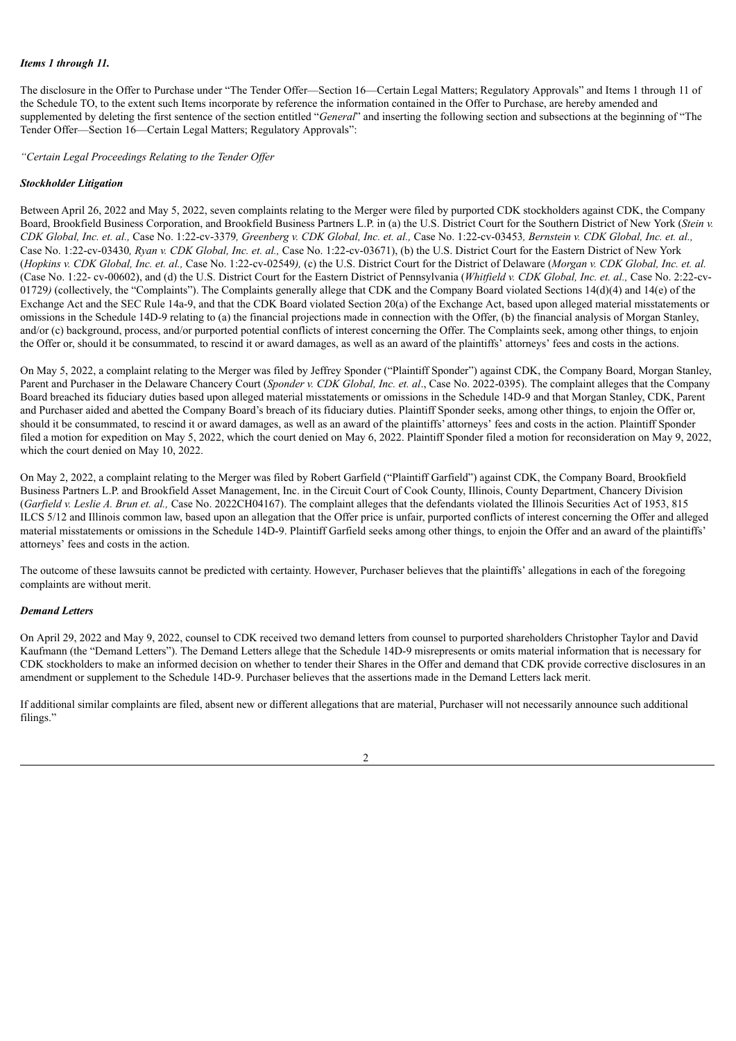***Items 1 through 11.***

The disclosure in the Offer to Purchase under "The Tender Offer—Section 16—Certain Legal Matters; Regulatory Approvals" and Items 1 through 11 of the Schedule TO, to the extent such Items incorporate by reference the information contained in the Offer to Purchase, are hereby amended and supplemented by deleting the first sentence of the section entitled "*General*" and inserting the following section and subsections at the beginning of "The Tender Offer—Section 16—Certain Legal Matters; Regulatory Approvals":

*"Certain Legal Proceedings Relating to the Tender Offer*

***Stockholder Litigation***

Between April 26, 2022 and May 5, 2022, seven complaints relating to the Merger were filed by purported CDK stockholders against CDK, the Company Board, Brookfield Business Corporation, and Brookfield Business Partners L.P. in (a) the U.S. District Court for the Southern District of New York (*Stein v. CDK Global, Inc. et. al.,* Case No. 1:22-cv-3379*, Greenberg v. CDK Global, Inc. et. al.,* Case No. 1:22-cv-03453*, Bernstein v. CDK Global, Inc. et. al.,* Case No. 1:22-cv-03430*, Ryan v. CDK Global, Inc. et. al.,* Case No. 1:22-cv-03671), (b) the U.S. District Court for the Eastern District of New York (*Hopkins v. CDK Global, Inc. et. al.,* Case No. 1:22-cv-02549*),* (c) the U.S. District Court for the District of Delaware (*Morgan v. CDK Global, Inc. et. al.* (Case No. 1:22- cv-00602), and (d) the U.S. District Court for the Eastern District of Pennsylvania (*Whitfield v. CDK Global, Inc. et. al.,* Case No. 2:22-cv-01729*)* (collectively, the "Complaints"). The Complaints generally allege that CDK and the Company Board violated Sections 14(d)(4) and 14(e) of the Exchange Act and the SEC Rule 14a-9, and that the CDK Board violated Section 20(a) of the Exchange Act, based upon alleged material misstatements or omissions in the Schedule 14D-9 relating to (a) the financial projections made in connection with the Offer, (b) the financial analysis of Morgan Stanley, and/or (c) background, process, and/or purported potential conflicts of interest concerning the Offer. The Complaints seek, among other things, to enjoin the Offer or, should it be consummated, to rescind it or award damages, as well as an award of the plaintiffs' attorneys' fees and costs in the actions.

On May 5, 2022, a complaint relating to the Merger was filed by Jeffrey Sponder ("Plaintiff Sponder") against CDK, the Company Board, Morgan Stanley, Parent and Purchaser in the Delaware Chancery Court (*Sponder v. CDK Global, Inc. et. al*., Case No. 2022-0395). The complaint alleges that the Company Board breached its fiduciary duties based upon alleged material misstatements or omissions in the Schedule 14D-9 and that Morgan Stanley, CDK, Parent and Purchaser aided and abetted the Company Board's breach of its fiduciary duties. Plaintiff Sponder seeks, among other things, to enjoin the Offer or, should it be consummated, to rescind it or award damages, as well as an award of the plaintiffs' attorneys' fees and costs in the action. Plaintiff Sponder filed a motion for expedition on May 5, 2022, which the court denied on May 6, 2022. Plaintiff Sponder filed a motion for reconsideration on May 9, 2022, which the court denied on May 10, 2022.

On May 2, 2022, a complaint relating to the Merger was filed by Robert Garfield ("Plaintiff Garfield") against CDK, the Company Board, Brookfield Business Partners L.P. and Brookfield Asset Management, Inc. in the Circuit Court of Cook County, Illinois, County Department, Chancery Division (*Garfield v. Leslie A. Brun et. al.,* Case No. 2022CH04167). The complaint alleges that the defendants violated the Illinois Securities Act of 1953, 815 ILCS 5/12 and Illinois common law, based upon an allegation that the Offer price is unfair, purported conflicts of interest concerning the Offer and alleged material misstatements or omissions in the Schedule 14D-9. Plaintiff Garfield seeks among other things, to enjoin the Offer and an award of the plaintiffs' attorneys' fees and costs in the action.

The outcome of these lawsuits cannot be predicted with certainty. However, Purchaser believes that the plaintiffs' allegations in each of the foregoing complaints are without merit.

***Demand Letters***

On April 29, 2022 and May 9, 2022, counsel to CDK received two demand letters from counsel to purported shareholders Christopher Taylor and David Kaufmann (the "Demand Letters"). The Demand Letters allege that the Schedule 14D-9 misrepresents or omits material information that is necessary for CDK stockholders to make an informed decision on whether to tender their Shares in the Offer and demand that CDK provide corrective disclosures in an amendment or supplement to the Schedule 14D-9. Purchaser believes that the assertions made in the Demand Letters lack merit.

If additional similar complaints are filed, absent new or different allegations that are material, Purchaser will not necessarily announce such additional filings."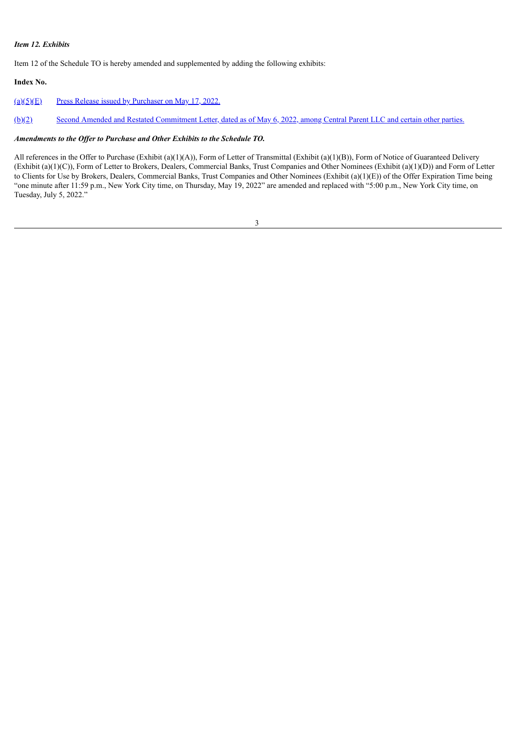***Item 12. Exhibits***

Item 12 of the Schedule TO is hereby amended and supplemented by adding the following exhibits:

**Index No.**

| | |
|---|---|
| (a)(5)(E) | Press Release issued by Purchaser on May 17, 2022. |
| (b)(2) | Second Amended and Restated Commitment Letter, dated as of May 6, 2022, among Central Parent LLC and certain other parties. |

***Amendments to the Offer to Purchase and Other Exhibits to the Schedule TO.***

All references in the Offer to Purchase (Exhibit (a)(1)(A)), Form of Letter of Transmittal (Exhibit (a)(1)(B)), Form of Notice of Guaranteed Delivery (Exhibit (a)(1)(C)), Form of Letter to Brokers, Dealers, Commercial Banks, Trust Companies and Other Nominees (Exhibit (a)(1)(D)) and Form of Letter to Clients for Use by Brokers, Dealers, Commercial Banks, Trust Companies and Other Nominees (Exhibit (a)(1)(E)) of the Offer Expiration Time being "one minute after 11:59 p.m., New York City time, on Thursday, May 19, 2022" are amended and replaced with "5:00 p.m., New York City time, on Tuesday, July 5, 2022."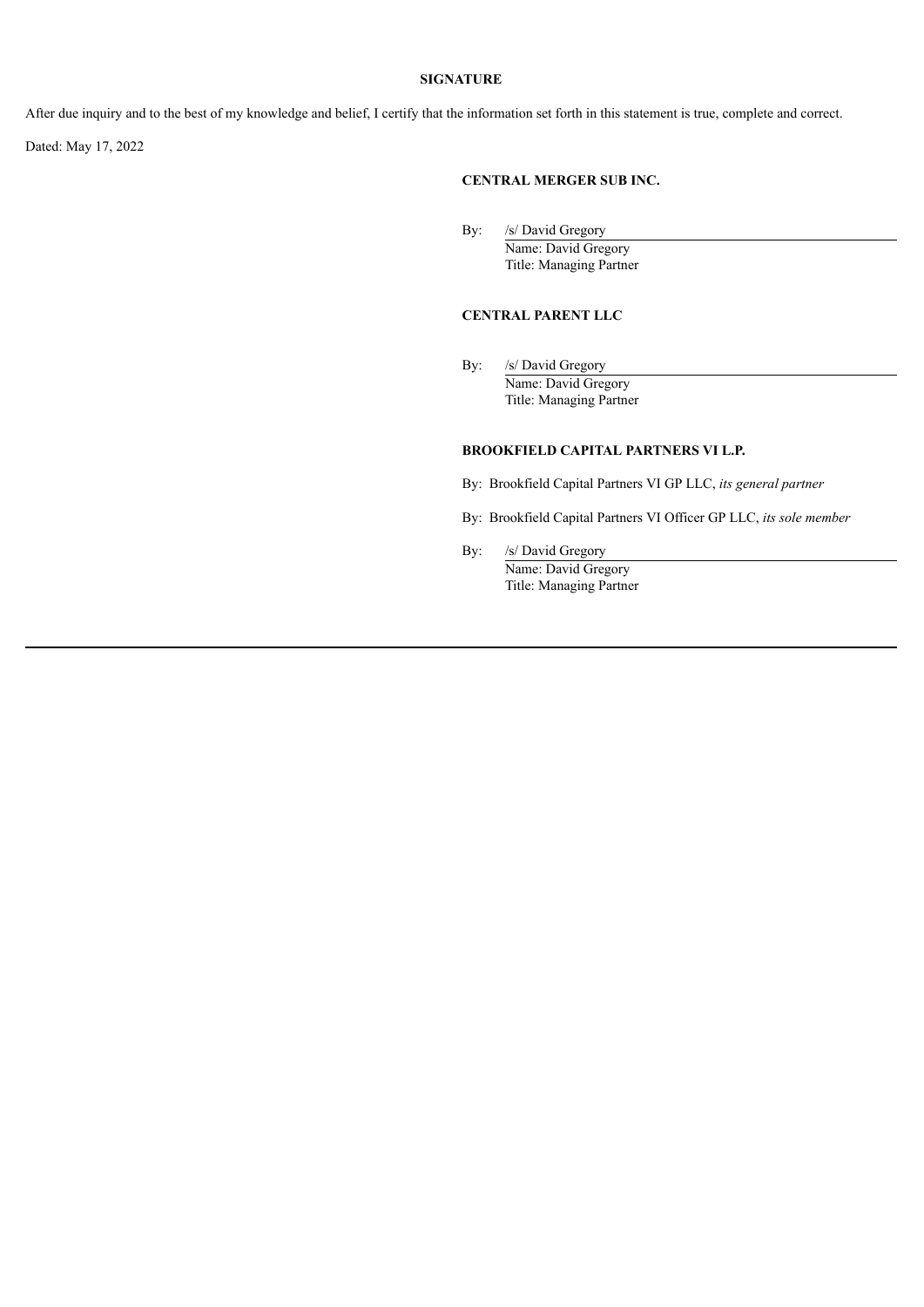**SIGNATURE**

After due inquiry and to the best of my knowledge and belief, I certify that the information set forth in this statement is true, complete and correct.

Dated: May 17, 2022

**CENTRAL MERGER SUB INC.**

By: /s/ David Gregory
Name: David Gregory
Title: Managing Partner

**CENTRAL PARENT LLC**

By: /s/ David Gregory
Name: David Gregory
Title: Managing Partner

**BROOKFIELD CAPITAL PARTNERS VI L.P.**

By: Brookfield Capital Partners VI GP LLC, *its general partner*

By: Brookfield Capital Partners VI Officer GP LLC, *its sole member*

By: /s/ David Gregory
Name: David Gregory
Title: Managing Partner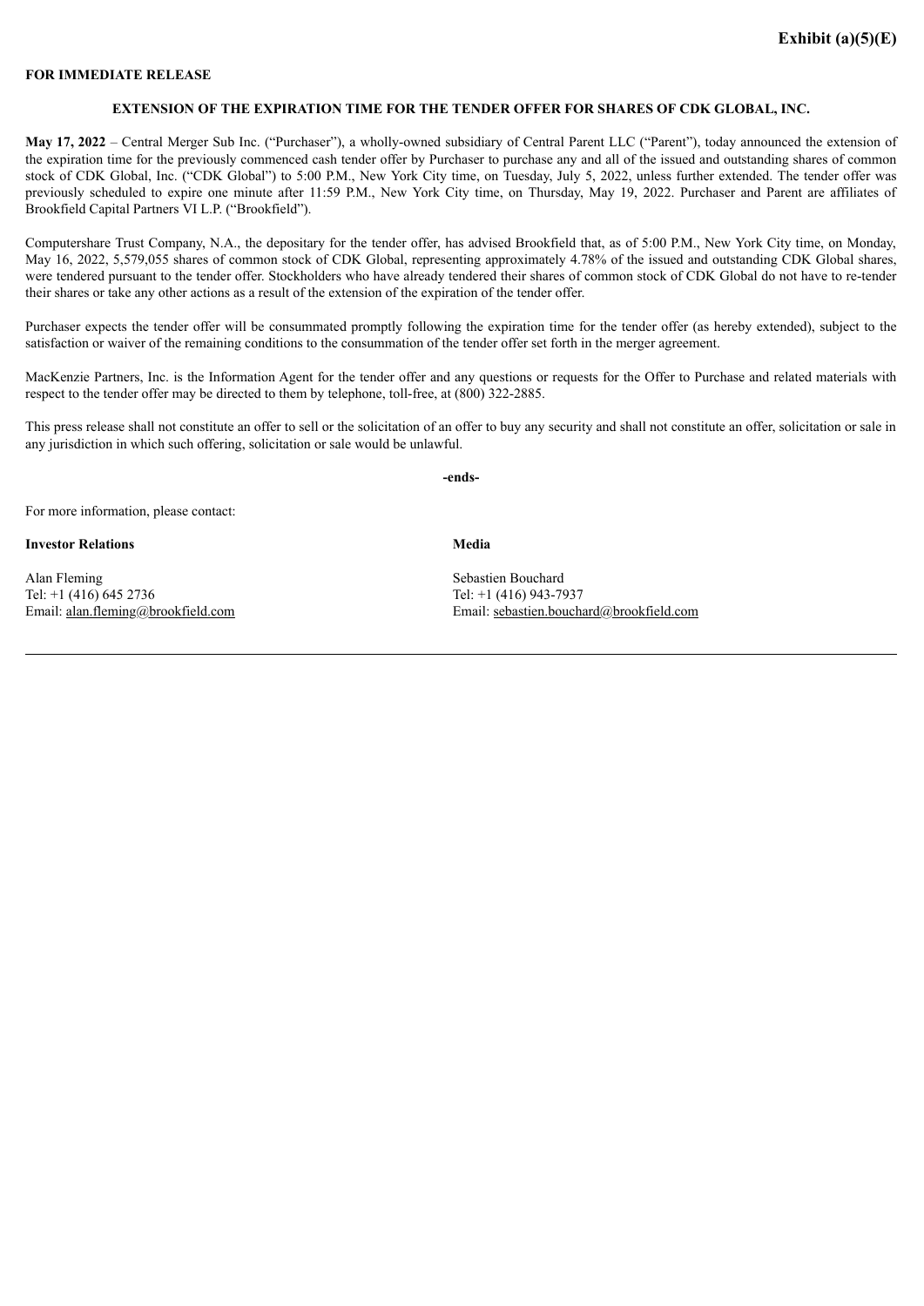**Exhibit (a)(5)(E)**

**FOR IMMEDIATE RELEASE**

**EXTENSION OF THE EXPIRATION TIME FOR THE TENDER OFFER FOR SHARES OF CDK GLOBAL, INC.**

**May 17, 2022** – Central Merger Sub Inc. ("Purchaser"), a wholly-owned subsidiary of Central Parent LLC ("Parent"), today announced the extension of the expiration time for the previously commenced cash tender offer by Purchaser to purchase any and all of the issued and outstanding shares of common stock of CDK Global, Inc. ("CDK Global") to 5:00 P.M., New York City time, on Tuesday, July 5, 2022, unless further extended. The tender offer was previously scheduled to expire one minute after 11:59 P.M., New York City time, on Thursday, May 19, 2022. Purchaser and Parent are affiliates of Brookfield Capital Partners VI L.P. ("Brookfield").

Computershare Trust Company, N.A., the depositary for the tender offer, has advised Brookfield that, as of 5:00 P.M., New York City time, on Monday, May 16, 2022, 5,579,055 shares of common stock of CDK Global, representing approximately 4.78% of the issued and outstanding CDK Global shares, were tendered pursuant to the tender offer. Stockholders who have already tendered their shares of common stock of CDK Global do not have to re-tender their shares or take any other actions as a result of the extension of the expiration of the tender offer.

Purchaser expects the tender offer will be consummated promptly following the expiration time for the tender offer (as hereby extended), subject to the satisfaction or waiver of the remaining conditions to the consummation of the tender offer set forth in the merger agreement.

MacKenzie Partners, Inc. is the Information Agent for the tender offer and any questions or requests for the Offer to Purchase and related materials with respect to the tender offer may be directed to them by telephone, toll-free, at (800) 322-2885.

This press release shall not constitute an offer to sell or the solicitation of an offer to buy any security and shall not constitute an offer, solicitation or sale in any jurisdiction in which such offering, solicitation or sale would be unlawful.

-ends-

For more information, please contact:

**Investor Relations**

Alan Fleming
Tel: +1 (416) 645 2736
Email: alan.fleming@brookfield.com

**Media**

Sebastien Bouchard
Tel: +1 (416) 943-7937
Email: sebastien.bouchard@brookfield.com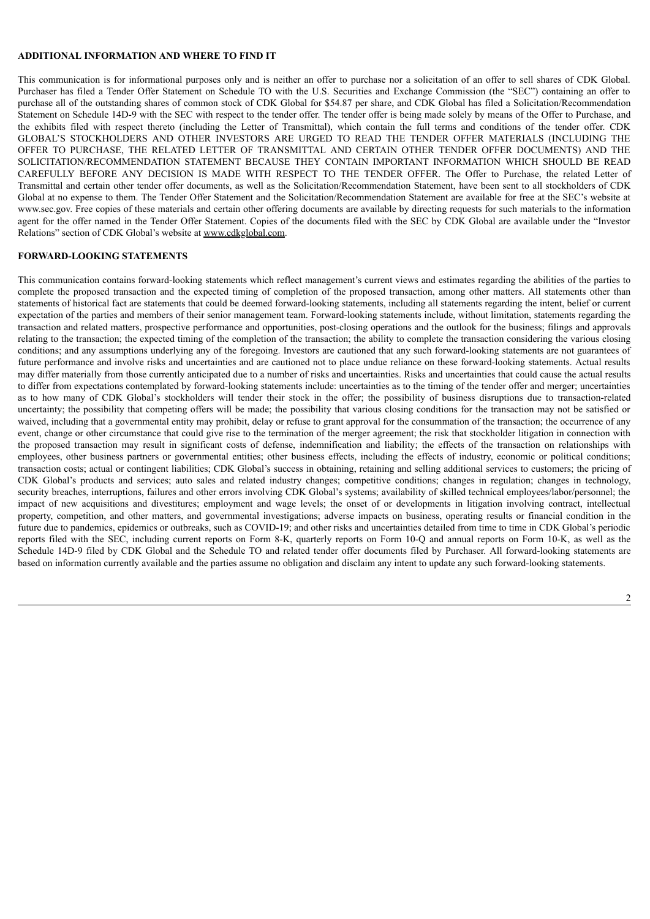**ADDITIONAL INFORMATION AND WHERE TO FIND IT**

This communication is for informational purposes only and is neither an offer to purchase nor a solicitation of an offer to sell shares of CDK Global. Purchaser has filed a Tender Offer Statement on Schedule TO with the U.S. Securities and Exchange Commission (the "SEC") containing an offer to purchase all of the outstanding shares of common stock of CDK Global for $54.87 per share, and CDK Global has filed a Solicitation/Recommendation Statement on Schedule 14D-9 with the SEC with respect to the tender offer. The tender offer is being made solely by means of the Offer to Purchase, and the exhibits filed with respect thereto (including the Letter of Transmittal), which contain the full terms and conditions of the tender offer. CDK GLOBAL'S STOCKHOLDERS AND OTHER INVESTORS ARE URGED TO READ THE TENDER OFFER MATERIALS (INCLUDING THE OFFER TO PURCHASE, THE RELATED LETTER OF TRANSMITTAL AND CERTAIN OTHER TENDER OFFER DOCUMENTS) AND THE SOLICITATION/RECOMMENDATION STATEMENT BECAUSE THEY CONTAIN IMPORTANT INFORMATION WHICH SHOULD BE READ CAREFULLY BEFORE ANY DECISION IS MADE WITH RESPECT TO THE TENDER OFFER. The Offer to Purchase, the related Letter of Transmittal and certain other tender offer documents, as well as the Solicitation/Recommendation Statement, have been sent to all stockholders of CDK Global at no expense to them. The Tender Offer Statement and the Solicitation/Recommendation Statement are available for free at the SEC's website at www.sec.gov. Free copies of these materials and certain other offering documents are available by directing requests for such materials to the information agent for the offer named in the Tender Offer Statement. Copies of the documents filed with the SEC by CDK Global are available under the "Investor Relations" section of CDK Global's website at www.cdkglobal.com.

**FORWARD-LOOKING STATEMENTS**

This communication contains forward-looking statements which reflect management's current views and estimates regarding the abilities of the parties to complete the proposed transaction and the expected timing of completion of the proposed transaction, among other matters. All statements other than statements of historical fact are statements that could be deemed forward-looking statements, including all statements regarding the intent, belief or current expectation of the parties and members of their senior management team. Forward-looking statements include, without limitation, statements regarding the transaction and related matters, prospective performance and opportunities, post-closing operations and the outlook for the business; filings and approvals relating to the transaction; the expected timing of the completion of the transaction; the ability to complete the transaction considering the various closing conditions; and any assumptions underlying any of the foregoing. Investors are cautioned that any such forward-looking statements are not guarantees of future performance and involve risks and uncertainties and are cautioned not to place undue reliance on these forward-looking statements. Actual results may differ materially from those currently anticipated due to a number of risks and uncertainties. Risks and uncertainties that could cause the actual results to differ from expectations contemplated by forward-looking statements include: uncertainties as to the timing of the tender offer and merger; uncertainties as to how many of CDK Global's stockholders will tender their stock in the offer; the possibility of business disruptions due to transaction-related uncertainty; the possibility that competing offers will be made; the possibility that various closing conditions for the transaction may not be satisfied or waived, including that a governmental entity may prohibit, delay or refuse to grant approval for the consummation of the transaction; the occurrence of any event, change or other circumstance that could give rise to the termination of the merger agreement; the risk that stockholder litigation in connection with the proposed transaction may result in significant costs of defense, indemnification and liability; the effects of the transaction on relationships with employees, other business partners or governmental entities; other business effects, including the effects of industry, economic or political conditions; transaction costs; actual or contingent liabilities; CDK Global's success in obtaining, retaining and selling additional services to customers; the pricing of CDK Global's products and services; auto sales and related industry changes; competitive conditions; changes in regulation; changes in technology, security breaches, interruptions, failures and other errors involving CDK Global's systems; availability of skilled technical employees/labor/personnel; the impact of new acquisitions and divestitures; employment and wage levels; the onset of or developments in litigation involving contract, intellectual property, competition, and other matters, and governmental investigations; adverse impacts on business, operating results or financial condition in the future due to pandemics, epidemics or outbreaks, such as COVID-19; and other risks and uncertainties detailed from time to time in CDK Global's periodic reports filed with the SEC, including current reports on Form 8-K, quarterly reports on Form 10-Q and annual reports on Form 10-K, as well as the Schedule 14D-9 filed by CDK Global and the Schedule TO and related tender offer documents filed by Purchaser. All forward-looking statements are based on information currently available and the parties assume no obligation and disclaim any intent to update any such forward-looking statements.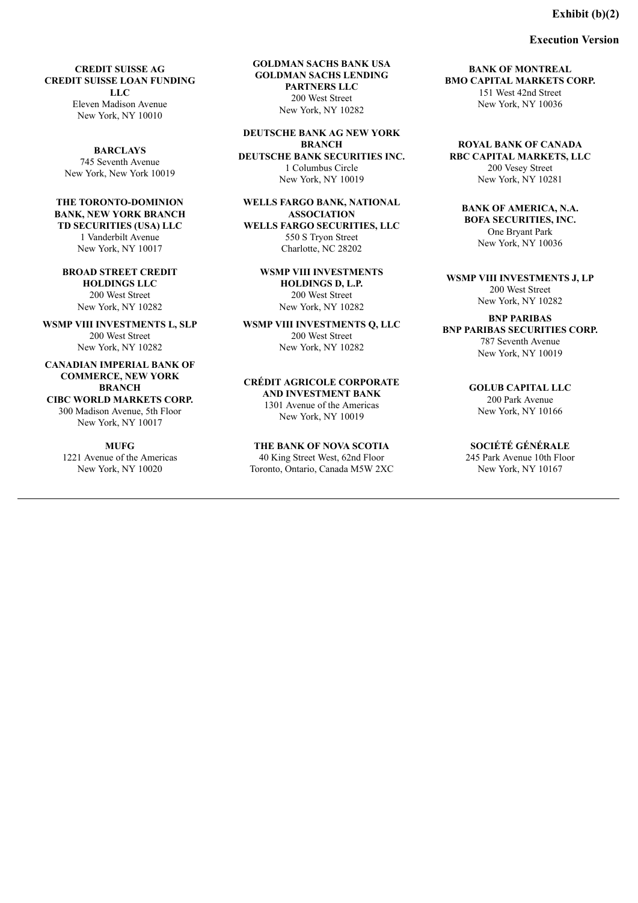**Exhibit (b)(2)**

**Execution Version**

**CREDIT SUISSE AG**
**CREDIT SUISSE LOAN FUNDING LLC**
Eleven Madison Avenue
New York, NY 10010

**BARCLAYS**
745 Seventh Avenue
New York, New York 10019

**THE TORONTO-DOMINION BANK, NEW YORK BRANCH**
**TD SECURITIES (USA) LLC**
1 Vanderbilt Avenue
New York, NY 10017

**BROAD STREET CREDIT HOLDINGS LLC**
200 West Street
New York, NY 10282

**WSMP VIII INVESTMENTS L, SLP**
200 West Street
New York, NY 10282

**CANADIAN IMPERIAL BANK OF COMMERCE, NEW YORK BRANCH**
**CIBC WORLD MARKETS CORP.**
300 Madison Avenue, 5th Floor
New York, NY 10017

**MUFG**
1221 Avenue of the Americas
New York, NY 10020

**GOLDMAN SACHS BANK USA**
**GOLDMAN SACHS LENDING PARTNERS LLC**
200 West Street
New York, NY 10282

**DEUTSCHE BANK AG NEW YORK BRANCH**
**DEUTSCHE BANK SECURITIES INC.**
1 Columbus Circle
New York, NY 10019

**WELLS FARGO BANK, NATIONAL ASSOCIATION**
**WELLS FARGO SECURITIES, LLC**
550 S Tryon Street
Charlotte, NC 28202

**WSMP VIII INVESTMENTS HOLDINGS D, L.P.**
200 West Street
New York, NY 10282

**WSMP VIII INVESTMENTS Q, LLC**
200 West Street
New York, NY 10282

**CRÉDIT AGRICOLE CORPORATE AND INVESTMENT BANK**
1301 Avenue of the Americas
New York, NY 10019

**THE BANK OF NOVA SCOTIA**
40 King Street West, 62nd Floor
Toronto, Ontario, Canada M5W 2XC

**BANK OF MONTREAL**
**BMO CAPITAL MARKETS CORP.**
151 West 42nd Street
New York, NY 10036

**ROYAL BANK OF CANADA**
**RBC CAPITAL MARKETS, LLC**
200 Vesey Street
New York, NY 10281

**BANK OF AMERICA, N.A.**
**BOFA SECURITIES, INC.**
One Bryant Park
New York, NY 10036

**WSMP VIII INVESTMENTS J, LP**
200 West Street
New York, NY 10282

**BNP PARIBAS**
**BNP PARIBAS SECURITIES CORP.**
787 Seventh Avenue
New York, NY 10019

**GOLUB CAPITAL LLC**
200 Park Avenue
New York, NY 10166

**SOCIÉTÉ GÉNÉRALE**
245 Park Avenue 10th Floor
New York, NY 10167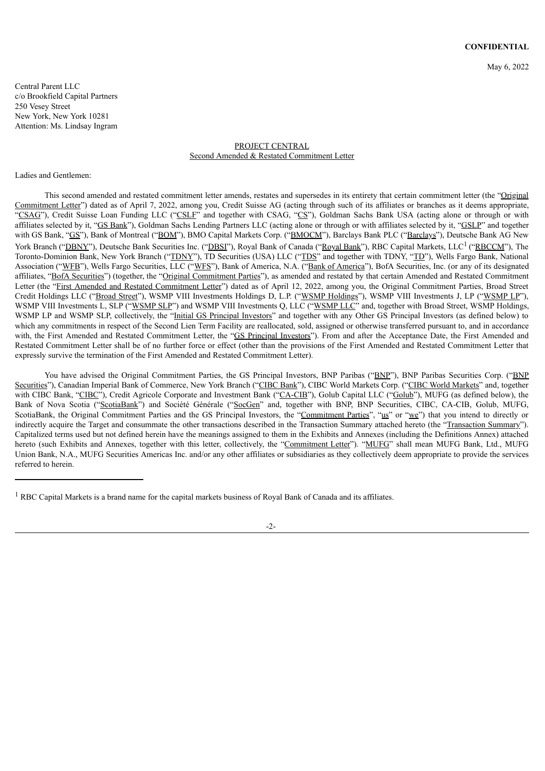**CONFIDENTIAL**

May 6, 2022

Central Parent LLC
c/o Brookfield Capital Partners
250 Vesey Street
New York, New York 10281
Attention: Ms. Lindsay Ingram

PROJECT CENTRAL
Second Amended & Restated Commitment Letter

Ladies and Gentlemen:

This second amended and restated commitment letter amends, restates and supersedes in its entirety that certain commitment letter (the "Original Commitment Letter") dated as of April 7, 2022, among you, Credit Suisse AG (acting through such of its affiliates or branches as it deems appropriate, "CSAG"), Credit Suisse Loan Funding LLC ("CSLF" and together with CSAG, "CS"), Goldman Sachs Bank USA (acting alone or through or with affiliates selected by it, "GS Bank"), Goldman Sachs Lending Partners LLC (acting alone or through or with affiliates selected by it, "GSLP" and together with GS Bank, "GS"), Bank of Montreal ("BOM"), BMO Capital Markets Corp. ("BMOCM"), Barclays Bank PLC ("Barclays"), Deutsche Bank AG New York Branch ("DBNY"), Deutsche Bank Securities Inc. ("DBSI"), Royal Bank of Canada ("Royal Bank"), RBC Capital Markets, LLC[1] ("RBCCM"), The Toronto-Dominion Bank, New York Branch ("TDNY"), TD Securities (USA) LLC ("TDS" and together with TDNY, "TD"), Wells Fargo Bank, National Association ("WFB"), Wells Fargo Securities, LLC ("WFS"), Bank of America, N.A. ("Bank of America"), BofA Securities, Inc. (or any of its designated affiliates, "BofA Securities") (together, the "Original Commitment Parties"), as amended and restated by that certain Amended and Restated Commitment Letter (the "First Amended and Restated Commitment Letter") dated as of April 12, 2022, among you, the Original Commitment Parties, Broad Street Credit Holdings LLC ("Broad Street"), WSMP VIII Investments Holdings D, L.P. ("WSMP Holdings"), WSMP VIII Investments J, LP ("WSMP LP"), WSMP VIII Investments L, SLP ("WSMP SLP") and WSMP VIII Investments Q, LLC ("WSMP LLC" and, together with Broad Street, WSMP Holdings, WSMP LP and WSMP SLP, collectively, the "Initial GS Principal Investors" and together with any Other GS Principal Investors (as defined below) to which any commitments in respect of the Second Lien Term Facility are reallocated, sold, assigned or otherwise transferred pursuant to, and in accordance with, the First Amended and Restated Commitment Letter, the "GS Principal Investors"). From and after the Acceptance Date, the First Amended and Restated Commitment Letter shall be of no further force or effect (other than the provisions of the First Amended and Restated Commitment Letter that expressly survive the termination of the First Amended and Restated Commitment Letter).

You have advised the Original Commitment Parties, the GS Principal Investors, BNP Paribas ("BNP"), BNP Paribas Securities Corp. ("BNP Securities"), Canadian Imperial Bank of Commerce, New York Branch ("CIBC Bank"), CIBC World Markets Corp. ("CIBC World Markets" and, together with CIBC Bank, "CIBC"), Credit Agricole Corporate and Investment Bank ("CA-CIB"), Golub Capital LLC ("Golub"), MUFG (as defined below), the Bank of Nova Scotia ("ScotiaBank") and Société Générale ("SocGen" and, together with BNP, BNP Securities, CIBC, CA-CIB, Golub, MUFG, ScotiaBank, the Original Commitment Parties and the GS Principal Investors, the "Commitment Parties", "us" or "we") that you intend to directly or indirectly acquire the Target and consummate the other transactions described in the Transaction Summary attached hereto (the "Transaction Summary"). Capitalized terms used but not defined herein have the meanings assigned to them in the Exhibits and Annexes (including the Definitions Annex) attached hereto (such Exhibits and Annexes, together with this letter, collectively, the "Commitment Letter"). "MUFG" shall mean MUFG Bank, Ltd., MUFG Union Bank, N.A., MUFG Securities Americas Inc. and/or any other affiliates or subsidiaries as they collectively deem appropriate to provide the services referred to herein.

---

[1] RBC Capital Markets is a brand name for the capital markets business of Royal Bank of Canada and its affiliates.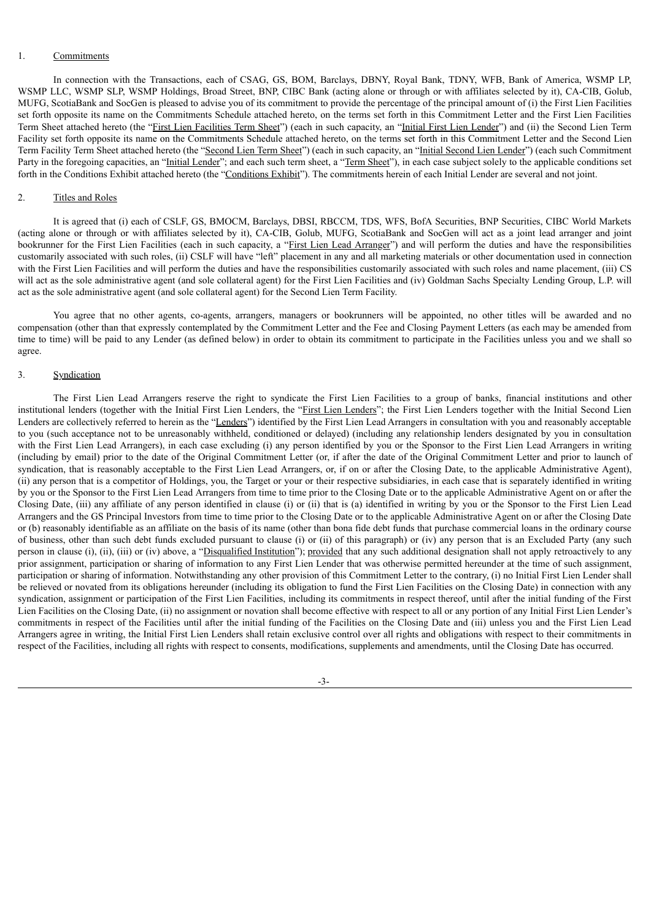1. Commitments

In connection with the Transactions, each of CSAG, GS, BOM, Barclays, DBNY, Royal Bank, TDNY, WFB, Bank of America, WSMP LP, WSMP LLC, WSMP SLP, WSMP Holdings, Broad Street, BNP, CIBC Bank (acting alone or through or with affiliates selected by it), CA-CIB, Golub, MUFG, ScotiaBank and SocGen is pleased to advise you of its commitment to provide the percentage of the principal amount of (i) the First Lien Facilities set forth opposite its name on the Commitments Schedule attached hereto, on the terms set forth in this Commitment Letter and the First Lien Facilities Term Sheet attached hereto (the "First Lien Facilities Term Sheet") (each in such capacity, an "Initial First Lien Lender") and (ii) the Second Lien Term Facility set forth opposite its name on the Commitments Schedule attached hereto, on the terms set forth in this Commitment Letter and the Second Lien Term Facility Term Sheet attached hereto (the "Second Lien Term Sheet") (each in such capacity, an "Initial Second Lien Lender") (each such Commitment Party in the foregoing capacities, an "Initial Lender"; and each such term sheet, a "Term Sheet"), in each case subject solely to the applicable conditions set forth in the Conditions Exhibit attached hereto (the "Conditions Exhibit"). The commitments herein of each Initial Lender are several and not joint.

2. Titles and Roles

It is agreed that (i) each of CSLF, GS, BMOCM, Barclays, DBSI, RBCCM, TDS, WFS, BofA Securities, BNP Securities, CIBC World Markets (acting alone or through or with affiliates selected by it), CA-CIB, Golub, MUFG, ScotiaBank and SocGen will act as a joint lead arranger and joint bookrunner for the First Lien Facilities (each in such capacity, a "First Lien Lead Arranger") and will perform the duties and have the responsibilities customarily associated with such roles, (ii) CSLF will have "left" placement in any and all marketing materials or other documentation used in connection with the First Lien Facilities and will perform the duties and have the responsibilities customarily associated with such roles and name placement, (iii) CS will act as the sole administrative agent (and sole collateral agent) for the First Lien Facilities and (iv) Goldman Sachs Specialty Lending Group, L.P. will act as the sole administrative agent (and sole collateral agent) for the Second Lien Term Facility.

You agree that no other agents, co-agents, arrangers, managers or bookrunners will be appointed, no other titles will be awarded and no compensation (other than that expressly contemplated by the Commitment Letter and the Fee and Closing Payment Letters (as each may be amended from time to time) will be paid to any Lender (as defined below) in order to obtain its commitment to participate in the Facilities unless you and we shall so agree.

3. Syndication

The First Lien Lead Arrangers reserve the right to syndicate the First Lien Facilities to a group of banks, financial institutions and other institutional lenders (together with the Initial First Lien Lenders, the "First Lien Lenders"; the First Lien Lenders together with the Initial Second Lien Lenders are collectively referred to herein as the "Lenders") identified by the First Lien Lead Arrangers in consultation with you and reasonably acceptable to you (such acceptance not to be unreasonably withheld, conditioned or delayed) (including any relationship lenders designated by you in consultation with the First Lien Lead Arrangers), in each case excluding (i) any person identified by you or the Sponsor to the First Lien Lead Arrangers in writing (including by email) prior to the date of the Original Commitment Letter (or, if after the date of the Original Commitment Letter and prior to launch of syndication, that is reasonably acceptable to the First Lien Lead Arrangers, or, if on or after the Closing Date, to the applicable Administrative Agent), (ii) any person that is a competitor of Holdings, you, the Target or your or their respective subsidiaries, in each case that is separately identified in writing by you or the Sponsor to the First Lien Lead Arrangers from time to time prior to the Closing Date or to the applicable Administrative Agent on or after the Closing Date, (iii) any affiliate of any person identified in clause (i) or (ii) that is (a) identified in writing by you or the Sponsor to the First Lien Lead Arrangers and the GS Principal Investors from time to time prior to the Closing Date or to the applicable Administrative Agent on or after the Closing Date or (b) reasonably identifiable as an affiliate on the basis of its name (other than bona fide debt funds that purchase commercial loans in the ordinary course of business, other than such debt funds excluded pursuant to clause (i) or (ii) of this paragraph) or (iv) any person that is an Excluded Party (any such person in clause (i), (ii), (iii) or (iv) above, a "Disqualified Institution"); provided that any such additional designation shall not apply retroactively to any prior assignment, participation or sharing of information to any First Lien Lender that was otherwise permitted hereunder at the time of such assignment, participation or sharing of information. Notwithstanding any other provision of this Commitment Letter to the contrary, (i) no Initial First Lien Lender shall be relieved or novated from its obligations hereunder (including its obligation to fund the First Lien Facilities on the Closing Date) in connection with any syndication, assignment or participation of the First Lien Facilities, including its commitments in respect thereof, until after the initial funding of the First Lien Facilities on the Closing Date, (ii) no assignment or novation shall become effective with respect to all or any portion of any Initial First Lien Lender's commitments in respect of the Facilities until after the initial funding of the Facilities on the Closing Date and (iii) unless you and the First Lien Lead Arrangers agree in writing, the Initial First Lien Lenders shall retain exclusive control over all rights and obligations with respect to their commitments in respect of the Facilities, including all rights with respect to consents, modifications, supplements and amendments, until the Closing Date has occurred.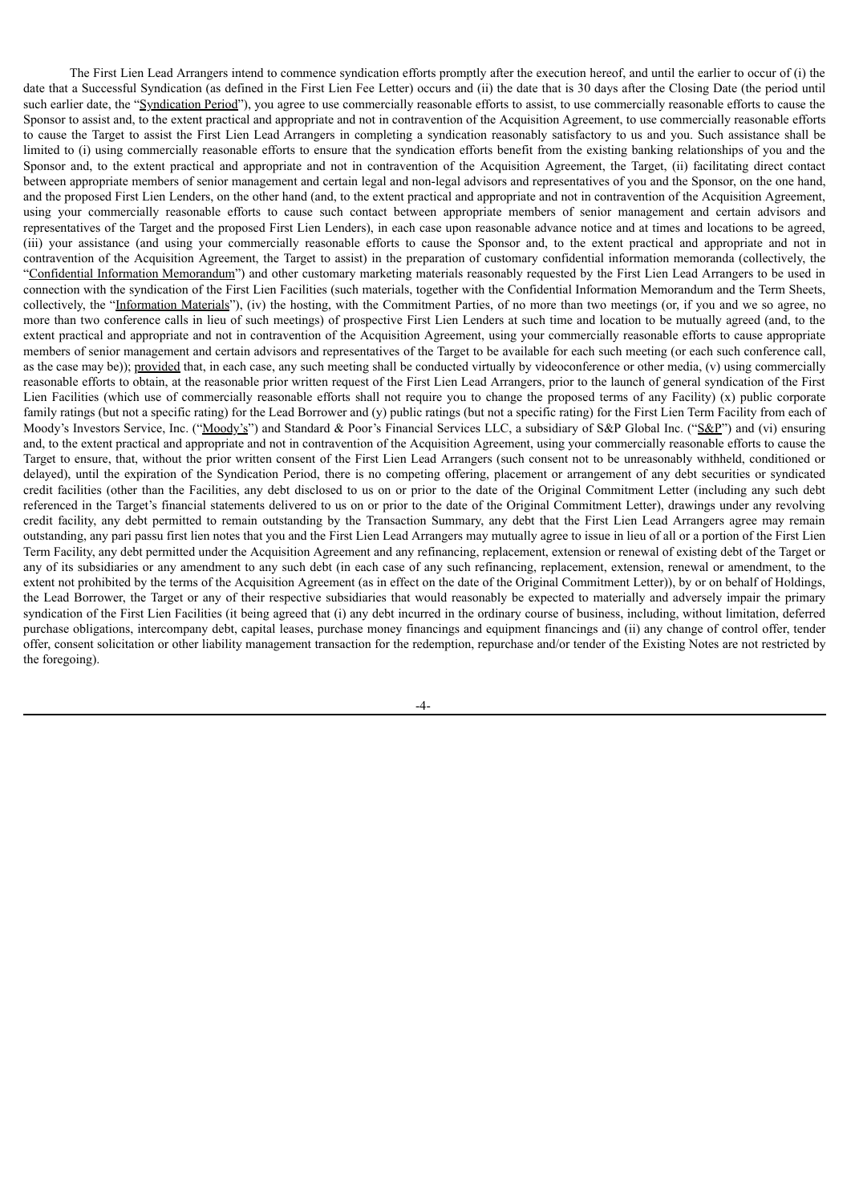The First Lien Lead Arrangers intend to commence syndication efforts promptly after the execution hereof, and until the earlier to occur of (i) the date that a Successful Syndication (as defined in the First Lien Fee Letter) occurs and (ii) the date that is 30 days after the Closing Date (the period until such earlier date, the "Syndication Period"), you agree to use commercially reasonable efforts to assist, to use commercially reasonable efforts to cause the Sponsor to assist and, to the extent practical and appropriate and not in contravention of the Acquisition Agreement, to use commercially reasonable efforts to cause the Target to assist the First Lien Lead Arrangers in completing a syndication reasonably satisfactory to us and you. Such assistance shall be limited to (i) using commercially reasonable efforts to ensure that the syndication efforts benefit from the existing banking relationships of you and the Sponsor and, to the extent practical and appropriate and not in contravention of the Acquisition Agreement, the Target, (ii) facilitating direct contact between appropriate members of senior management and certain legal and non-legal advisors and representatives of you and the Sponsor, on the one hand, and the proposed First Lien Lenders, on the other hand (and, to the extent practical and appropriate and not in contravention of the Acquisition Agreement, using your commercially reasonable efforts to cause such contact between appropriate members of senior management and certain advisors and representatives of the Target and the proposed First Lien Lenders), in each case upon reasonable advance notice and at times and locations to be agreed, (iii) your assistance (and using your commercially reasonable efforts to cause the Sponsor and, to the extent practical and appropriate and not in contravention of the Acquisition Agreement, the Target to assist) in the preparation of customary confidential information memoranda (collectively, the "Confidential Information Memorandum") and other customary marketing materials reasonably requested by the First Lien Lead Arrangers to be used in connection with the syndication of the First Lien Facilities (such materials, together with the Confidential Information Memorandum and the Term Sheets, collectively, the "Information Materials"), (iv) the hosting, with the Commitment Parties, of no more than two meetings (or, if you and we so agree, no more than two conference calls in lieu of such meetings) of prospective First Lien Lenders at such time and location to be mutually agreed (and, to the extent practical and appropriate and not in contravention of the Acquisition Agreement, using your commercially reasonable efforts to cause appropriate members of senior management and certain advisors and representatives of the Target to be available for each such meeting (or each such conference call, as the case may be)); provided that, in each case, any such meeting shall be conducted virtually by videoconference or other media, (v) using commercially reasonable efforts to obtain, at the reasonable prior written request of the First Lien Lead Arrangers, prior to the launch of general syndication of the First Lien Facilities (which use of commercially reasonable efforts shall not require you to change the proposed terms of any Facility) (x) public corporate family ratings (but not a specific rating) for the Lead Borrower and (y) public ratings (but not a specific rating) for the First Lien Term Facility from each of Moody's Investors Service, Inc. ("Moody's") and Standard & Poor's Financial Services LLC, a subsidiary of S&P Global Inc. ("S&P") and (vi) ensuring and, to the extent practical and appropriate and not in contravention of the Acquisition Agreement, using your commercially reasonable efforts to cause the Target to ensure, that, without the prior written consent of the First Lien Lead Arrangers (such consent not to be unreasonably withheld, conditioned or delayed), until the expiration of the Syndication Period, there is no competing offering, placement or arrangement of any debt securities or syndicated credit facilities (other than the Facilities, any debt disclosed to us on or prior to the date of the Original Commitment Letter (including any such debt referenced in the Target's financial statements delivered to us on or prior to the date of the Original Commitment Letter), drawings under any revolving credit facility, any debt permitted to remain outstanding by the Transaction Summary, any debt that the First Lien Lead Arrangers agree may remain outstanding, any pari passu first lien notes that you and the First Lien Lead Arrangers may mutually agree to issue in lieu of all or a portion of the First Lien Term Facility, any debt permitted under the Acquisition Agreement and any refinancing, replacement, extension or renewal of existing debt of the Target or any of its subsidiaries or any amendment to any such debt (in each case of any such refinancing, replacement, extension, renewal or amendment, to the extent not prohibited by the terms of the Acquisition Agreement (as in effect on the date of the Original Commitment Letter)), by or on behalf of Holdings, the Lead Borrower, the Target or any of their respective subsidiaries that would reasonably be expected to materially and adversely impair the primary syndication of the First Lien Facilities (it being agreed that (i) any debt incurred in the ordinary course of business, including, without limitation, deferred purchase obligations, intercompany debt, capital leases, purchase money financings and equipment financings and (ii) any change of control offer, tender offer, consent solicitation or other liability management transaction for the redemption, repurchase and/or tender of the Existing Notes are not restricted by the foregoing).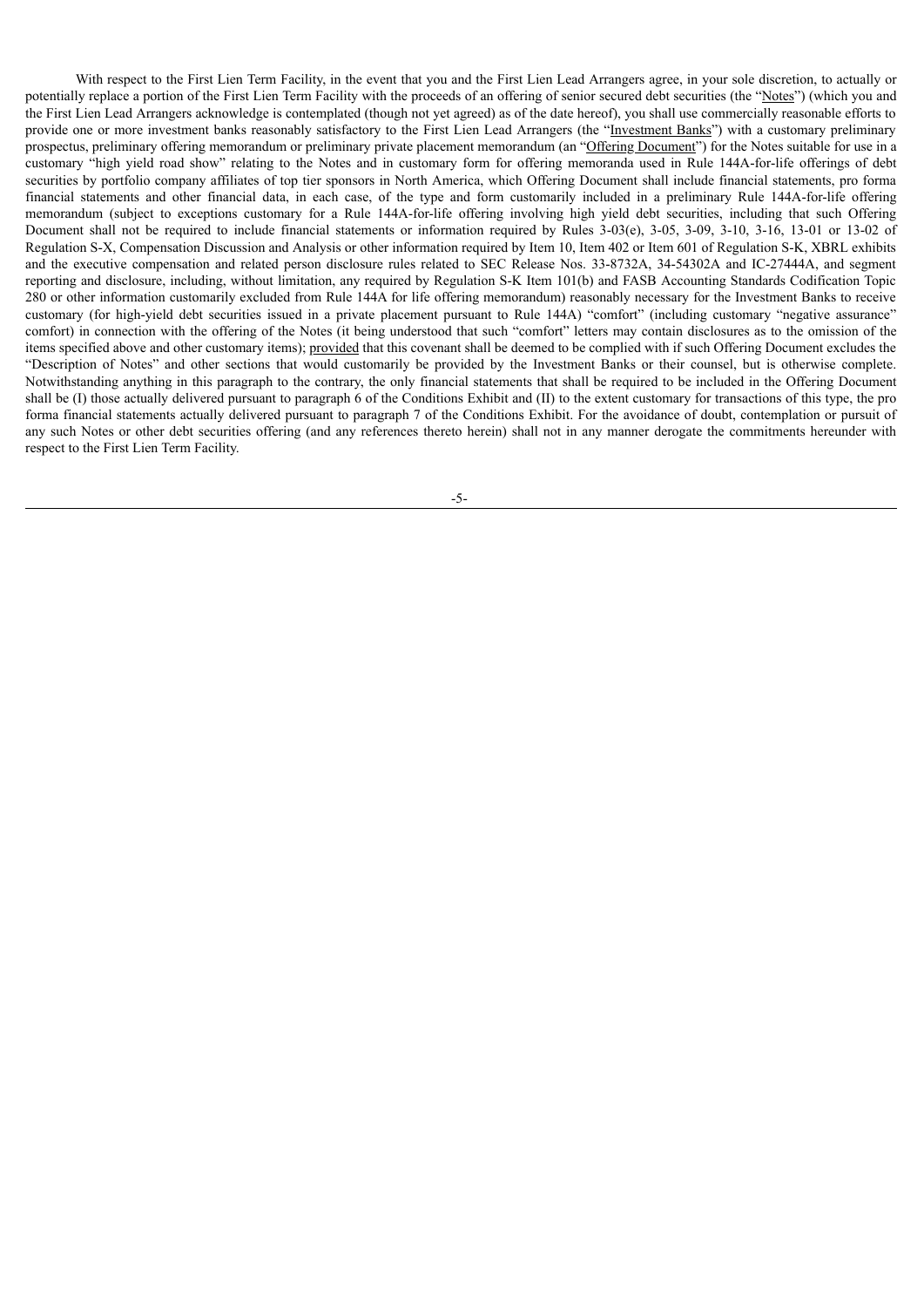With respect to the First Lien Term Facility, in the event that you and the First Lien Lead Arrangers agree, in your sole discretion, to actually or potentially replace a portion of the First Lien Term Facility with the proceeds of an offering of senior secured debt securities (the "Notes") (which you and the First Lien Lead Arrangers acknowledge is contemplated (though not yet agreed) as of the date hereof), you shall use commercially reasonable efforts to provide one or more investment banks reasonably satisfactory to the First Lien Lead Arrangers (the "Investment Banks") with a customary preliminary prospectus, preliminary offering memorandum or preliminary private placement memorandum (an "Offering Document") for the Notes suitable for use in a customary "high yield road show" relating to the Notes and in customary form for offering memoranda used in Rule 144A-for-life offerings of debt securities by portfolio company affiliates of top tier sponsors in North America, which Offering Document shall include financial statements, pro forma financial statements and other financial data, in each case, of the type and form customarily included in a preliminary Rule 144A-for-life offering memorandum (subject to exceptions customary for a Rule 144A-for-life offering involving high yield debt securities, including that such Offering Document shall not be required to include financial statements or information required by Rules 3-03(e), 3-05, 3-09, 3-10, 3-16, 13-01 or 13-02 of Regulation S-X, Compensation Discussion and Analysis or other information required by Item 10, Item 402 or Item 601 of Regulation S-K, XBRL exhibits and the executive compensation and related person disclosure rules related to SEC Release Nos. 33-8732A, 34-54302A and IC-27444A, and segment reporting and disclosure, including, without limitation, any required by Regulation S-K Item 101(b) and FASB Accounting Standards Codification Topic 280 or other information customarily excluded from Rule 144A for life offering memorandum) reasonably necessary for the Investment Banks to receive customary (for high-yield debt securities issued in a private placement pursuant to Rule 144A) "comfort" (including customary "negative assurance" comfort) in connection with the offering of the Notes (it being understood that such "comfort" letters may contain disclosures as to the omission of the items specified above and other customary items); provided that this covenant shall be deemed to be complied with if such Offering Document excludes the "Description of Notes" and other sections that would customarily be provided by the Investment Banks or their counsel, but is otherwise complete. Notwithstanding anything in this paragraph to the contrary, the only financial statements that shall be required to be included in the Offering Document shall be (I) those actually delivered pursuant to paragraph 6 of the Conditions Exhibit and (II) to the extent customary for transactions of this type, the pro forma financial statements actually delivered pursuant to paragraph 7 of the Conditions Exhibit. For the avoidance of doubt, contemplation or pursuit of any such Notes or other debt securities offering (and any references thereto herein) shall not in any manner derogate the commitments hereunder with respect to the First Lien Term Facility.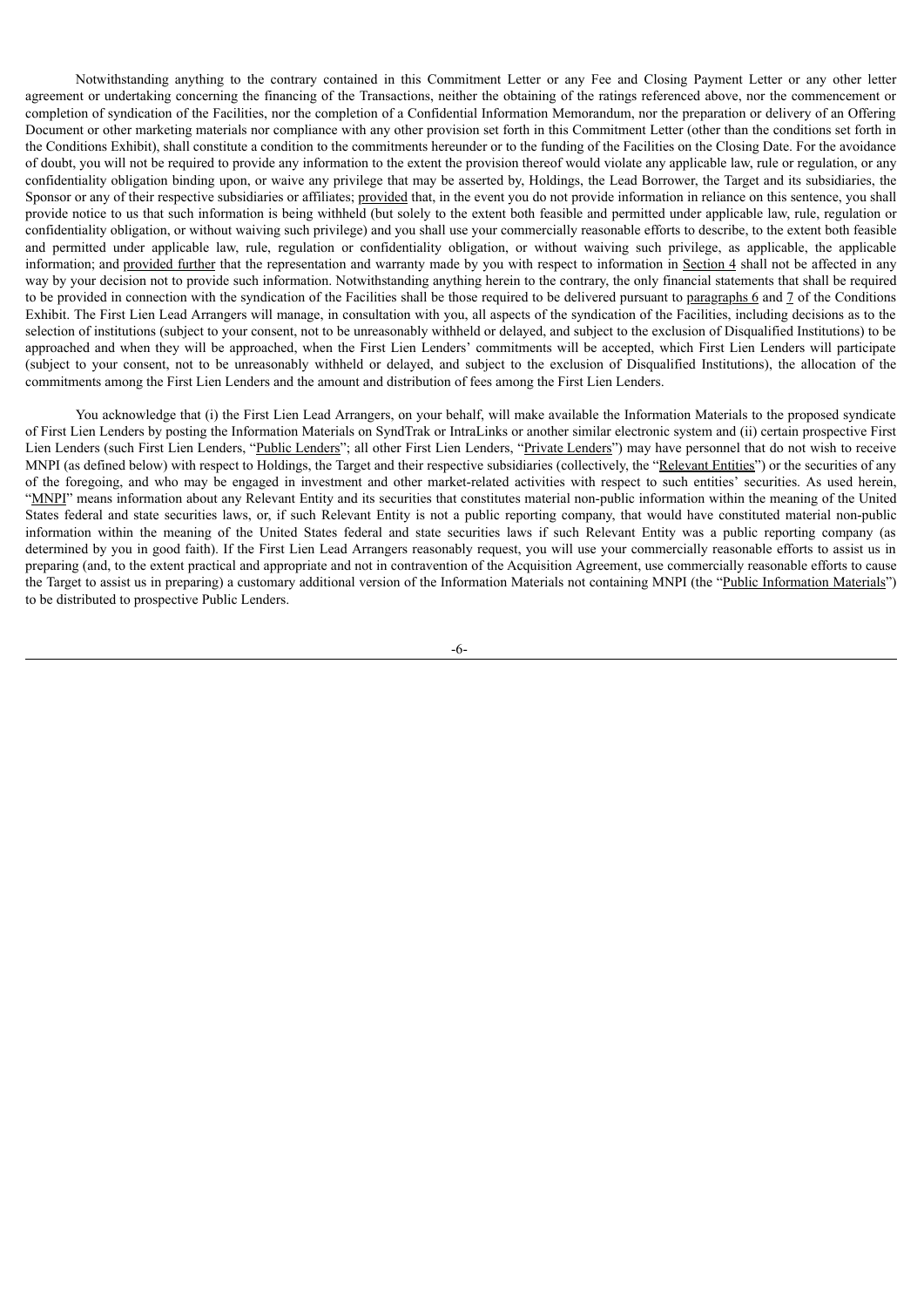Notwithstanding anything to the contrary contained in this Commitment Letter or any Fee and Closing Payment Letter or any other letter agreement or undertaking concerning the financing of the Transactions, neither the obtaining of the ratings referenced above, nor the commencement or completion of syndication of the Facilities, nor the completion of a Confidential Information Memorandum, nor the preparation or delivery of an Offering Document or other marketing materials nor compliance with any other provision set forth in this Commitment Letter (other than the conditions set forth in the Conditions Exhibit), shall constitute a condition to the commitments hereunder or to the funding of the Facilities on the Closing Date. For the avoidance of doubt, you will not be required to provide any information to the extent the provision thereof would violate any applicable law, rule or regulation, or any confidentiality obligation binding upon, or waive any privilege that may be asserted by, Holdings, the Lead Borrower, the Target and its subsidiaries, the Sponsor or any of their respective subsidiaries or affiliates; provided that, in the event you do not provide information in reliance on this sentence, you shall provide notice to us that such information is being withheld (but solely to the extent both feasible and permitted under applicable law, rule, regulation or confidentiality obligation, or without waiving such privilege) and you shall use your commercially reasonable efforts to describe, to the extent both feasible and permitted under applicable law, rule, regulation or confidentiality obligation, or without waiving such privilege, as applicable, the applicable information; and provided further that the representation and warranty made by you with respect to information in Section 4 shall not be affected in any way by your decision not to provide such information. Notwithstanding anything herein to the contrary, the only financial statements that shall be required to be provided in connection with the syndication of the Facilities shall be those required to be delivered pursuant to paragraphs 6 and 7 of the Conditions Exhibit. The First Lien Lead Arrangers will manage, in consultation with you, all aspects of the syndication of the Facilities, including decisions as to the selection of institutions (subject to your consent, not to be unreasonably withheld or delayed, and subject to the exclusion of Disqualified Institutions) to be approached and when they will be approached, when the First Lien Lenders' commitments will be accepted, which First Lien Lenders will participate (subject to your consent, not to be unreasonably withheld or delayed, and subject to the exclusion of Disqualified Institutions), the allocation of the commitments among the First Lien Lenders and the amount and distribution of fees among the First Lien Lenders.

You acknowledge that (i) the First Lien Lead Arrangers, on your behalf, will make available the Information Materials to the proposed syndicate of First Lien Lenders by posting the Information Materials on SyndTrak or IntraLinks or another similar electronic system and (ii) certain prospective First Lien Lenders (such First Lien Lenders, "Public Lenders"; all other First Lien Lenders, "Private Lenders") may have personnel that do not wish to receive MNPI (as defined below) with respect to Holdings, the Target and their respective subsidiaries (collectively, the "Relevant Entities") or the securities of any of the foregoing, and who may be engaged in investment and other market-related activities with respect to such entities' securities. As used herein, "MNPI" means information about any Relevant Entity and its securities that constitutes material non-public information within the meaning of the United States federal and state securities laws, or, if such Relevant Entity is not a public reporting company, that would have constituted material non-public information within the meaning of the United States federal and state securities laws if such Relevant Entity was a public reporting company (as determined by you in good faith). If the First Lien Lead Arrangers reasonably request, you will use your commercially reasonable efforts to assist us in preparing (and, to the extent practical and appropriate and not in contravention of the Acquisition Agreement, use commercially reasonable efforts to cause the Target to assist us in preparing) a customary additional version of the Information Materials not containing MNPI (the "Public Information Materials") to be distributed to prospective Public Lenders.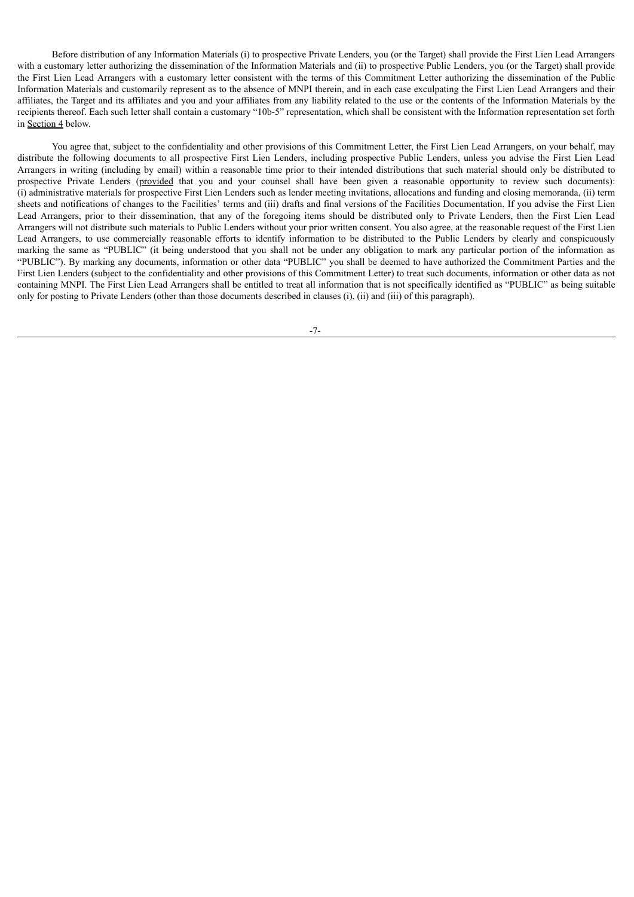Before distribution of any Information Materials (i) to prospective Private Lenders, you (or the Target) shall provide the First Lien Lead Arrangers with a customary letter authorizing the dissemination of the Information Materials and (ii) to prospective Public Lenders, you (or the Target) shall provide the First Lien Lead Arrangers with a customary letter consistent with the terms of this Commitment Letter authorizing the dissemination of the Public Information Materials and customarily represent as to the absence of MNPI therein, and in each case exculpating the First Lien Lead Arrangers and their affiliates, the Target and its affiliates and you and your affiliates from any liability related to the use or the contents of the Information Materials by the recipients thereof. Each such letter shall contain a customary "10b-5" representation, which shall be consistent with the Information representation set forth in Section 4 below.

You agree that, subject to the confidentiality and other provisions of this Commitment Letter, the First Lien Lead Arrangers, on your behalf, may distribute the following documents to all prospective First Lien Lenders, including prospective Public Lenders, unless you advise the First Lien Lead Arrangers in writing (including by email) within a reasonable time prior to their intended distributions that such material should only be distributed to prospective Private Lenders (provided that you and your counsel shall have been given a reasonable opportunity to review such documents): (i) administrative materials for prospective First Lien Lenders such as lender meeting invitations, allocations and funding and closing memoranda, (ii) term sheets and notifications of changes to the Facilities' terms and (iii) drafts and final versions of the Facilities Documentation. If you advise the First Lien Lead Arrangers, prior to their dissemination, that any of the foregoing items should be distributed only to Private Lenders, then the First Lien Lead Arrangers will not distribute such materials to Public Lenders without your prior written consent. You also agree, at the reasonable request of the First Lien Lead Arrangers, to use commercially reasonable efforts to identify information to be distributed to the Public Lenders by clearly and conspicuously marking the same as "PUBLIC" (it being understood that you shall not be under any obligation to mark any particular portion of the information as "PUBLIC"). By marking any documents, information or other data "PUBLIC" you shall be deemed to have authorized the Commitment Parties and the First Lien Lenders (subject to the confidentiality and other provisions of this Commitment Letter) to treat such documents, information or other data as not containing MNPI. The First Lien Lead Arrangers shall be entitled to treat all information that is not specifically identified as "PUBLIC" as being suitable only for posting to Private Lenders (other than those documents described in clauses (i), (ii) and (iii) of this paragraph).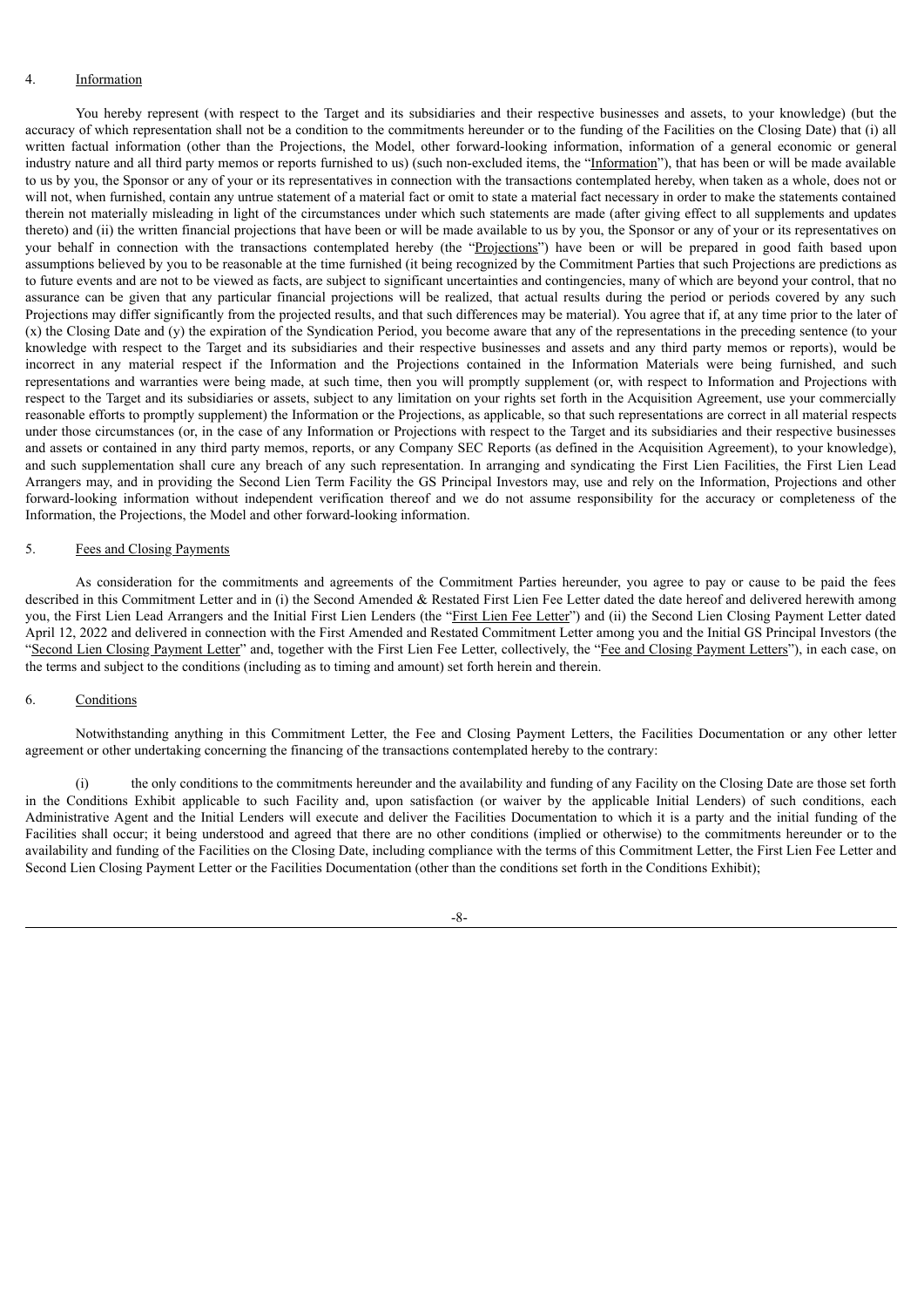4. Information

You hereby represent (with respect to the Target and its subsidiaries and their respective businesses and assets, to your knowledge) (but the accuracy of which representation shall not be a condition to the commitments hereunder or to the funding of the Facilities on the Closing Date) that (i) all written factual information (other than the Projections, the Model, other forward-looking information, information of a general economic or general industry nature and all third party memos or reports furnished to us) (such non-excluded items, the "Information"), that has been or will be made available to us by you, the Sponsor or any of your or its representatives in connection with the transactions contemplated hereby, when taken as a whole, does not or will not, when furnished, contain any untrue statement of a material fact or omit to state a material fact necessary in order to make the statements contained therein not materially misleading in light of the circumstances under which such statements are made (after giving effect to all supplements and updates thereto) and (ii) the written financial projections that have been or will be made available to us by you, the Sponsor or any of your or its representatives on your behalf in connection with the transactions contemplated hereby (the "Projections") have been or will be prepared in good faith based upon assumptions believed by you to be reasonable at the time furnished (it being recognized by the Commitment Parties that such Projections are predictions as to future events and are not to be viewed as facts, are subject to significant uncertainties and contingencies, many of which are beyond your control, that no assurance can be given that any particular financial projections will be realized, that actual results during the period or periods covered by any such Projections may differ significantly from the projected results, and that such differences may be material). You agree that if, at any time prior to the later of (x) the Closing Date and (y) the expiration of the Syndication Period, you become aware that any of the representations in the preceding sentence (to your knowledge with respect to the Target and its subsidiaries and their respective businesses and assets and any third party memos or reports), would be incorrect in any material respect if the Information and the Projections contained in the Information Materials were being furnished, and such representations and warranties were being made, at such time, then you will promptly supplement (or, with respect to Information and Projections with respect to the Target and its subsidiaries or assets, subject to any limitation on your rights set forth in the Acquisition Agreement, use your commercially reasonable efforts to promptly supplement) the Information or the Projections, as applicable, so that such representations are correct in all material respects under those circumstances (or, in the case of any Information or Projections with respect to the Target and its subsidiaries and their respective businesses and assets or contained in any third party memos, reports, or any Company SEC Reports (as defined in the Acquisition Agreement), to your knowledge), and such supplementation shall cure any breach of any such representation. In arranging and syndicating the First Lien Facilities, the First Lien Lead Arrangers may, and in providing the Second Lien Term Facility the GS Principal Investors may, use and rely on the Information, Projections and other forward-looking information without independent verification thereof and we do not assume responsibility for the accuracy or completeness of the Information, the Projections, the Model and other forward-looking information.

5. Fees and Closing Payments

As consideration for the commitments and agreements of the Commitment Parties hereunder, you agree to pay or cause to be paid the fees described in this Commitment Letter and in (i) the Second Amended & Restated First Lien Fee Letter dated the date hereof and delivered herewith among you, the First Lien Lead Arrangers and the Initial First Lien Lenders (the "First Lien Fee Letter") and (ii) the Second Lien Closing Payment Letter dated April 12, 2022 and delivered in connection with the First Amended and Restated Commitment Letter among you and the Initial GS Principal Investors (the "Second Lien Closing Payment Letter" and, together with the First Lien Fee Letter, collectively, the "Fee and Closing Payment Letters"), in each case, on the terms and subject to the conditions (including as to timing and amount) set forth herein and therein.

6. Conditions

Notwithstanding anything in this Commitment Letter, the Fee and Closing Payment Letters, the Facilities Documentation or any other letter agreement or other undertaking concerning the financing of the transactions contemplated hereby to the contrary:

(i) the only conditions to the commitments hereunder and the availability and funding of any Facility on the Closing Date are those set forth in the Conditions Exhibit applicable to such Facility and, upon satisfaction (or waiver by the applicable Initial Lenders) of such conditions, each Administrative Agent and the Initial Lenders will execute and deliver the Facilities Documentation to which it is a party and the initial funding of the Facilities shall occur; it being understood and agreed that there are no other conditions (implied or otherwise) to the commitments hereunder or to the availability and funding of the Facilities on the Closing Date, including compliance with the terms of this Commitment Letter, the First Lien Fee Letter and Second Lien Closing Payment Letter or the Facilities Documentation (other than the conditions set forth in the Conditions Exhibit);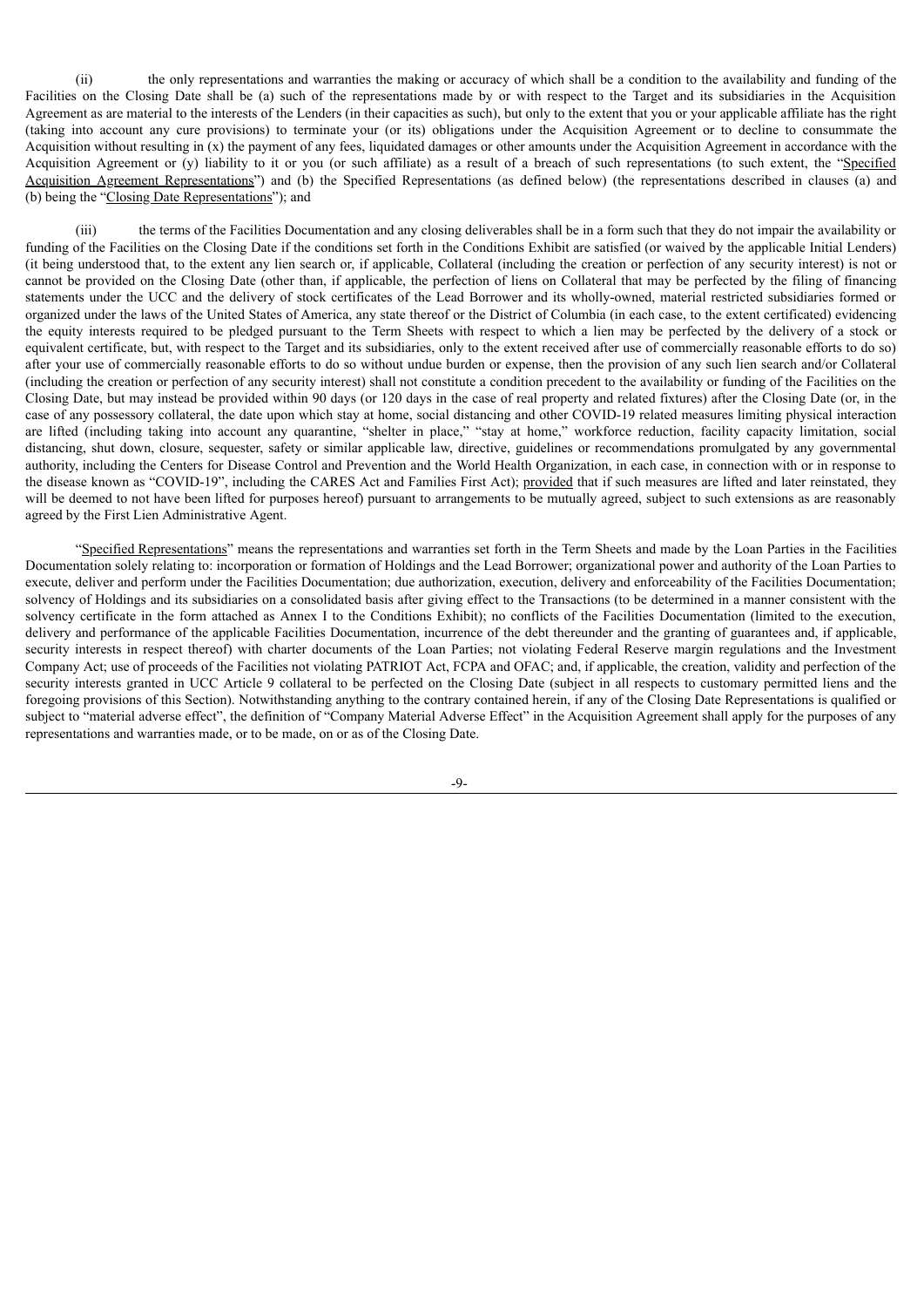(ii) the only representations and warranties the making or accuracy of which shall be a condition to the availability and funding of the Facilities on the Closing Date shall be (a) such of the representations made by or with respect to the Target and its subsidiaries in the Acquisition Agreement as are material to the interests of the Lenders (in their capacities as such), but only to the extent that you or your applicable affiliate has the right (taking into account any cure provisions) to terminate your (or its) obligations under the Acquisition Agreement or to decline to consummate the Acquisition without resulting in (x) the payment of any fees, liquidated damages or other amounts under the Acquisition Agreement in accordance with the Acquisition Agreement or (y) liability to it or you (or such affiliate) as a result of a breach of such representations (to such extent, the "Specified Acquisition Agreement Representations") and (b) the Specified Representations (as defined below) (the representations described in clauses (a) and (b) being the "Closing Date Representations"); and

(iii) the terms of the Facilities Documentation and any closing deliverables shall be in a form such that they do not impair the availability or funding of the Facilities on the Closing Date if the conditions set forth in the Conditions Exhibit are satisfied (or waived by the applicable Initial Lenders) (it being understood that, to the extent any lien search or, if applicable, Collateral (including the creation or perfection of any security interest) is not or cannot be provided on the Closing Date (other than, if applicable, the perfection of liens on Collateral that may be perfected by the filing of financing statements under the UCC and the delivery of stock certificates of the Lead Borrower and its wholly-owned, material restricted subsidiaries formed or organized under the laws of the United States of America, any state thereof or the District of Columbia (in each case, to the extent certificated) evidencing the equity interests required to be pledged pursuant to the Term Sheets with respect to which a lien may be perfected by the delivery of a stock or equivalent certificate, but, with respect to the Target and its subsidiaries, only to the extent received after use of commercially reasonable efforts to do so) after your use of commercially reasonable efforts to do so without undue burden or expense, then the provision of any such lien search and/or Collateral (including the creation or perfection of any security interest) shall not constitute a condition precedent to the availability or funding of the Facilities on the Closing Date, but may instead be provided within 90 days (or 120 days in the case of real property and related fixtures) after the Closing Date (or, in the case of any possessory collateral, the date upon which stay at home, social distancing and other COVID-19 related measures limiting physical interaction are lifted (including taking into account any quarantine, "shelter in place," "stay at home," workforce reduction, facility capacity limitation, social distancing, shut down, closure, sequester, safety or similar applicable law, directive, guidelines or recommendations promulgated by any governmental authority, including the Centers for Disease Control and Prevention and the World Health Organization, in each case, in connection with or in response to the disease known as "COVID-19", including the CARES Act and Families First Act); provided that if such measures are lifted and later reinstated, they will be deemed to not have been lifted for purposes hereof) pursuant to arrangements to be mutually agreed, subject to such extensions as are reasonably agreed by the First Lien Administrative Agent.

"Specified Representations" means the representations and warranties set forth in the Term Sheets and made by the Loan Parties in the Facilities Documentation solely relating to: incorporation or formation of Holdings and the Lead Borrower; organizational power and authority of the Loan Parties to execute, deliver and perform under the Facilities Documentation; due authorization, execution, delivery and enforceability of the Facilities Documentation; solvency of Holdings and its subsidiaries on a consolidated basis after giving effect to the Transactions (to be determined in a manner consistent with the solvency certificate in the form attached as Annex I to the Conditions Exhibit); no conflicts of the Facilities Documentation (limited to the execution, delivery and performance of the applicable Facilities Documentation, incurrence of the debt thereunder and the granting of guarantees and, if applicable, security interests in respect thereof) with charter documents of the Loan Parties; not violating Federal Reserve margin regulations and the Investment Company Act; use of proceeds of the Facilities not violating PATRIOT Act, FCPA and OFAC; and, if applicable, the creation, validity and perfection of the security interests granted in UCC Article 9 collateral to be perfected on the Closing Date (subject in all respects to customary permitted liens and the foregoing provisions of this Section). Notwithstanding anything to the contrary contained herein, if any of the Closing Date Representations is qualified or subject to "material adverse effect", the definition of "Company Material Adverse Effect" in the Acquisition Agreement shall apply for the purposes of any representations and warranties made, or to be made, on or as of the Closing Date.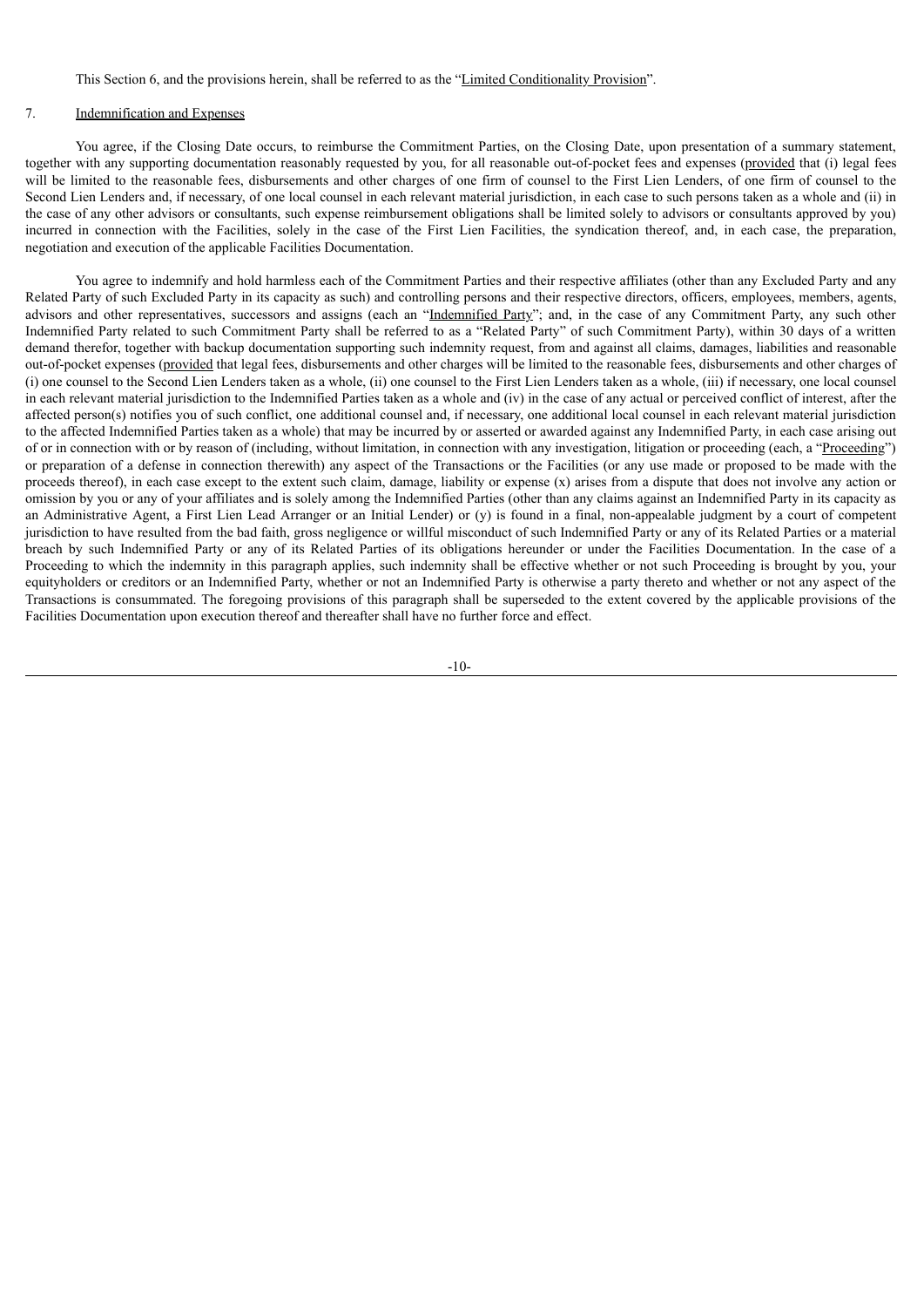This Section 6, and the provisions herein, shall be referred to as the "Limited Conditionality Provision".

## 7. Indemnification and Expenses

You agree, if the Closing Date occurs, to reimburse the Commitment Parties, on the Closing Date, upon presentation of a summary statement, together with any supporting documentation reasonably requested by you, for all reasonable out-of-pocket fees and expenses (provided that (i) legal fees will be limited to the reasonable fees, disbursements and other charges of one firm of counsel to the First Lien Lenders, of one firm of counsel to the Second Lien Lenders and, if necessary, of one local counsel in each relevant material jurisdiction, in each case to such persons taken as a whole and (ii) in the case of any other advisors or consultants, such expense reimbursement obligations shall be limited solely to advisors or consultants approved by you) incurred in connection with the Facilities, solely in the case of the First Lien Facilities, the syndication thereof, and, in each case, the preparation, negotiation and execution of the applicable Facilities Documentation.

You agree to indemnify and hold harmless each of the Commitment Parties and their respective affiliates (other than any Excluded Party and any Related Party of such Excluded Party in its capacity as such) and controlling persons and their respective directors, officers, employees, members, agents, advisors and other representatives, successors and assigns (each an "Indemnified Party"; and, in the case of any Commitment Party, any such other Indemnified Party related to such Commitment Party shall be referred to as a "Related Party" of such Commitment Party), within 30 days of a written demand therefor, together with backup documentation supporting such indemnity request, from and against all claims, damages, liabilities and reasonable out-of-pocket expenses (provided that legal fees, disbursements and other charges will be limited to the reasonable fees, disbursements and other charges of (i) one counsel to the Second Lien Lenders taken as a whole, (ii) one counsel to the First Lien Lenders taken as a whole, (iii) if necessary, one local counsel in each relevant material jurisdiction to the Indemnified Parties taken as a whole and (iv) in the case of any actual or perceived conflict of interest, after the affected person(s) notifies you of such conflict, one additional counsel and, if necessary, one additional local counsel in each relevant material jurisdiction to the affected Indemnified Parties taken as a whole) that may be incurred by or asserted or awarded against any Indemnified Party, in each case arising out of or in connection with or by reason of (including, without limitation, in connection with any investigation, litigation or proceeding (each, a "Proceeding") or preparation of a defense in connection therewith) any aspect of the Transactions or the Facilities (or any use made or proposed to be made with the proceeds thereof), in each case except to the extent such claim, damage, liability or expense (x) arises from a dispute that does not involve any action or omission by you or any of your affiliates and is solely among the Indemnified Parties (other than any claims against an Indemnified Party in its capacity as an Administrative Agent, a First Lien Lead Arranger or an Initial Lender) or (y) is found in a final, non-appealable judgment by a court of competent jurisdiction to have resulted from the bad faith, gross negligence or willful misconduct of such Indemnified Party or any of its Related Parties or a material breach by such Indemnified Party or any of its Related Parties of its obligations hereunder or under the Facilities Documentation. In the case of a Proceeding to which the indemnity in this paragraph applies, such indemnity shall be effective whether or not such Proceeding is brought by you, your equityholders or creditors or an Indemnified Party, whether or not an Indemnified Party is otherwise a party thereto and whether or not any aspect of the Transactions is consummated. The foregoing provisions of this paragraph shall be superseded to the extent covered by the applicable provisions of the Facilities Documentation upon execution thereof and thereafter shall have no further force and effect.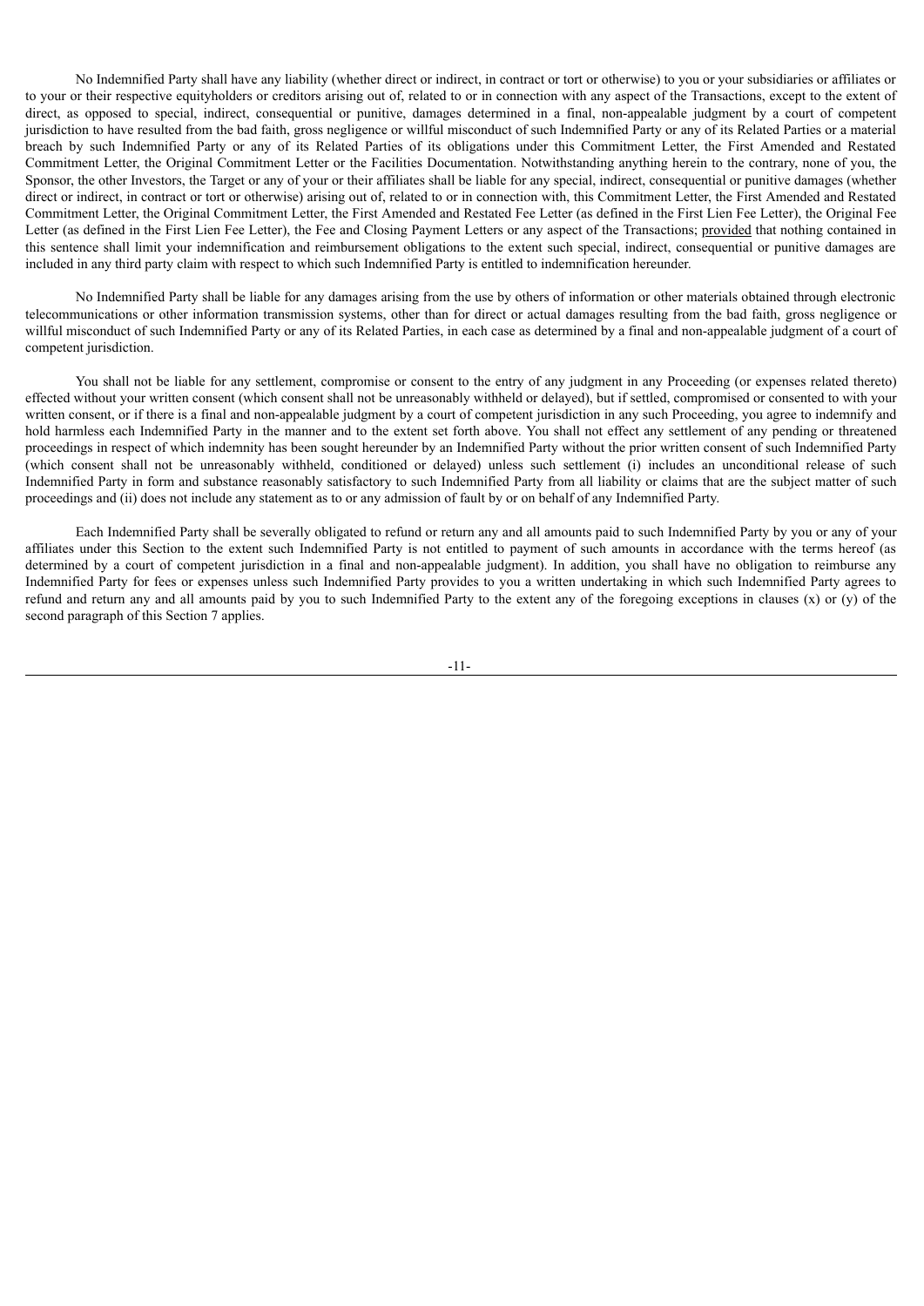No Indemnified Party shall have any liability (whether direct or indirect, in contract or tort or otherwise) to you or your subsidiaries or affiliates or to your or their respective equityholders or creditors arising out of, related to or in connection with any aspect of the Transactions, except to the extent of direct, as opposed to special, indirect, consequential or punitive, damages determined in a final, non-appealable judgment by a court of competent jurisdiction to have resulted from the bad faith, gross negligence or willful misconduct of such Indemnified Party or any of its Related Parties or a material breach by such Indemnified Party or any of its Related Parties of its obligations under this Commitment Letter, the First Amended and Restated Commitment Letter, the Original Commitment Letter or the Facilities Documentation. Notwithstanding anything herein to the contrary, none of you, the Sponsor, the other Investors, the Target or any of your or their affiliates shall be liable for any special, indirect, consequential or punitive damages (whether direct or indirect, in contract or tort or otherwise) arising out of, related to or in connection with, this Commitment Letter, the First Amended and Restated Commitment Letter, the Original Commitment Letter, the First Amended and Restated Fee Letter (as defined in the First Lien Fee Letter), the Original Fee Letter (as defined in the First Lien Fee Letter), the Fee and Closing Payment Letters or any aspect of the Transactions; provided that nothing contained in this sentence shall limit your indemnification and reimbursement obligations to the extent such special, indirect, consequential or punitive damages are included in any third party claim with respect to which such Indemnified Party is entitled to indemnification hereunder.

No Indemnified Party shall be liable for any damages arising from the use by others of information or other materials obtained through electronic telecommunications or other information transmission systems, other than for direct or actual damages resulting from the bad faith, gross negligence or willful misconduct of such Indemnified Party or any of its Related Parties, in each case as determined by a final and non-appealable judgment of a court of competent jurisdiction.

You shall not be liable for any settlement, compromise or consent to the entry of any judgment in any Proceeding (or expenses related thereto) effected without your written consent (which consent shall not be unreasonably withheld or delayed), but if settled, compromised or consented to with your written consent, or if there is a final and non-appealable judgment by a court of competent jurisdiction in any such Proceeding, you agree to indemnify and hold harmless each Indemnified Party in the manner and to the extent set forth above. You shall not effect any settlement of any pending or threatened proceedings in respect of which indemnity has been sought hereunder by an Indemnified Party without the prior written consent of such Indemnified Party (which consent shall not be unreasonably withheld, conditioned or delayed) unless such settlement (i) includes an unconditional release of such Indemnified Party in form and substance reasonably satisfactory to such Indemnified Party from all liability or claims that are the subject matter of such proceedings and (ii) does not include any statement as to or any admission of fault by or on behalf of any Indemnified Party.

Each Indemnified Party shall be severally obligated to refund or return any and all amounts paid to such Indemnified Party by you or any of your affiliates under this Section to the extent such Indemnified Party is not entitled to payment of such amounts in accordance with the terms hereof (as determined by a court of competent jurisdiction in a final and non-appealable judgment). In addition, you shall have no obligation to reimburse any Indemnified Party for fees or expenses unless such Indemnified Party provides to you a written undertaking in which such Indemnified Party agrees to refund and return any and all amounts paid by you to such Indemnified Party to the extent any of the foregoing exceptions in clauses (x) or (y) of the second paragraph of this Section 7 applies.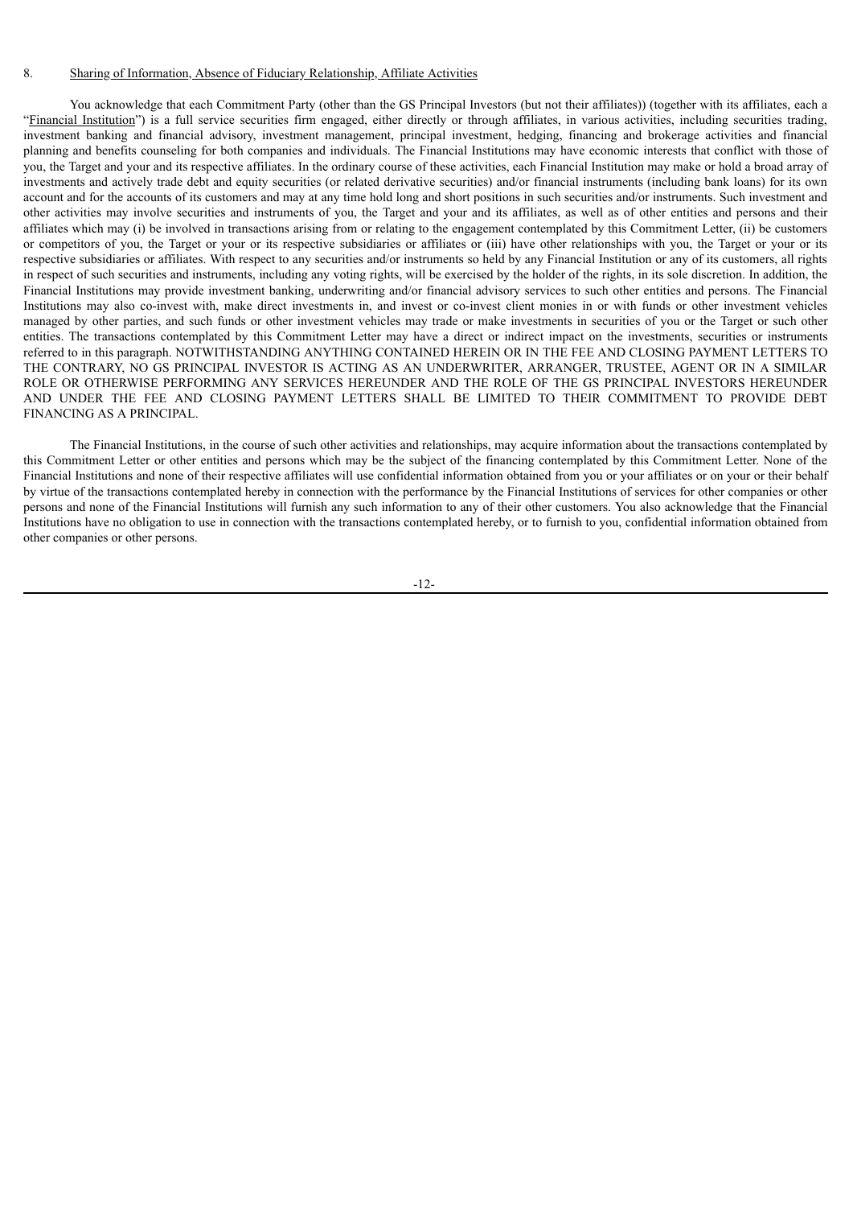8. Sharing of Information, Absence of Fiduciary Relationship, Affiliate Activities

You acknowledge that each Commitment Party (other than the GS Principal Investors (but not their affiliates)) (together with its affiliates, each a "Financial Institution") is a full service securities firm engaged, either directly or through affiliates, in various activities, including securities trading, investment banking and financial advisory, investment management, principal investment, hedging, financing and brokerage activities and financial planning and benefits counseling for both companies and individuals. The Financial Institutions may have economic interests that conflict with those of you, the Target and your and its respective affiliates. In the ordinary course of these activities, each Financial Institution may make or hold a broad array of investments and actively trade debt and equity securities (or related derivative securities) and/or financial instruments (including bank loans) for its own account and for the accounts of its customers and may at any time hold long and short positions in such securities and/or instruments. Such investment and other activities may involve securities and instruments of you, the Target and your and its affiliates, as well as of other entities and persons and their affiliates which may (i) be involved in transactions arising from or relating to the engagement contemplated by this Commitment Letter, (ii) be customers or competitors of you, the Target or your or its respective subsidiaries or affiliates or (iii) have other relationships with you, the Target or your or its respective subsidiaries or affiliates. With respect to any securities and/or instruments so held by any Financial Institution or any of its customers, all rights in respect of such securities and instruments, including any voting rights, will be exercised by the holder of the rights, in its sole discretion. In addition, the Financial Institutions may provide investment banking, underwriting and/or financial advisory services to such other entities and persons. The Financial Institutions may also co-invest with, make direct investments in, and invest or co-invest client monies in or with funds or other investment vehicles managed by other parties, and such funds or other investment vehicles may trade or make investments in securities of you or the Target or such other entities. The transactions contemplated by this Commitment Letter may have a direct or indirect impact on the investments, securities or instruments referred to in this paragraph. NOTWITHSTANDING ANYTHING CONTAINED HEREIN OR IN THE FEE AND CLOSING PAYMENT LETTERS TO THE CONTRARY, NO GS PRINCIPAL INVESTOR IS ACTING AS AN UNDERWRITER, ARRANGER, TRUSTEE, AGENT OR IN A SIMILAR ROLE OR OTHERWISE PERFORMING ANY SERVICES HEREUNDER AND THE ROLE OF THE GS PRINCIPAL INVESTORS HEREUNDER AND UNDER THE FEE AND CLOSING PAYMENT LETTERS SHALL BE LIMITED TO THEIR COMMITMENT TO PROVIDE DEBT FINANCING AS A PRINCIPAL.

The Financial Institutions, in the course of such other activities and relationships, may acquire information about the transactions contemplated by this Commitment Letter or other entities and persons which may be the subject of the financing contemplated by this Commitment Letter. None of the Financial Institutions and none of their respective affiliates will use confidential information obtained from you or your affiliates or on your or their behalf by virtue of the transactions contemplated hereby in connection with the performance by the Financial Institutions of services for other companies or other persons and none of the Financial Institutions will furnish any such information to any of their other customers. You also acknowledge that the Financial Institutions have no obligation to use in connection with the transactions contemplated hereby, or to furnish to you, confidential information obtained from other companies or other persons.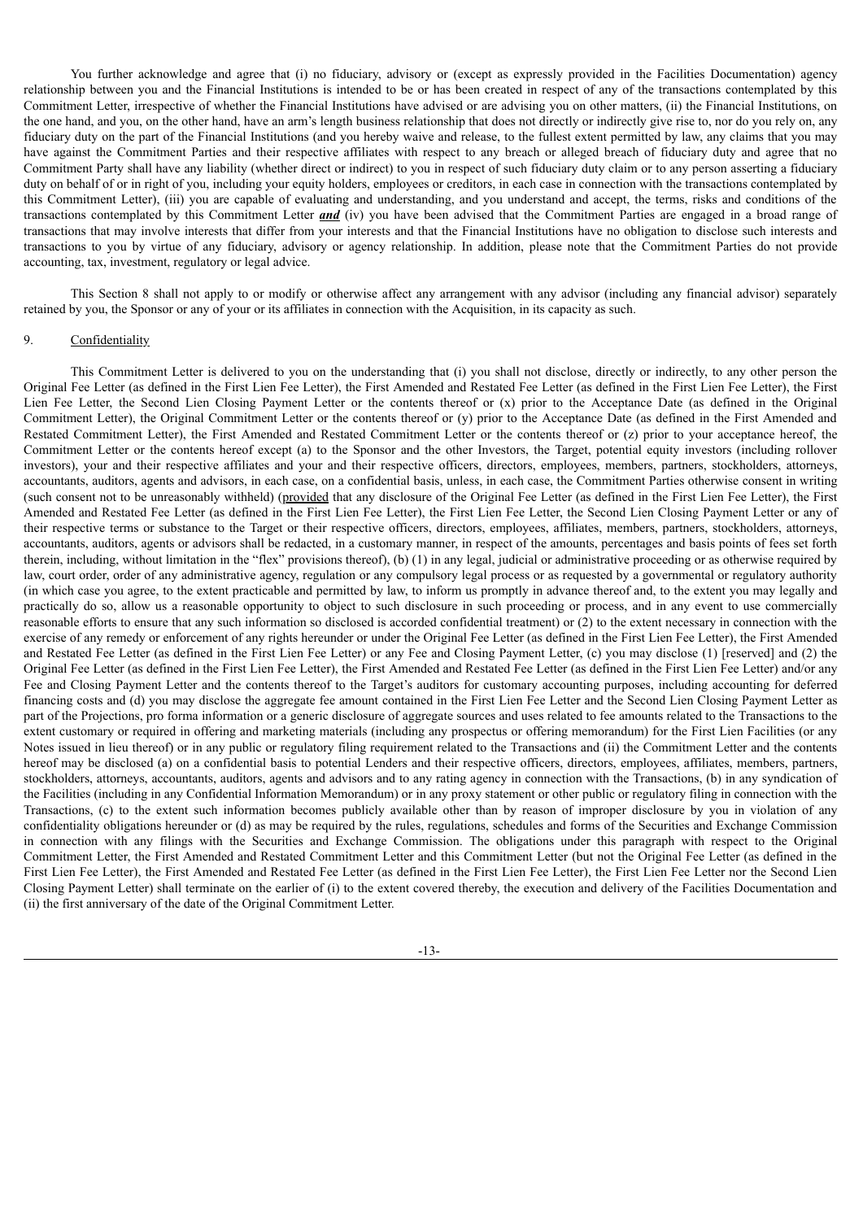You further acknowledge and agree that (i) no fiduciary, advisory or (except as expressly provided in the Facilities Documentation) agency relationship between you and the Financial Institutions is intended to be or has been created in respect of any of the transactions contemplated by this Commitment Letter, irrespective of whether the Financial Institutions have advised or are advising you on other matters, (ii) the Financial Institutions, on the one hand, and you, on the other hand, have an arm's length business relationship that does not directly or indirectly give rise to, nor do you rely on, any fiduciary duty on the part of the Financial Institutions (and you hereby waive and release, to the fullest extent permitted by law, any claims that you may have against the Commitment Parties and their respective affiliates with respect to any breach or alleged breach of fiduciary duty and agree that no Commitment Party shall have any liability (whether direct or indirect) to you in respect of such fiduciary duty claim or to any person asserting a fiduciary duty on behalf of or in right of you, including your equity holders, employees or creditors, in each case in connection with the transactions contemplated by this Commitment Letter), (iii) you are capable of evaluating and understanding, and you understand and accept, the terms, risks and conditions of the transactions contemplated by this Commitment Letter ***and*** (iv) you have been advised that the Commitment Parties are engaged in a broad range of transactions that may involve interests that differ from your interests and that the Financial Institutions have no obligation to disclose such interests and transactions to you by virtue of any fiduciary, advisory or agency relationship. In addition, please note that the Commitment Parties do not provide accounting, tax, investment, regulatory or legal advice.

This Section 8 shall not apply to or modify or otherwise affect any arrangement with any advisor (including any financial advisor) separately retained by you, the Sponsor or any of your or its affiliates in connection with the Acquisition, in its capacity as such.

9. Confidentiality

This Commitment Letter is delivered to you on the understanding that (i) you shall not disclose, directly or indirectly, to any other person the Original Fee Letter (as defined in the First Lien Fee Letter), the First Amended and Restated Fee Letter (as defined in the First Lien Fee Letter), the First Lien Fee Letter, the Second Lien Closing Payment Letter or the contents thereof or (x) prior to the Acceptance Date (as defined in the Original Commitment Letter), the Original Commitment Letter or the contents thereof or (y) prior to the Acceptance Date (as defined in the First Amended and Restated Commitment Letter), the First Amended and Restated Commitment Letter or the contents thereof or (z) prior to your acceptance hereof, the Commitment Letter or the contents hereof except (a) to the Sponsor and the other Investors, the Target, potential equity investors (including rollover investors), your and their respective affiliates and your and their respective officers, directors, employees, members, partners, stockholders, attorneys, accountants, auditors, agents and advisors, in each case, on a confidential basis, unless, in each case, the Commitment Parties otherwise consent in writing (such consent not to be unreasonably withheld) (provided that any disclosure of the Original Fee Letter (as defined in the First Lien Fee Letter), the First Amended and Restated Fee Letter (as defined in the First Lien Fee Letter), the First Lien Fee Letter, the Second Lien Closing Payment Letter or any of their respective terms or substance to the Target or their respective officers, directors, employees, affiliates, members, partners, stockholders, attorneys, accountants, auditors, agents or advisors shall be redacted, in a customary manner, in respect of the amounts, percentages and basis points of fees set forth therein, including, without limitation in the "flex" provisions thereof), (b) (1) in any legal, judicial or administrative proceeding or as otherwise required by law, court order, order of any administrative agency, regulation or any compulsory legal process or as requested by a governmental or regulatory authority (in which case you agree, to the extent practicable and permitted by law, to inform us promptly in advance thereof and, to the extent you may legally and practically do so, allow us a reasonable opportunity to object to such disclosure in such proceeding or process, and in any event to use commercially reasonable efforts to ensure that any such information so disclosed is accorded confidential treatment) or (2) to the extent necessary in connection with the exercise of any remedy or enforcement of any rights hereunder or under the Original Fee Letter (as defined in the First Lien Fee Letter), the First Amended and Restated Fee Letter (as defined in the First Lien Fee Letter) or any Fee and Closing Payment Letter, (c) you may disclose (1) [reserved] and (2) the Original Fee Letter (as defined in the First Lien Fee Letter), the First Amended and Restated Fee Letter (as defined in the First Lien Fee Letter) and/or any Fee and Closing Payment Letter and the contents thereof to the Target's auditors for customary accounting purposes, including accounting for deferred financing costs and (d) you may disclose the aggregate fee amount contained in the First Lien Fee Letter and the Second Lien Closing Payment Letter as part of the Projections, pro forma information or a generic disclosure of aggregate sources and uses related to fee amounts related to the Transactions to the extent customary or required in offering and marketing materials (including any prospectus or offering memorandum) for the First Lien Facilities (or any Notes issued in lieu thereof) or in any public or regulatory filing requirement related to the Transactions and (ii) the Commitment Letter and the contents hereof may be disclosed (a) on a confidential basis to potential Lenders and their respective officers, directors, employees, affiliates, members, partners, stockholders, attorneys, accountants, auditors, agents and advisors and to any rating agency in connection with the Transactions, (b) in any syndication of the Facilities (including in any Confidential Information Memorandum) or in any proxy statement or other public or regulatory filing in connection with the Transactions, (c) to the extent such information becomes publicly available other than by reason of improper disclosure by you in violation of any confidentiality obligations hereunder or (d) as may be required by the rules, regulations, schedules and forms of the Securities and Exchange Commission in connection with any filings with the Securities and Exchange Commission. The obligations under this paragraph with respect to the Original Commitment Letter, the First Amended and Restated Commitment Letter and this Commitment Letter (but not the Original Fee Letter (as defined in the First Lien Fee Letter), the First Amended and Restated Fee Letter (as defined in the First Lien Fee Letter), the First Lien Fee Letter nor the Second Lien Closing Payment Letter) shall terminate on the earlier of (i) to the extent covered thereby, the execution and delivery of the Facilities Documentation and (ii) the first anniversary of the date of the Original Commitment Letter.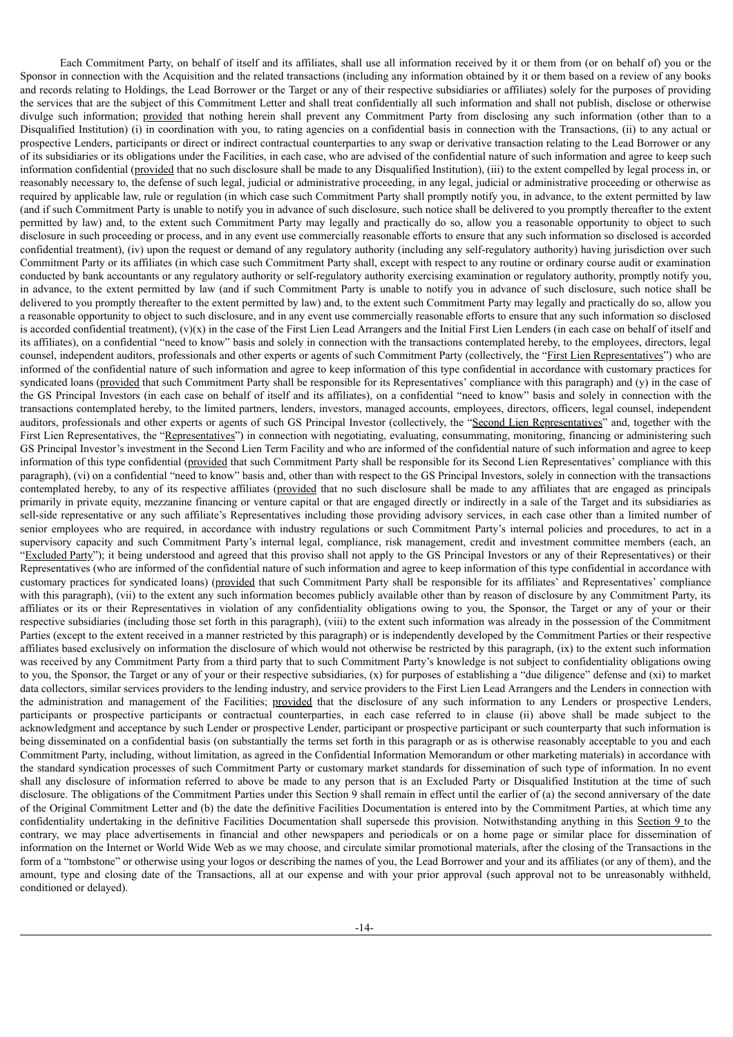Each Commitment Party, on behalf of itself and its affiliates, shall use all information received by it or them from (or on behalf of) you or the Sponsor in connection with the Acquisition and the related transactions (including any information obtained by it or them based on a review of any books and records relating to Holdings, the Lead Borrower or the Target or any of their respective subsidiaries or affiliates) solely for the purposes of providing the services that are the subject of this Commitment Letter and shall treat confidentially all such information and shall not publish, disclose or otherwise divulge such information; provided that nothing herein shall prevent any Commitment Party from disclosing any such information (other than to a Disqualified Institution) (i) in coordination with you, to rating agencies on a confidential basis in connection with the Transactions, (ii) to any actual or prospective Lenders, participants or direct or indirect contractual counterparties to any swap or derivative transaction relating to the Lead Borrower or any of its subsidiaries or its obligations under the Facilities, in each case, who are advised of the confidential nature of such information and agree to keep such information confidential (provided that no such disclosure shall be made to any Disqualified Institution), (iii) to the extent compelled by legal process in, or reasonably necessary to, the defense of such legal, judicial or administrative proceeding, in any legal, judicial or administrative proceeding or otherwise as required by applicable law, rule or regulation (in which case such Commitment Party shall promptly notify you, in advance, to the extent permitted by law (and if such Commitment Party is unable to notify you in advance of such disclosure, such notice shall be delivered to you promptly thereafter to the extent permitted by law) and, to the extent such Commitment Party may legally and practically do so, allow you a reasonable opportunity to object to such disclosure in such proceeding or process, and in any event use commercially reasonable efforts to ensure that any such information so disclosed is accorded confidential treatment), (iv) upon the request or demand of any regulatory authority (including any self-regulatory authority) having jurisdiction over such Commitment Party or its affiliates (in which case such Commitment Party shall, except with respect to any routine or ordinary course audit or examination conducted by bank accountants or any regulatory authority or self-regulatory authority exercising examination or regulatory authority, promptly notify you, in advance, to the extent permitted by law (and if such Commitment Party is unable to notify you in advance of such disclosure, such notice shall be delivered to you promptly thereafter to the extent permitted by law) and, to the extent such Commitment Party may legally and practically do so, allow you a reasonable opportunity to object to such disclosure, and in any event use commercially reasonable efforts to ensure that any such information so disclosed is accorded confidential treatment), (v)(x) in the case of the First Lien Lead Arrangers and the Initial First Lien Lenders (in each case on behalf of itself and its affiliates), on a confidential "need to know" basis and solely in connection with the transactions contemplated hereby, to the employees, directors, legal counsel, independent auditors, professionals and other experts or agents of such Commitment Party (collectively, the "First Lien Representatives") who are informed of the confidential nature of such information and agree to keep information of this type confidential in accordance with customary practices for syndicated loans (provided that such Commitment Party shall be responsible for its Representatives' compliance with this paragraph) and (y) in the case of the GS Principal Investors (in each case on behalf of itself and its affiliates), on a confidential "need to know" basis and solely in connection with the transactions contemplated hereby, to the limited partners, lenders, investors, managed accounts, employees, directors, officers, legal counsel, independent auditors, professionals and other experts or agents of such GS Principal Investor (collectively, the "Second Lien Representatives" and, together with the First Lien Representatives, the "Representatives") in connection with negotiating, evaluating, consummating, monitoring, financing or administering such GS Principal Investor's investment in the Second Lien Term Facility and who are informed of the confidential nature of such information and agree to keep information of this type confidential (provided that such Commitment Party shall be responsible for its Second Lien Representatives' compliance with this paragraph), (vi) on a confidential "need to know" basis and, other than with respect to the GS Principal Investors, solely in connection with the transactions contemplated hereby, to any of its respective affiliates (provided that no such disclosure shall be made to any affiliates that are engaged as principals primarily in private equity, mezzanine financing or venture capital or that are engaged directly or indirectly in a sale of the Target and its subsidiaries as sell-side representative or any such affiliate's Representatives including those providing advisory services, in each case other than a limited number of senior employees who are required, in accordance with industry regulations or such Commitment Party's internal policies and procedures, to act in a supervisory capacity and such Commitment Party's internal legal, compliance, risk management, credit and investment committee members (each, an "Excluded Party"); it being understood and agreed that this proviso shall not apply to the GS Principal Investors or any of their Representatives) or their Representatives (who are informed of the confidential nature of such information and agree to keep information of this type confidential in accordance with customary practices for syndicated loans) (provided that such Commitment Party shall be responsible for its affiliates' and Representatives' compliance with this paragraph), (vii) to the extent any such information becomes publicly available other than by reason of disclosure by any Commitment Party, its affiliates or its or their Representatives in violation of any confidentiality obligations owing to you, the Sponsor, the Target or any of your or their respective subsidiaries (including those set forth in this paragraph), (viii) to the extent such information was already in the possession of the Commitment Parties (except to the extent received in a manner restricted by this paragraph) or is independently developed by the Commitment Parties or their respective affiliates based exclusively on information the disclosure of which would not otherwise be restricted by this paragraph, (ix) to the extent such information was received by any Commitment Party from a third party that to such Commitment Party's knowledge is not subject to confidentiality obligations owing to you, the Sponsor, the Target or any of your or their respective subsidiaries, (x) for purposes of establishing a "due diligence" defense and (xi) to market data collectors, similar services providers to the lending industry, and service providers to the First Lien Lead Arrangers and the Lenders in connection with the administration and management of the Facilities; provided that the disclosure of any such information to any Lenders or prospective Lenders, participants or prospective participants or contractual counterparties, in each case referred to in clause (ii) above shall be made subject to the acknowledgment and acceptance by such Lender or prospective Lender, participant or prospective participant or such counterparty that such information is being disseminated on a confidential basis (on substantially the terms set forth in this paragraph or as is otherwise reasonably acceptable to you and each Commitment Party, including, without limitation, as agreed in the Confidential Information Memorandum or other marketing materials) in accordance with the standard syndication processes of such Commitment Party or customary market standards for dissemination of such type of information. In no event shall any disclosure of information referred to above be made to any person that is an Excluded Party or Disqualified Institution at the time of such disclosure. The obligations of the Commitment Parties under this Section 9 shall remain in effect until the earlier of (a) the second anniversary of the date of the Original Commitment Letter and (b) the date the definitive Facilities Documentation is entered into by the Commitment Parties, at which time any confidentiality undertaking in the definitive Facilities Documentation shall supersede this provision. Notwithstanding anything in this Section 9 to the contrary, we may place advertisements in financial and other newspapers and periodicals or on a home page or similar place for dissemination of information on the Internet or World Wide Web as we may choose, and circulate similar promotional materials, after the closing of the Transactions in the form of a "tombstone" or otherwise using your logos or describing the names of you, the Lead Borrower and your and its affiliates (or any of them), and the amount, type and closing date of the Transactions, all at our expense and with your prior approval (such approval not to be unreasonably withheld, conditioned or delayed).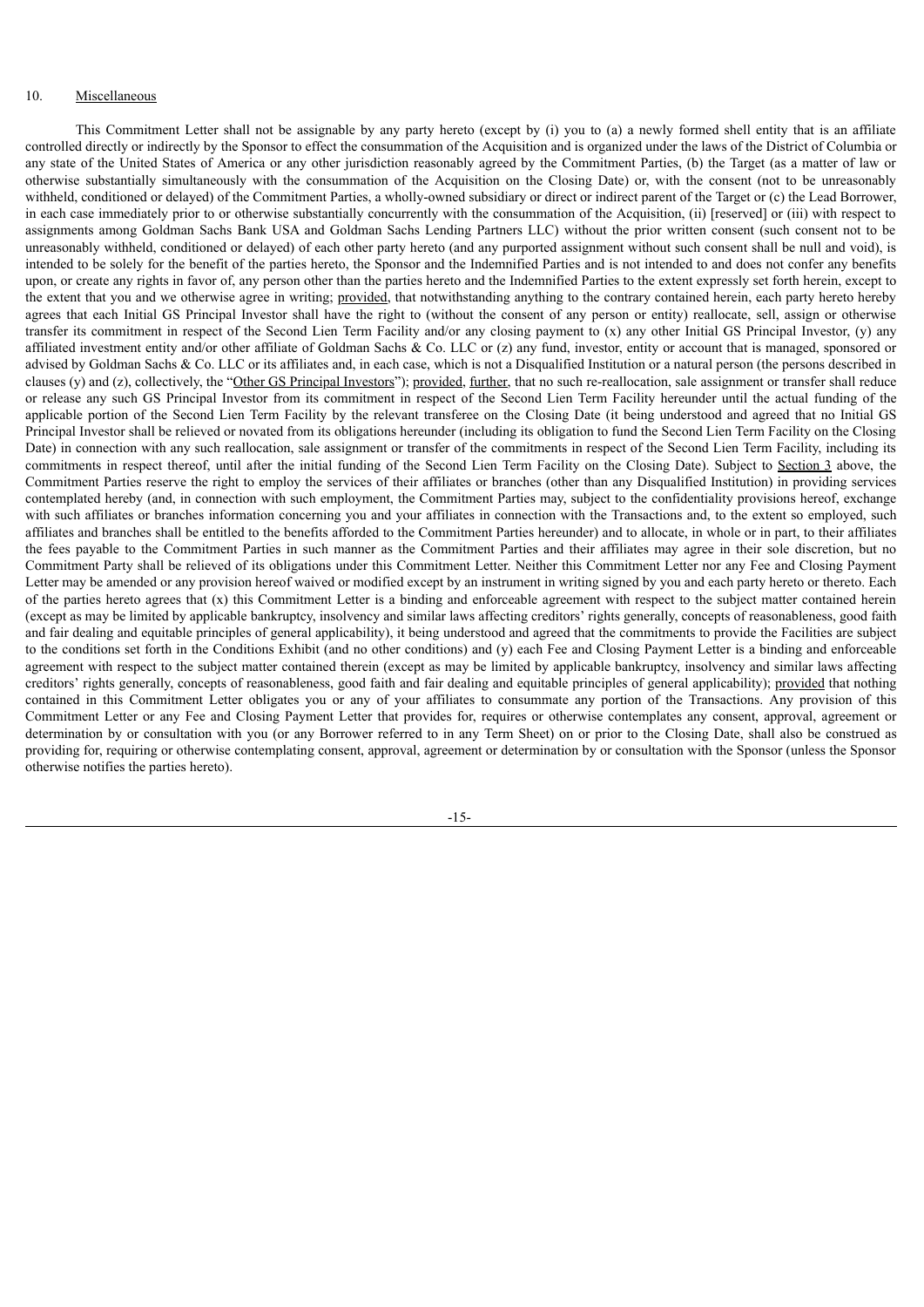10. Miscellaneous

This Commitment Letter shall not be assignable by any party hereto (except by (i) you to (a) a newly formed shell entity that is an affiliate controlled directly or indirectly by the Sponsor to effect the consummation of the Acquisition and is organized under the laws of the District of Columbia or any state of the United States of America or any other jurisdiction reasonably agreed by the Commitment Parties, (b) the Target (as a matter of law or otherwise substantially simultaneously with the consummation of the Acquisition on the Closing Date) or, with the consent (not to be unreasonably withheld, conditioned or delayed) of the Commitment Parties, a wholly-owned subsidiary or direct or indirect parent of the Target or (c) the Lead Borrower, in each case immediately prior to or otherwise substantially concurrently with the consummation of the Acquisition, (ii) [reserved] or (iii) with respect to assignments among Goldman Sachs Bank USA and Goldman Sachs Lending Partners LLC) without the prior written consent (such consent not to be unreasonably withheld, conditioned or delayed) of each other party hereto (and any purported assignment without such consent shall be null and void), is intended to be solely for the benefit of the parties hereto, the Sponsor and the Indemnified Parties and is not intended to and does not confer any benefits upon, or create any rights in favor of, any person other than the parties hereto and the Indemnified Parties to the extent expressly set forth herein, except to the extent that you and we otherwise agree in writing; provided, that notwithstanding anything to the contrary contained herein, each party hereto hereby agrees that each Initial GS Principal Investor shall have the right to (without the consent of any person or entity) reallocate, sell, assign or otherwise transfer its commitment in respect of the Second Lien Term Facility and/or any closing payment to (x) any other Initial GS Principal Investor, (y) any affiliated investment entity and/or other affiliate of Goldman Sachs & Co. LLC or (z) any fund, investor, entity or account that is managed, sponsored or advised by Goldman Sachs & Co. LLC or its affiliates and, in each case, which is not a Disqualified Institution or a natural person (the persons described in clauses (y) and (z), collectively, the "Other GS Principal Investors"); provided, further, that no such re-reallocation, sale assignment or transfer shall reduce or release any such GS Principal Investor from its commitment in respect of the Second Lien Term Facility hereunder until the actual funding of the applicable portion of the Second Lien Term Facility by the relevant transferee on the Closing Date (it being understood and agreed that no Initial GS Principal Investor shall be relieved or novated from its obligations hereunder (including its obligation to fund the Second Lien Term Facility on the Closing Date) in connection with any such reallocation, sale assignment or transfer of the commitments in respect of the Second Lien Term Facility, including its commitments in respect thereof, until after the initial funding of the Second Lien Term Facility on the Closing Date). Subject to Section 3 above, the Commitment Parties reserve the right to employ the services of their affiliates or branches (other than any Disqualified Institution) in providing services contemplated hereby (and, in connection with such employment, the Commitment Parties may, subject to the confidentiality provisions hereof, exchange with such affiliates or branches information concerning you and your affiliates in connection with the Transactions and, to the extent so employed, such affiliates and branches shall be entitled to the benefits afforded to the Commitment Parties hereunder) and to allocate, in whole or in part, to their affiliates the fees payable to the Commitment Parties in such manner as the Commitment Parties and their affiliates may agree in their sole discretion, but no Commitment Party shall be relieved of its obligations under this Commitment Letter. Neither this Commitment Letter nor any Fee and Closing Payment Letter may be amended or any provision hereof waived or modified except by an instrument in writing signed by you and each party hereto or thereto. Each of the parties hereto agrees that (x) this Commitment Letter is a binding and enforceable agreement with respect to the subject matter contained herein (except as may be limited by applicable bankruptcy, insolvency and similar laws affecting creditors' rights generally, concepts of reasonableness, good faith and fair dealing and equitable principles of general applicability), it being understood and agreed that the commitments to provide the Facilities are subject to the conditions set forth in the Conditions Exhibit (and no other conditions) and (y) each Fee and Closing Payment Letter is a binding and enforceable agreement with respect to the subject matter contained therein (except as may be limited by applicable bankruptcy, insolvency and similar laws affecting creditors' rights generally, concepts of reasonableness, good faith and fair dealing and equitable principles of general applicability); provided that nothing contained in this Commitment Letter obligates you or any of your affiliates to consummate any portion of the Transactions. Any provision of this Commitment Letter or any Fee and Closing Payment Letter that provides for, requires or otherwise contemplates any consent, approval, agreement or determination by or consultation with you (or any Borrower referred to in any Term Sheet) on or prior to the Closing Date, shall also be construed as providing for, requiring or otherwise contemplating consent, approval, agreement or determination by or consultation with the Sponsor (unless the Sponsor otherwise notifies the parties hereto).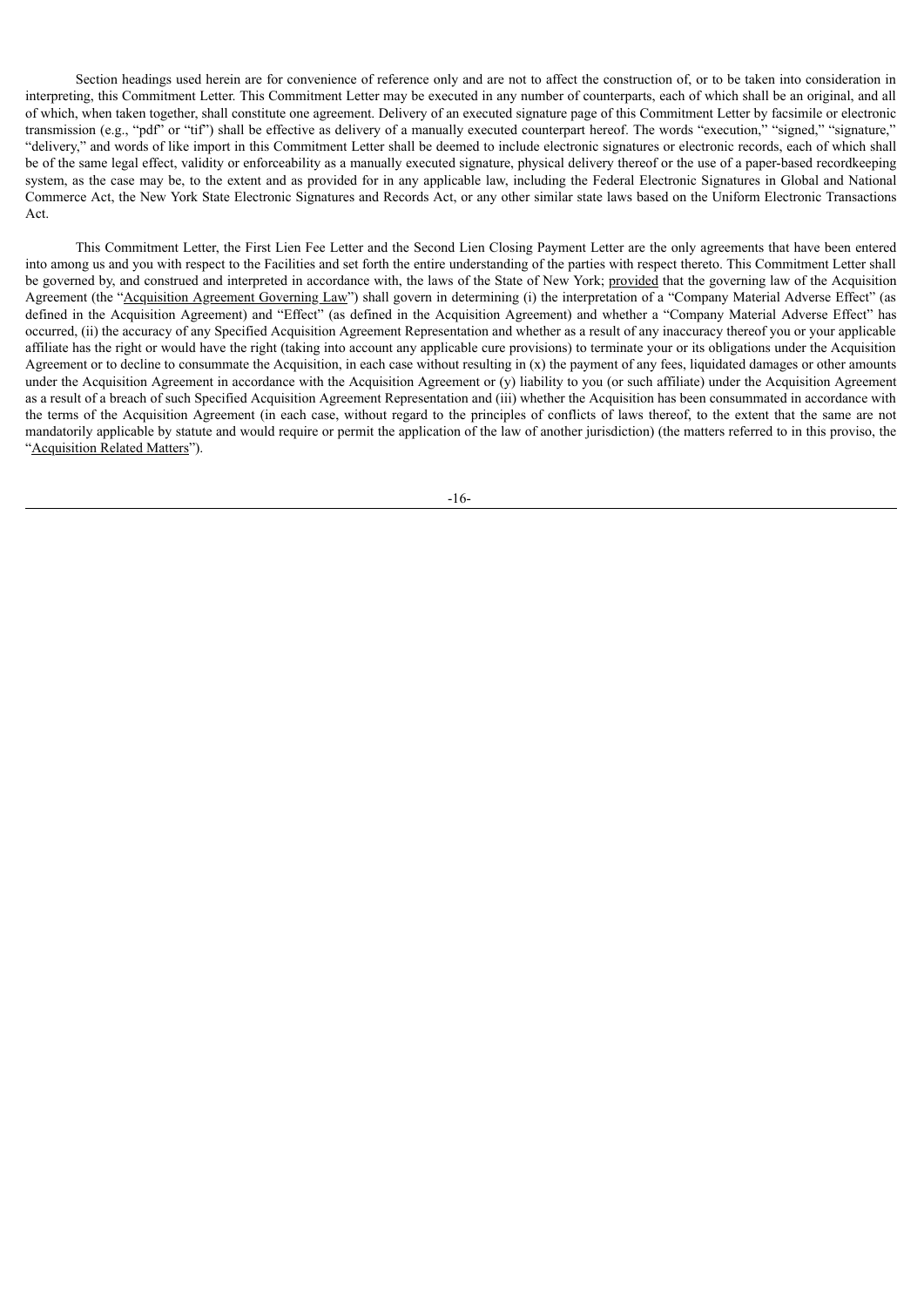Section headings used herein are for convenience of reference only and are not to affect the construction of, or to be taken into consideration in interpreting, this Commitment Letter. This Commitment Letter may be executed in any number of counterparts, each of which shall be an original, and all of which, when taken together, shall constitute one agreement. Delivery of an executed signature page of this Commitment Letter by facsimile or electronic transmission (e.g., "pdf" or "tif") shall be effective as delivery of a manually executed counterpart hereof. The words "execution," "signed," "signature," "delivery," and words of like import in this Commitment Letter shall be deemed to include electronic signatures or electronic records, each of which shall be of the same legal effect, validity or enforceability as a manually executed signature, physical delivery thereof or the use of a paper-based recordkeeping system, as the case may be, to the extent and as provided for in any applicable law, including the Federal Electronic Signatures in Global and National Commerce Act, the New York State Electronic Signatures and Records Act, or any other similar state laws based on the Uniform Electronic Transactions Act.

This Commitment Letter, the First Lien Fee Letter and the Second Lien Closing Payment Letter are the only agreements that have been entered into among us and you with respect to the Facilities and set forth the entire understanding of the parties with respect thereto. This Commitment Letter shall be governed by, and construed and interpreted in accordance with, the laws of the State of New York; provided that the governing law of the Acquisition Agreement (the "Acquisition Agreement Governing Law") shall govern in determining (i) the interpretation of a "Company Material Adverse Effect" (as defined in the Acquisition Agreement) and "Effect" (as defined in the Acquisition Agreement) and whether a "Company Material Adverse Effect" has occurred, (ii) the accuracy of any Specified Acquisition Agreement Representation and whether as a result of any inaccuracy thereof you or your applicable affiliate has the right or would have the right (taking into account any applicable cure provisions) to terminate your or its obligations under the Acquisition Agreement or to decline to consummate the Acquisition, in each case without resulting in (x) the payment of any fees, liquidated damages or other amounts under the Acquisition Agreement in accordance with the Acquisition Agreement or (y) liability to you (or such affiliate) under the Acquisition Agreement as a result of a breach of such Specified Acquisition Agreement Representation and (iii) whether the Acquisition has been consummated in accordance with the terms of the Acquisition Agreement (in each case, without regard to the principles of conflicts of laws thereof, to the extent that the same are not mandatorily applicable by statute and would require or permit the application of the law of another jurisdiction) (the matters referred to in this proviso, the "Acquisition Related Matters").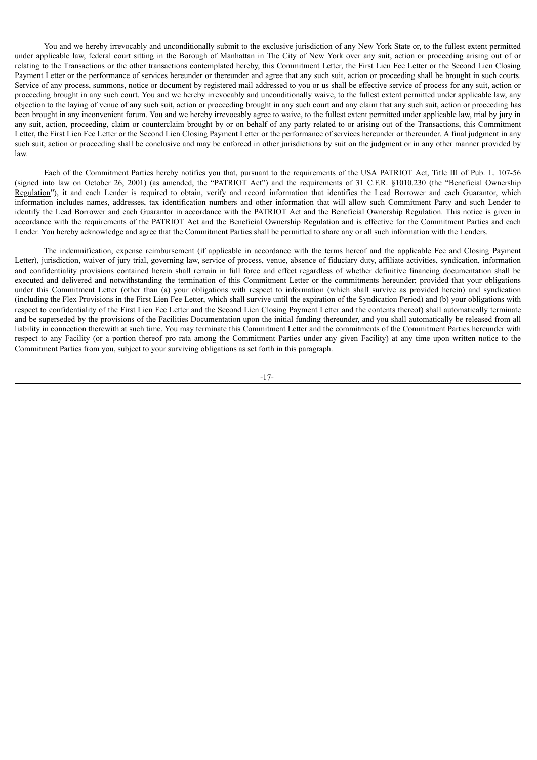You and we hereby irrevocably and unconditionally submit to the exclusive jurisdiction of any New York State or, to the fullest extent permitted under applicable law, federal court sitting in the Borough of Manhattan in The City of New York over any suit, action or proceeding arising out of or relating to the Transactions or the other transactions contemplated hereby, this Commitment Letter, the First Lien Fee Letter or the Second Lien Closing Payment Letter or the performance of services hereunder or thereunder and agree that any such suit, action or proceeding shall be brought in such courts. Service of any process, summons, notice or document by registered mail addressed to you or us shall be effective service of process for any suit, action or proceeding brought in any such court. You and we hereby irrevocably and unconditionally waive, to the fullest extent permitted under applicable law, any objection to the laying of venue of any such suit, action or proceeding brought in any such court and any claim that any such suit, action or proceeding has been brought in any inconvenient forum. You and we hereby irrevocably agree to waive, to the fullest extent permitted under applicable law, trial by jury in any suit, action, proceeding, claim or counterclaim brought by or on behalf of any party related to or arising out of the Transactions, this Commitment Letter, the First Lien Fee Letter or the Second Lien Closing Payment Letter or the performance of services hereunder or thereunder. A final judgment in any such suit, action or proceeding shall be conclusive and may be enforced in other jurisdictions by suit on the judgment or in any other manner provided by law.

Each of the Commitment Parties hereby notifies you that, pursuant to the requirements of the USA PATRIOT Act, Title III of Pub. L. 107-56 (signed into law on October 26, 2001) (as amended, the "PATRIOT Act") and the requirements of 31 C.F.R. §1010.230 (the "Beneficial Ownership Regulation"), it and each Lender is required to obtain, verify and record information that identifies the Lead Borrower and each Guarantor, which information includes names, addresses, tax identification numbers and other information that will allow such Commitment Party and such Lender to identify the Lead Borrower and each Guarantor in accordance with the PATRIOT Act and the Beneficial Ownership Regulation. This notice is given in accordance with the requirements of the PATRIOT Act and the Beneficial Ownership Regulation and is effective for the Commitment Parties and each Lender. You hereby acknowledge and agree that the Commitment Parties shall be permitted to share any or all such information with the Lenders.

The indemnification, expense reimbursement (if applicable in accordance with the terms hereof and the applicable Fee and Closing Payment Letter), jurisdiction, waiver of jury trial, governing law, service of process, venue, absence of fiduciary duty, affiliate activities, syndication, information and confidentiality provisions contained herein shall remain in full force and effect regardless of whether definitive financing documentation shall be executed and delivered and notwithstanding the termination of this Commitment Letter or the commitments hereunder; provided that your obligations under this Commitment Letter (other than (a) your obligations with respect to information (which shall survive as provided herein) and syndication (including the Flex Provisions in the First Lien Fee Letter, which shall survive until the expiration of the Syndication Period) and (b) your obligations with respect to confidentiality of the First Lien Fee Letter and the Second Lien Closing Payment Letter and the contents thereof) shall automatically terminate and be superseded by the provisions of the Facilities Documentation upon the initial funding thereunder, and you shall automatically be released from all liability in connection therewith at such time. You may terminate this Commitment Letter and the commitments of the Commitment Parties hereunder with respect to any Facility (or a portion thereof pro rata among the Commitment Parties under any given Facility) at any time upon written notice to the Commitment Parties from you, subject to your surviving obligations as set forth in this paragraph.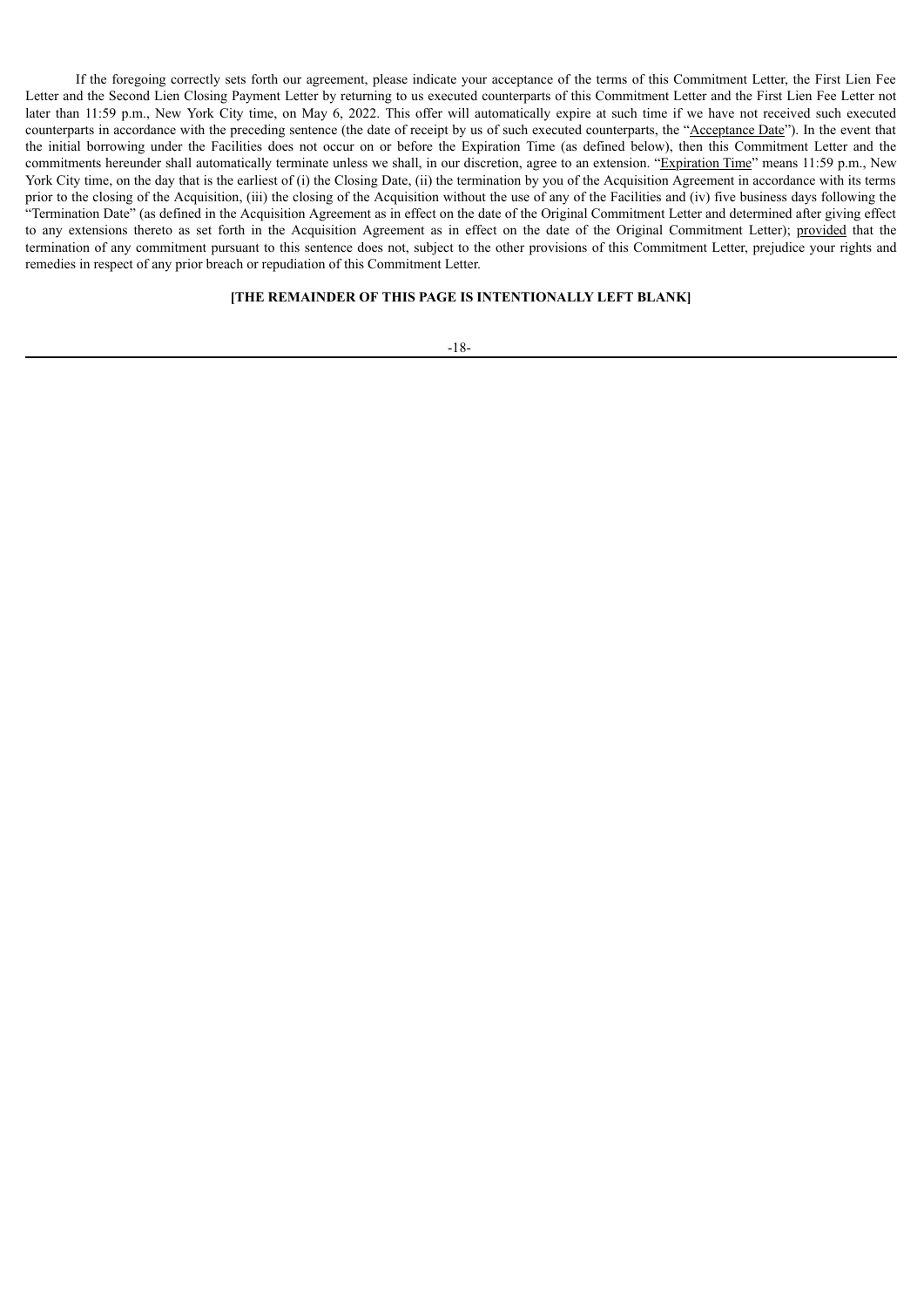If the foregoing correctly sets forth our agreement, please indicate your acceptance of the terms of this Commitment Letter, the First Lien Fee Letter and the Second Lien Closing Payment Letter by returning to us executed counterparts of this Commitment Letter and the First Lien Fee Letter not later than 11:59 p.m., New York City time, on May 6, 2022. This offer will automatically expire at such time if we have not received such executed counterparts in accordance with the preceding sentence (the date of receipt by us of such executed counterparts, the "Acceptance Date"). In the event that the initial borrowing under the Facilities does not occur on or before the Expiration Time (as defined below), then this Commitment Letter and the commitments hereunder shall automatically terminate unless we shall, in our discretion, agree to an extension. "Expiration Time" means 11:59 p.m., New York City time, on the day that is the earliest of (i) the Closing Date, (ii) the termination by you of the Acquisition Agreement in accordance with its terms prior to the closing of the Acquisition, (iii) the closing of the Acquisition without the use of any of the Facilities and (iv) five business days following the "Termination Date" (as defined in the Acquisition Agreement as in effect on the date of the Original Commitment Letter and determined after giving effect to any extensions thereto as set forth in the Acquisition Agreement as in effect on the date of the Original Commitment Letter); provided that the termination of any commitment pursuant to this sentence does not, subject to the other provisions of this Commitment Letter, prejudice your rights and remedies in respect of any prior breach or repudiation of this Commitment Letter.

**[THE REMAINDER OF THIS PAGE IS INTENTIONALLY LEFT BLANK]**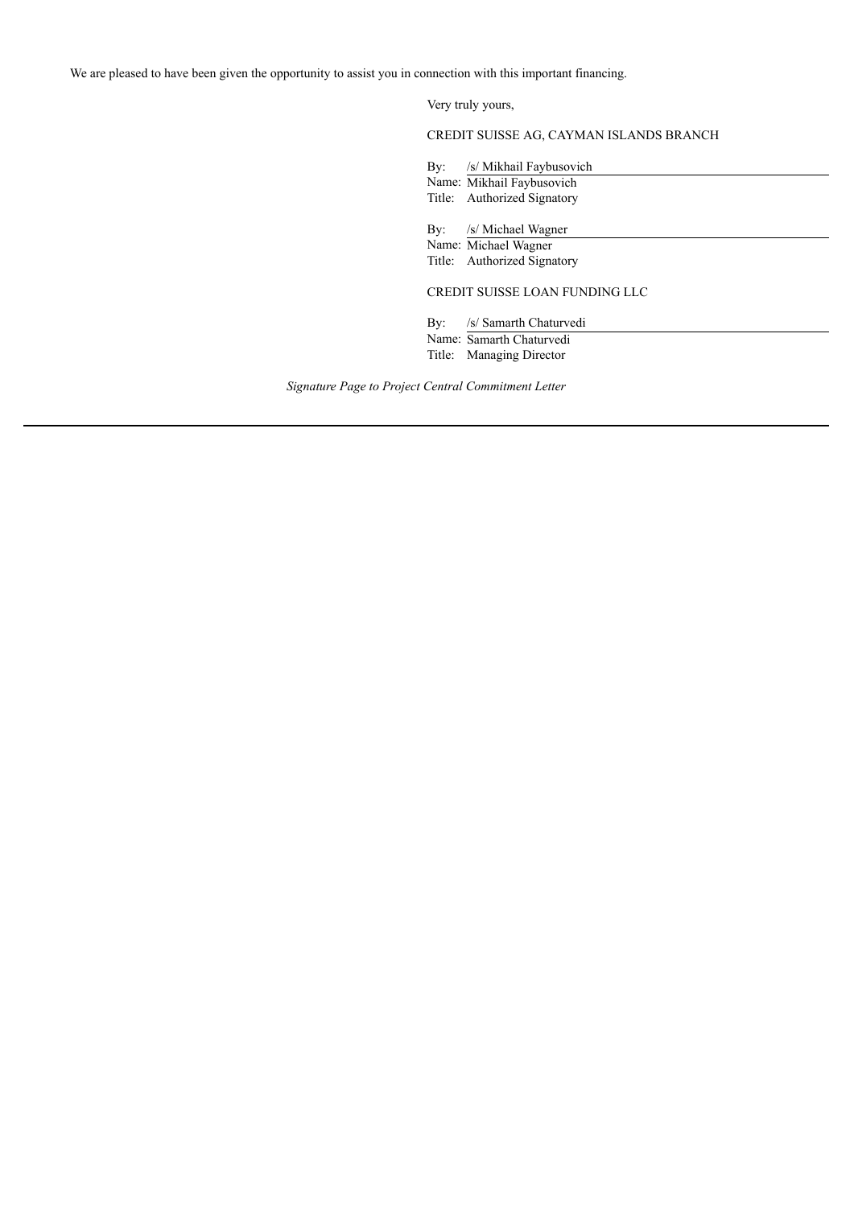We are pleased to have been given the opportunity to assist you in connection with this important financing.

Very truly yours,

CREDIT SUISSE AG, CAYMAN ISLANDS BRANCH

By: /s/ Mikhail Faybusovich
Name: Mikhail Faybusovich
Title: Authorized Signatory

By: /s/ Michael Wagner
Name: Michael Wagner
Title: Authorized Signatory

CREDIT SUISSE LOAN FUNDING LLC

By: /s/ Samarth Chaturvedi
Name: Samarth Chaturvedi
Title: Managing Director

*Signature Page to Project Central Commitment Letter*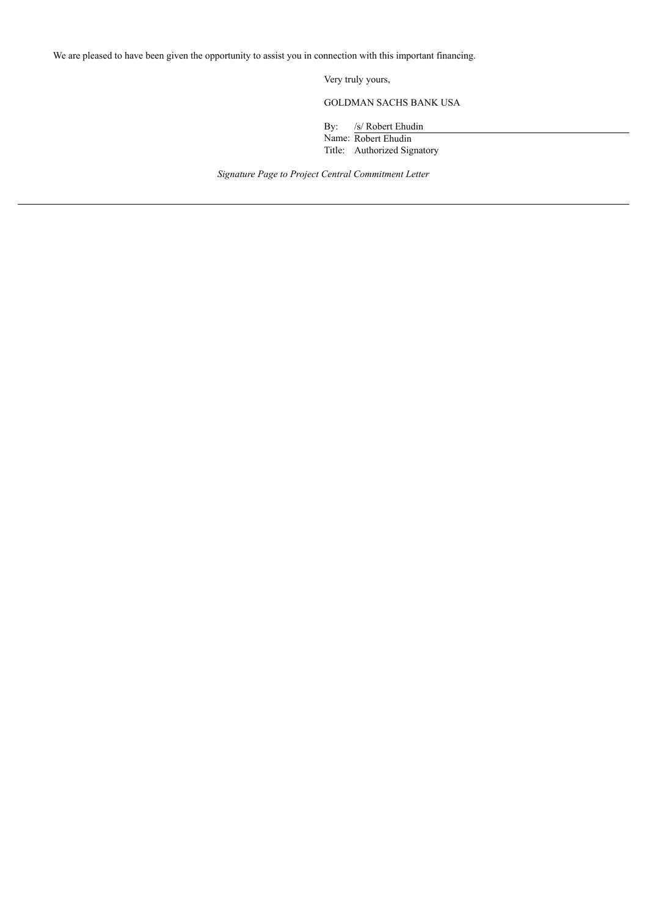We are pleased to have been given the opportunity to assist you in connection with this important financing.

Very truly yours,

GOLDMAN SACHS BANK USA

By: /s/ Robert Ehudin
Name: Robert Ehudin
Title: Authorized Signatory

*Signature Page to Project Central Commitment Letter*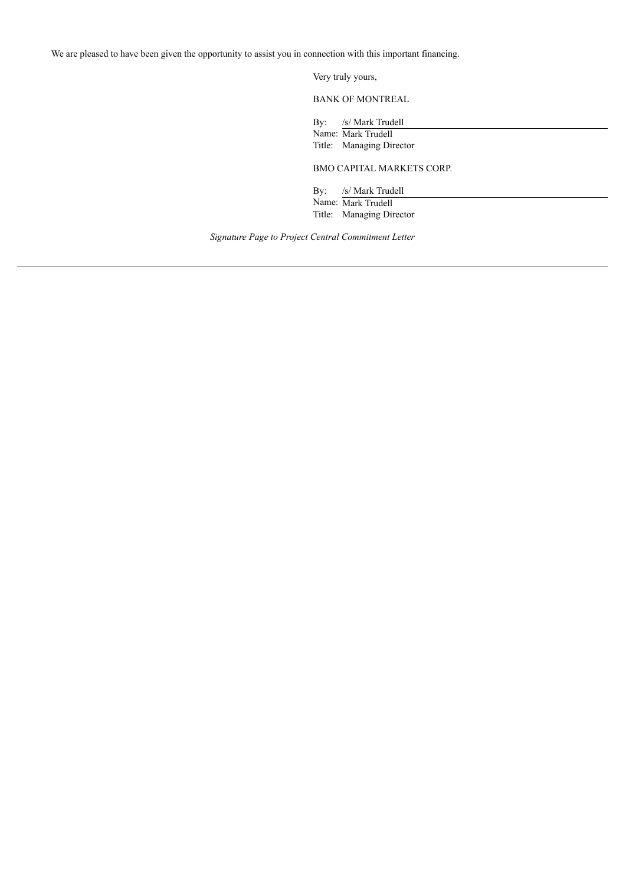We are pleased to have been given the opportunity to assist you in connection with this important financing.

Very truly yours,

BANK OF MONTREAL

By: /s/ Mark Trudell  
Name: Mark Trudell  
Title: Managing Director

BMO CAPITAL MARKETS CORP.

By: /s/ Mark Trudell  
Name: Mark Trudell  
Title: Managing Director

*Signature Page to Project Central Commitment Letter*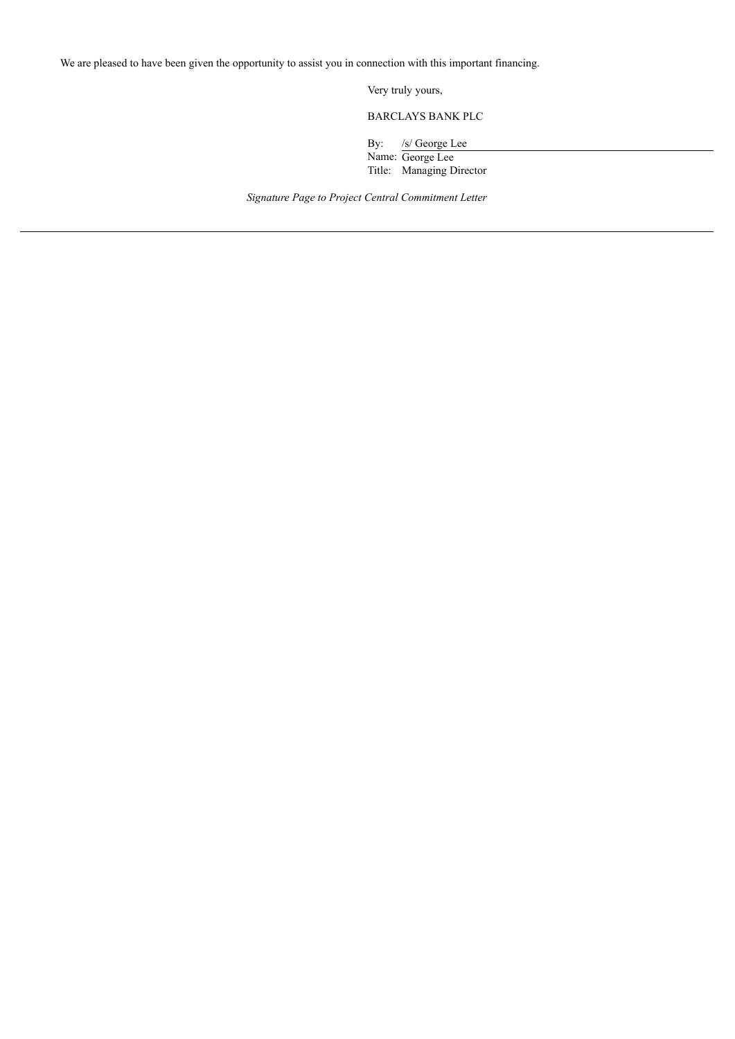We are pleased to have been given the opportunity to assist you in connection with this important financing.

Very truly yours,

BARCLAYS BANK PLC

By: /s/ George Lee
Name: George Lee
Title: Managing Director

*Signature Page to Project Central Commitment Letter*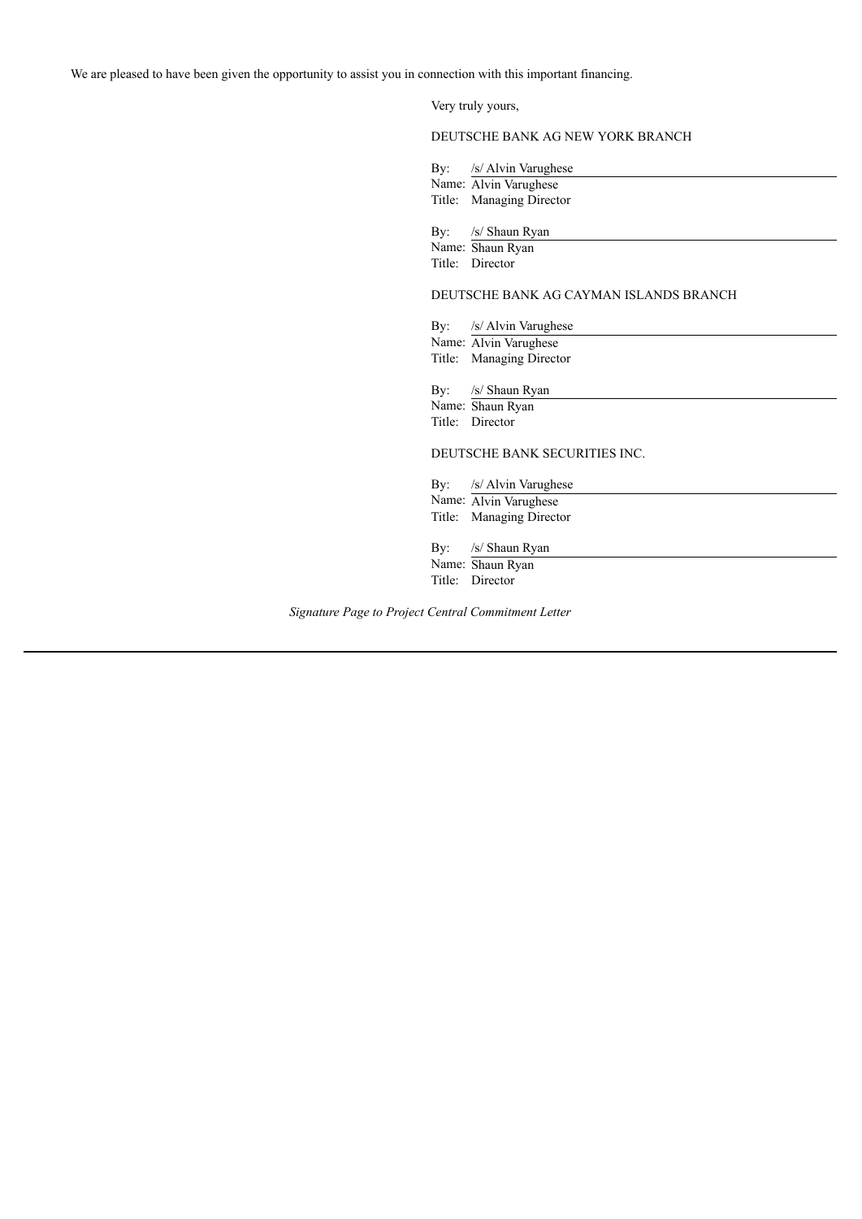We are pleased to have been given the opportunity to assist you in connection with this important financing.

Very truly yours,

DEUTSCHE BANK AG NEW YORK BRANCH

By: /s/ Alvin Varughese
Name: Alvin Varughese
Title: Managing Director

By: /s/ Shaun Ryan
Name: Shaun Ryan
Title: Director

DEUTSCHE BANK AG CAYMAN ISLANDS BRANCH

By: /s/ Alvin Varughese
Name: Alvin Varughese
Title: Managing Director

By: /s/ Shaun Ryan
Name: Shaun Ryan
Title: Director

DEUTSCHE BANK SECURITIES INC.

By: /s/ Alvin Varughese
Name: Alvin Varughese
Title: Managing Director

By: /s/ Shaun Ryan
Name: Shaun Ryan
Title: Director

*Signature Page to Project Central Commitment Letter*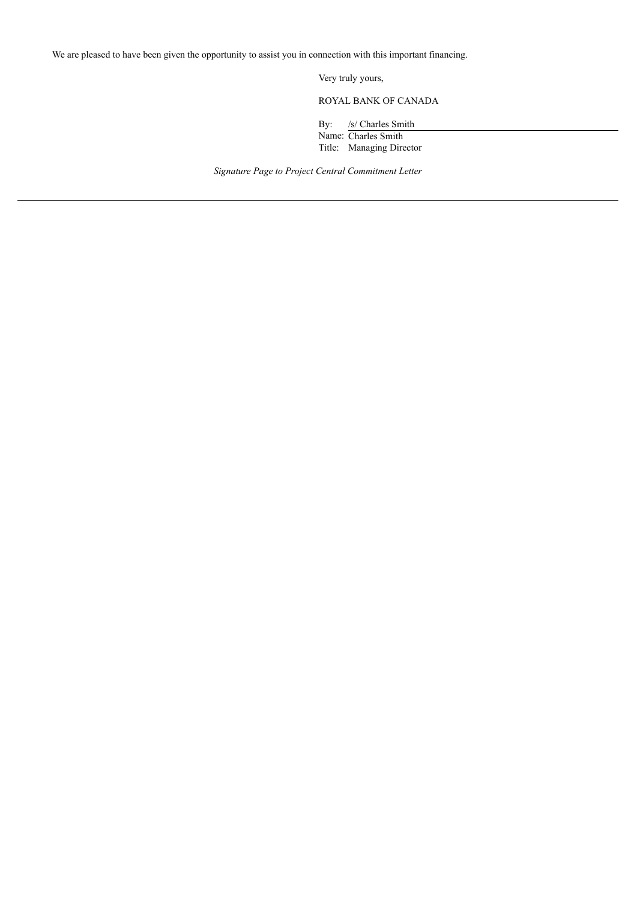We are pleased to have been given the opportunity to assist you in connection with this important financing.

Very truly yours,

ROYAL BANK OF CANADA

By: /s/ Charles Smith
Name: Charles Smith
Title: Managing Director

*Signature Page to Project Central Commitment Letter*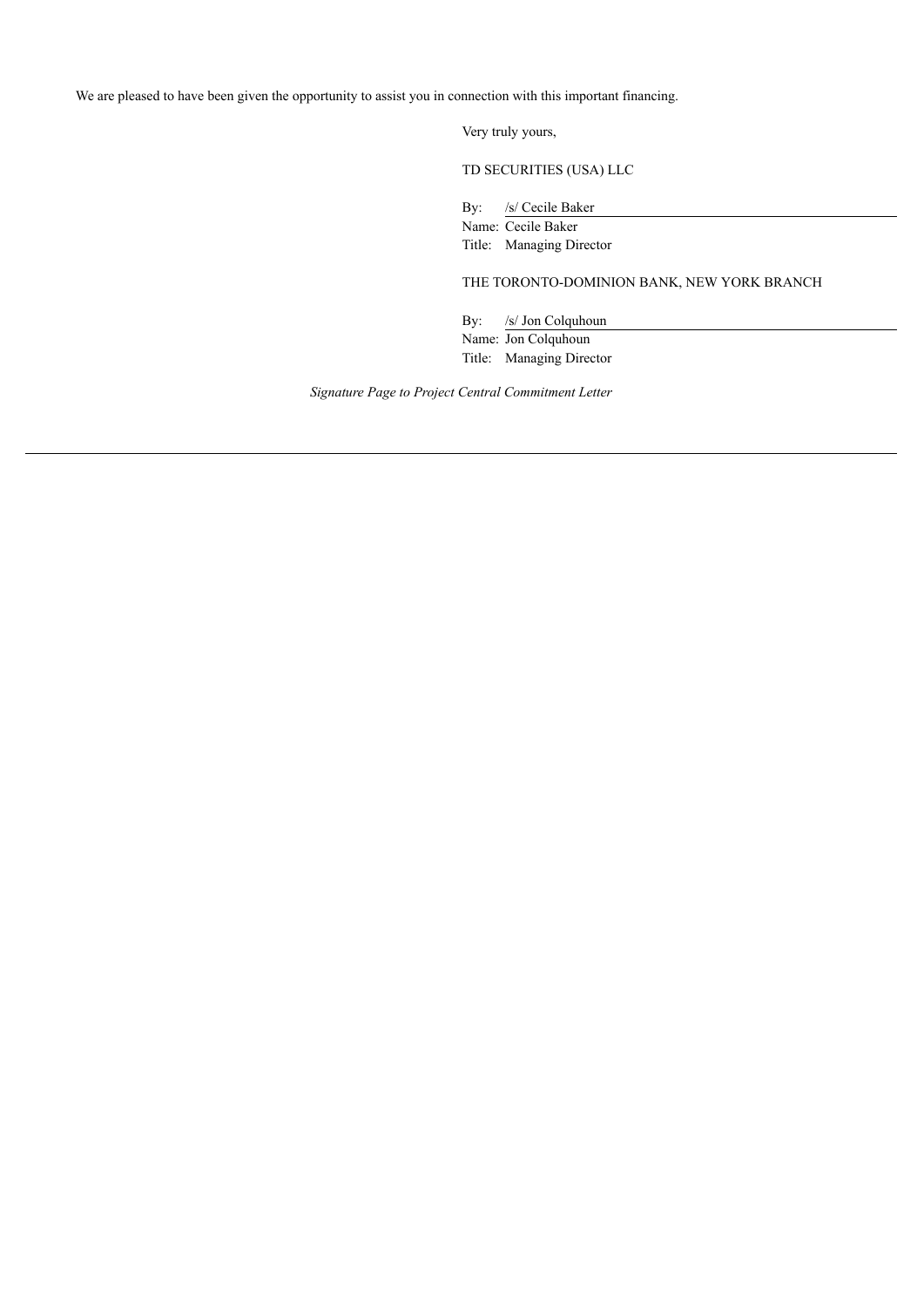We are pleased to have been given the opportunity to assist you in connection with this important financing.

Very truly yours,

TD SECURITIES (USA) LLC

By: /s/ Cecile Baker
Name: Cecile Baker
Title: Managing Director

THE TORONTO-DOMINION BANK, NEW YORK BRANCH

By: /s/ Jon Colquhoun
Name: Jon Colquhoun
Title: Managing Director

*Signature Page to Project Central Commitment Letter*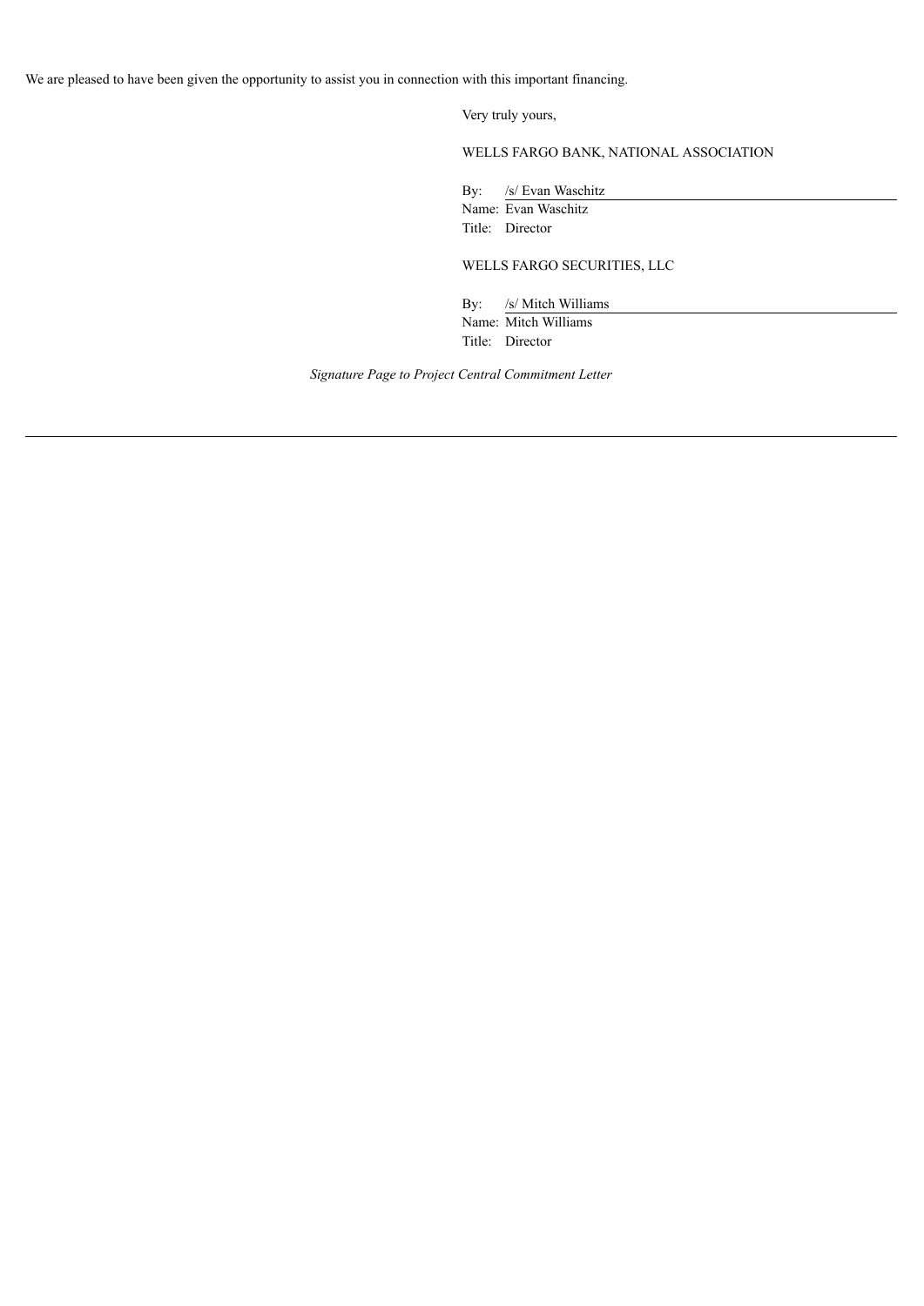We are pleased to have been given the opportunity to assist you in connection with this important financing.

Very truly yours,

WELLS FARGO BANK, NATIONAL ASSOCIATION

By: /s/ Evan Waschitz
Name: Evan Waschitz
Title: Director

WELLS FARGO SECURITIES, LLC

By: /s/ Mitch Williams
Name: Mitch Williams
Title: Director

*Signature Page to Project Central Commitment Letter*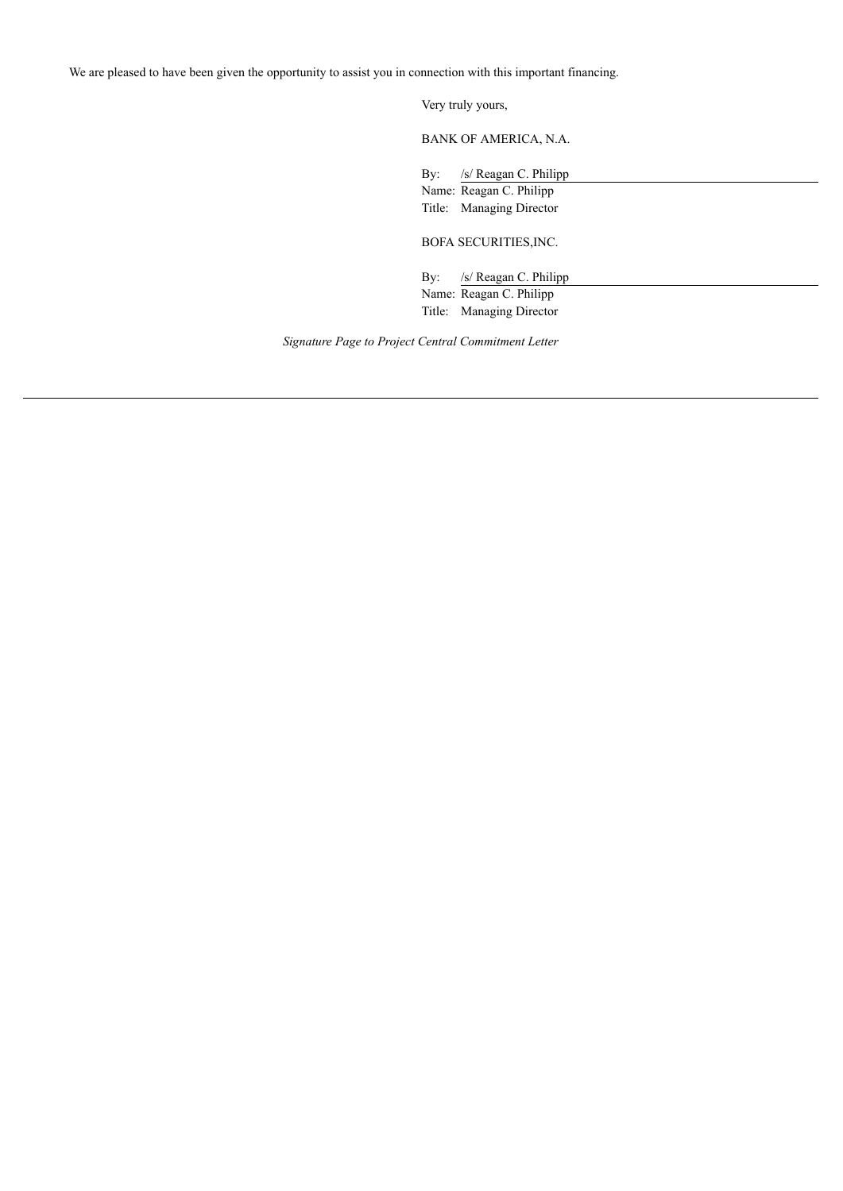We are pleased to have been given the opportunity to assist you in connection with this important financing.

Very truly yours,

BANK OF AMERICA, N.A.

By: /s/ Reagan C. Philipp
Name: Reagan C. Philipp
Title: Managing Director

BOFA SECURITIES,INC.

By: /s/ Reagan C. Philipp
Name: Reagan C. Philipp
Title: Managing Director

*Signature Page to Project Central Commitment Letter*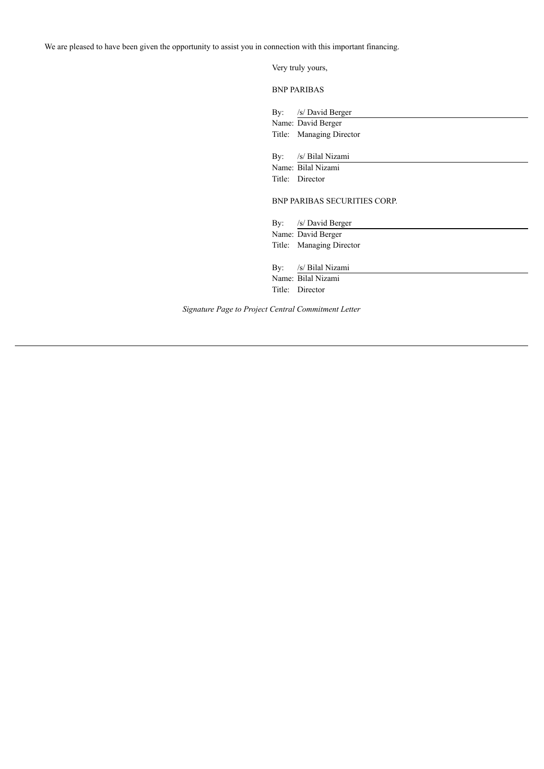We are pleased to have been given the opportunity to assist you in connection with this important financing.

Very truly yours,

BNP PARIBAS

By: /s/ David Berger
Name: David Berger
Title: Managing Director

By: /s/ Bilal Nizami
Name: Bilal Nizami
Title: Director

BNP PARIBAS SECURITIES CORP.

By: /s/ David Berger
Name: David Berger
Title: Managing Director

By: /s/ Bilal Nizami
Name: Bilal Nizami
Title: Director

*Signature Page to Project Central Commitment Letter*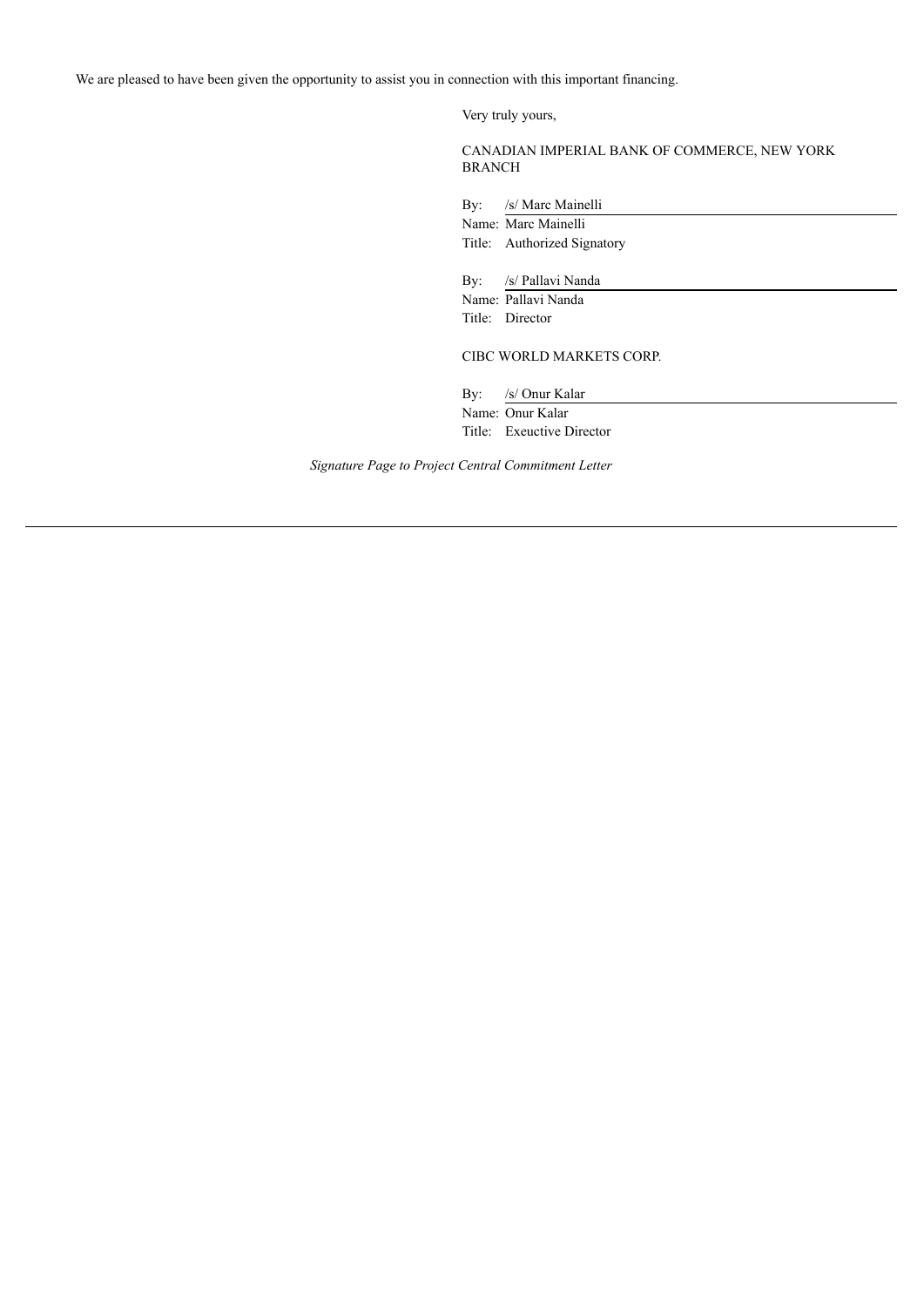We are pleased to have been given the opportunity to assist you in connection with this important financing.

Very truly yours,

CANADIAN IMPERIAL BANK OF COMMERCE, NEW YORK BRANCH

By: /s/ Marc Mainelli  
Name: Marc Mainelli  
Title: Authorized Signatory

By: /s/ Pallavi Nanda  
Name: Pallavi Nanda  
Title: Director

CIBC WORLD MARKETS CORP.

By: /s/ Onur Kalar  
Name: Onur Kalar  
Title: Exeuctive Director

*Signature Page to Project Central Commitment Letter*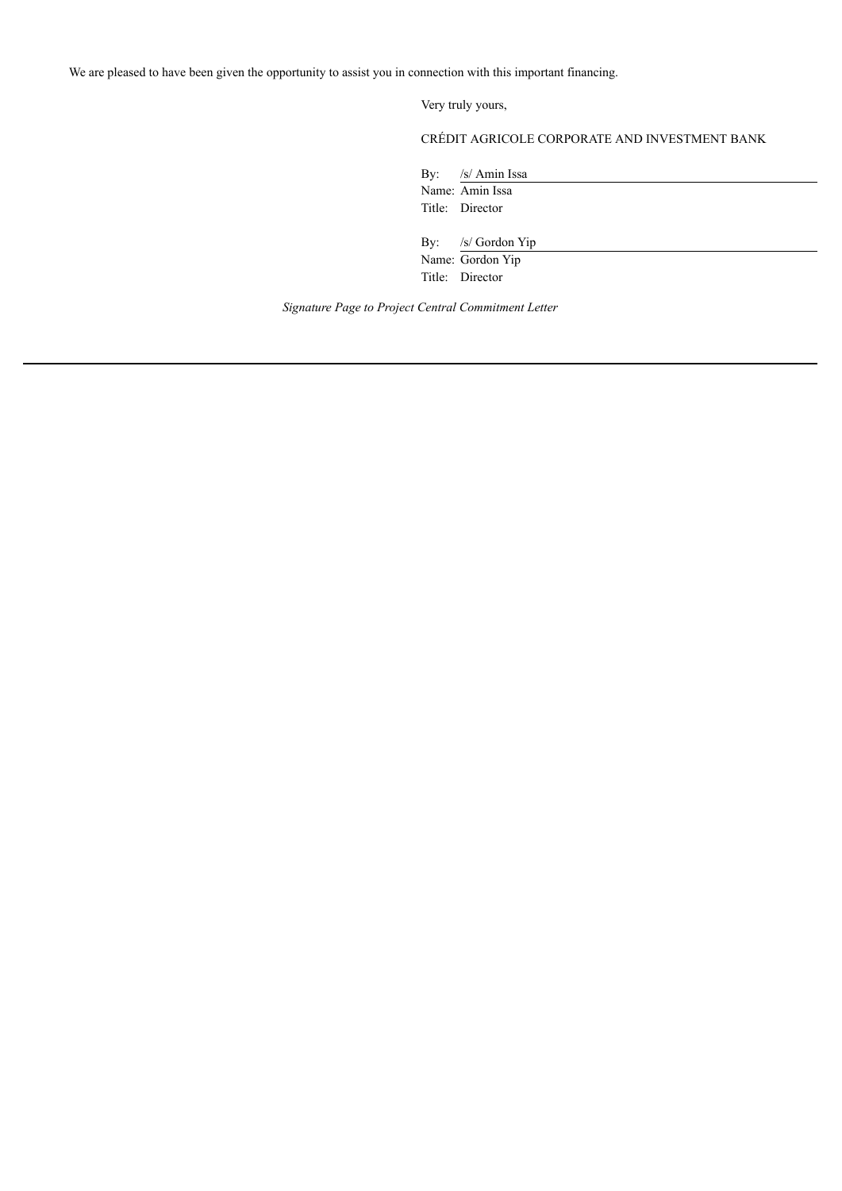We are pleased to have been given the opportunity to assist you in connection with this important financing.

Very truly yours,

CRÉDIT AGRICOLE CORPORATE AND INVESTMENT BANK

By: /s/ Amin Issa
Name: Amin Issa
Title: Director

By: /s/ Gordon Yip
Name: Gordon Yip
Title: Director

*Signature Page to Project Central Commitment Letter*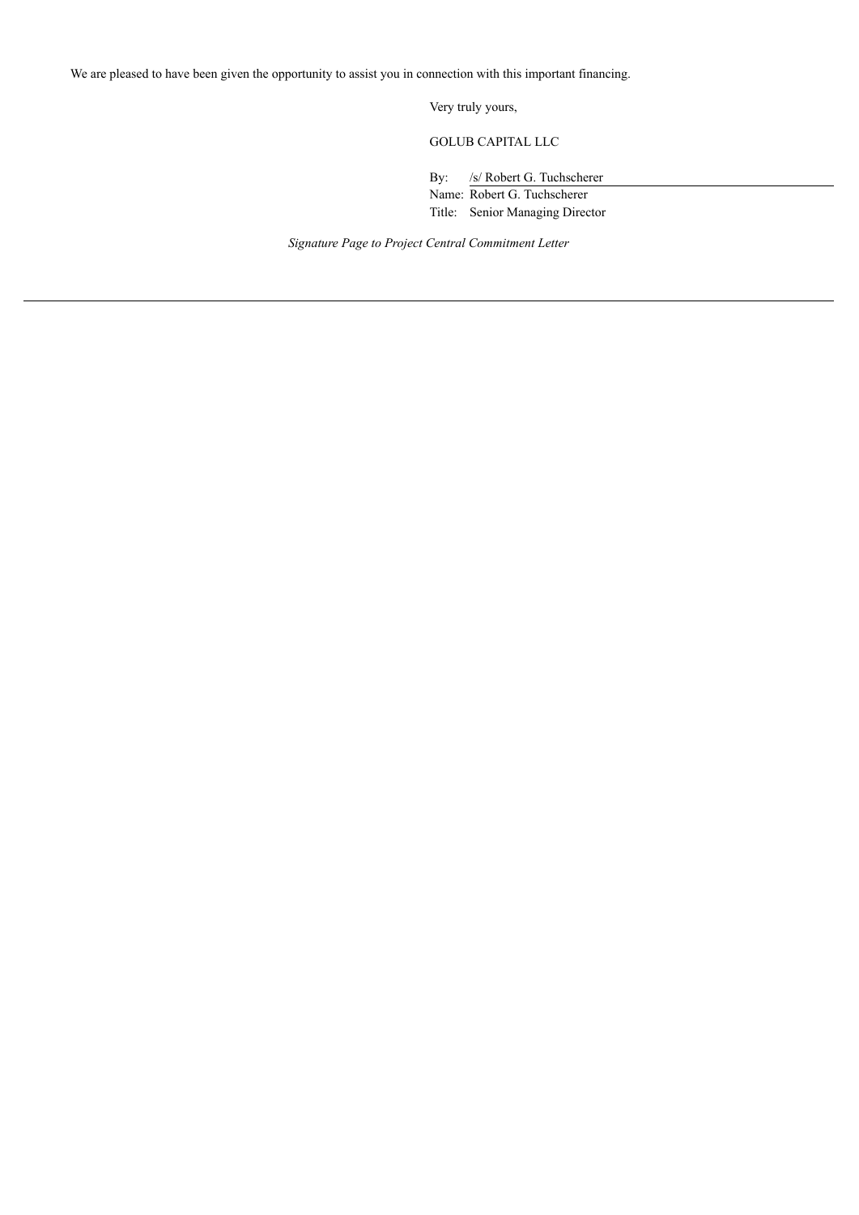We are pleased to have been given the opportunity to assist you in connection with this important financing.

Very truly yours,

GOLUB CAPITAL LLC

By: /s/ Robert G. Tuchscherer

Name: Robert G. Tuchscherer

Title: Senior Managing Director

*Signature Page to Project Central Commitment Letter*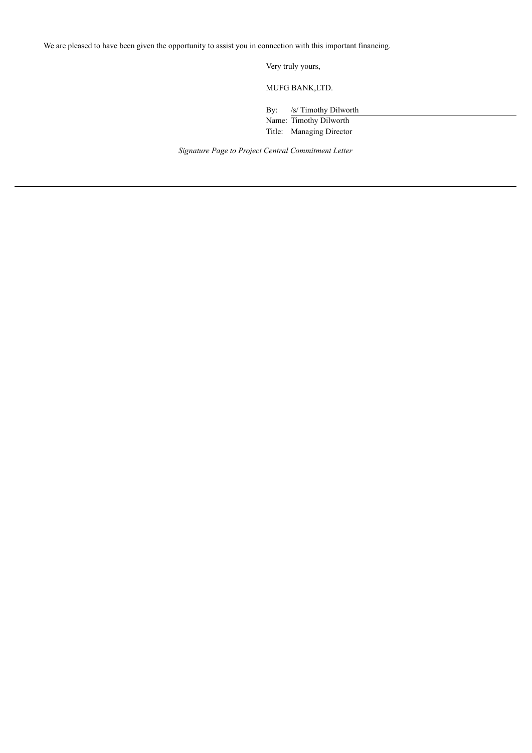We are pleased to have been given the opportunity to assist you in connection with this important financing.

Very truly yours,

MUFG BANK,LTD.

By: /s/ Timothy Dilworth
Name: Timothy Dilworth
Title: Managing Director

*Signature Page to Project Central Commitment Letter*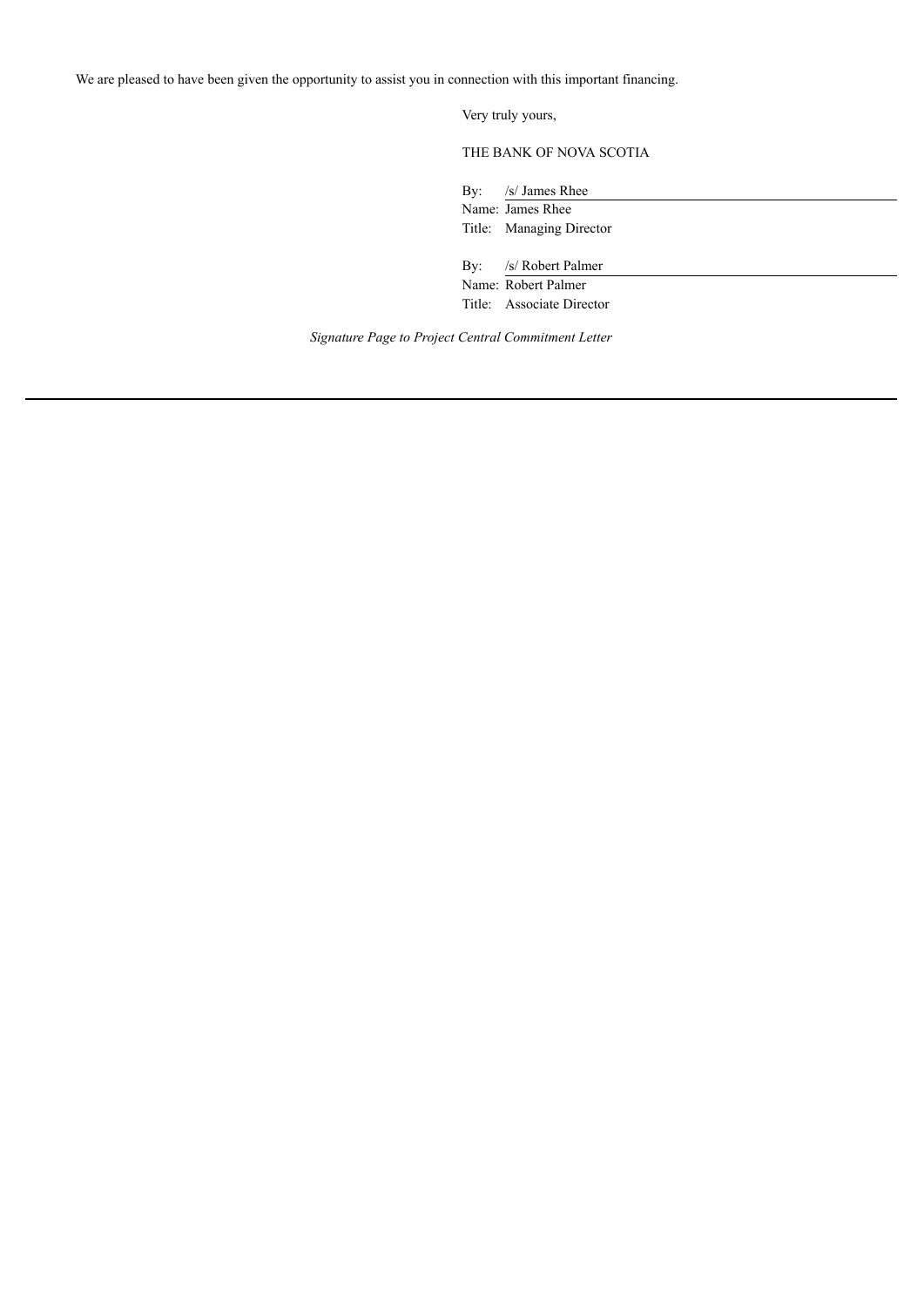We are pleased to have been given the opportunity to assist you in connection with this important financing.

Very truly yours,

THE BANK OF NOVA SCOTIA

By: /s/ James Rhee
Name: James Rhee
Title: Managing Director

By: /s/ Robert Palmer
Name: Robert Palmer
Title: Associate Director

*Signature Page to Project Central Commitment Letter*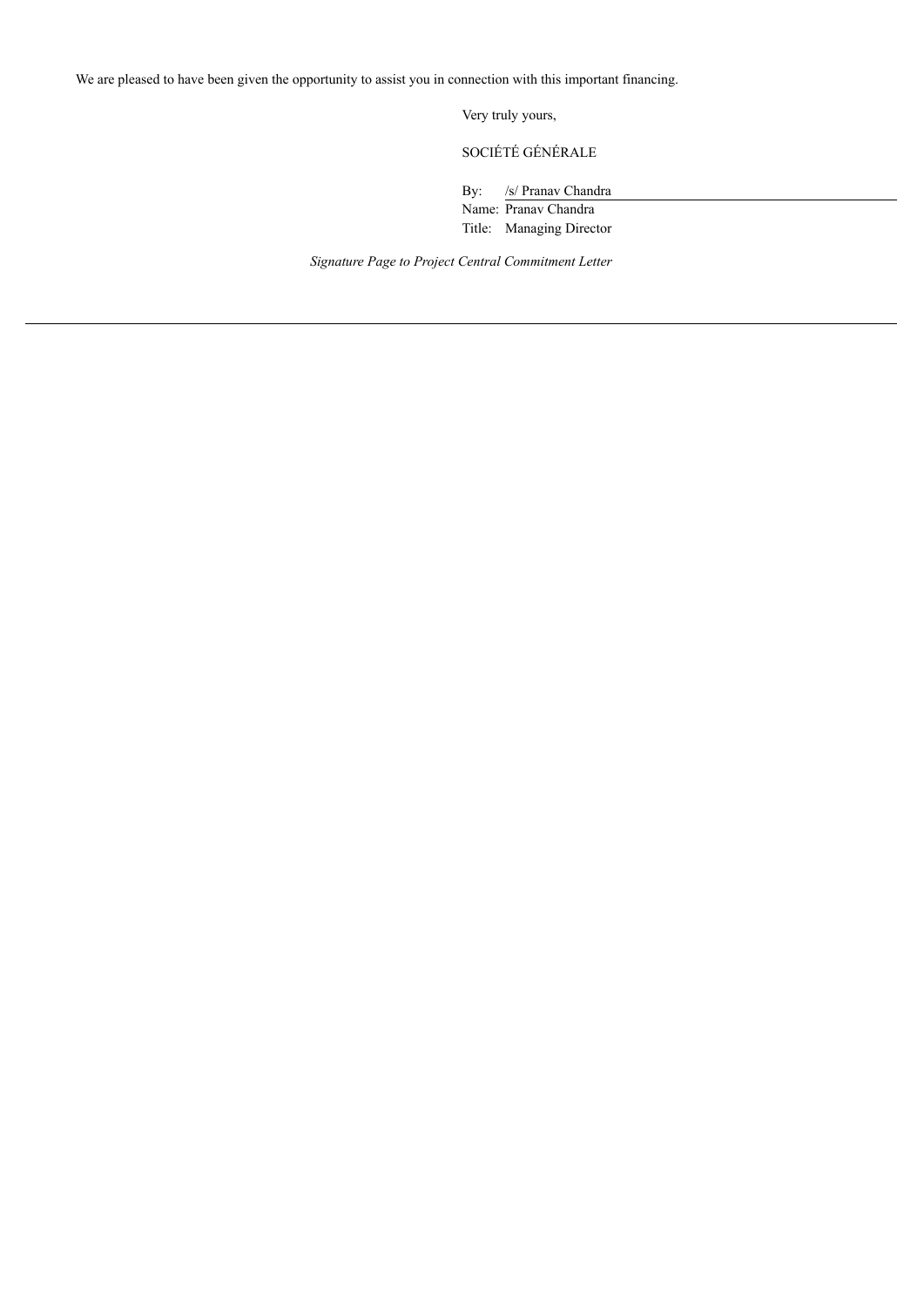We are pleased to have been given the opportunity to assist you in connection with this important financing.

Very truly yours,

SOCIÉTÉ GÉNÉRALE

By: /s/ Pranav Chandra
Name: Pranav Chandra
Title: Managing Director

*Signature Page to Project Central Commitment Letter*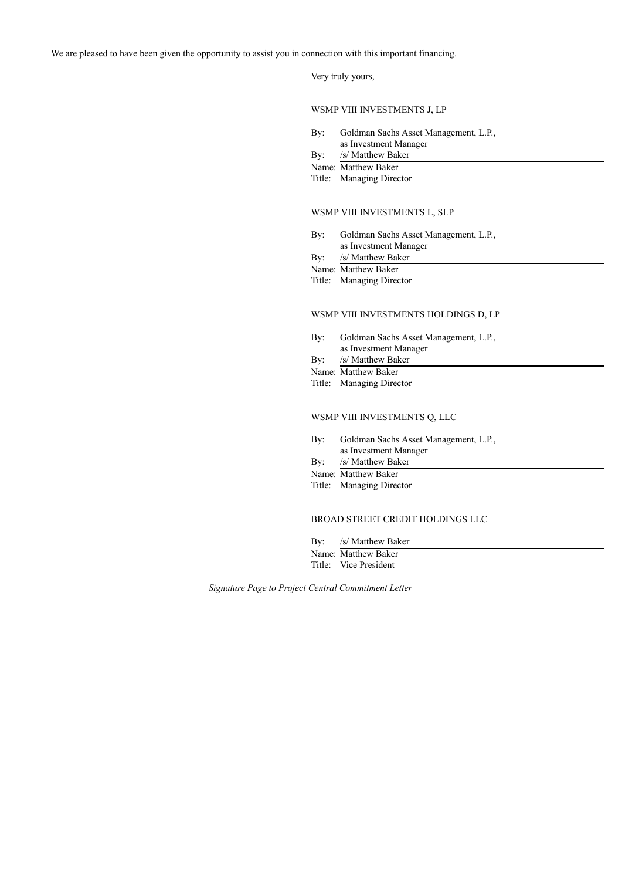We are pleased to have been given the opportunity to assist you in connection with this important financing.

Very truly yours,

WSMP VIII INVESTMENTS J, LP

By: Goldman Sachs Asset Management, L.P., as Investment Manager

By: /s/ Matthew Baker

Name: Matthew Baker

Title: Managing Director

WSMP VIII INVESTMENTS L, SLP

By: Goldman Sachs Asset Management, L.P., as Investment Manager

By: /s/ Matthew Baker

Name: Matthew Baker

Title: Managing Director

WSMP VIII INVESTMENTS HOLDINGS D, LP

By: Goldman Sachs Asset Management, L.P., as Investment Manager

By: /s/ Matthew Baker

Name: Matthew Baker

Title: Managing Director

WSMP VIII INVESTMENTS Q, LLC

By: Goldman Sachs Asset Management, L.P., as Investment Manager

By: /s/ Matthew Baker

Name: Matthew Baker

Title: Managing Director

BROAD STREET CREDIT HOLDINGS LLC

By: /s/ Matthew Baker

Name: Matthew Baker

Title: Vice President

*Signature Page to Project Central Commitment Letter*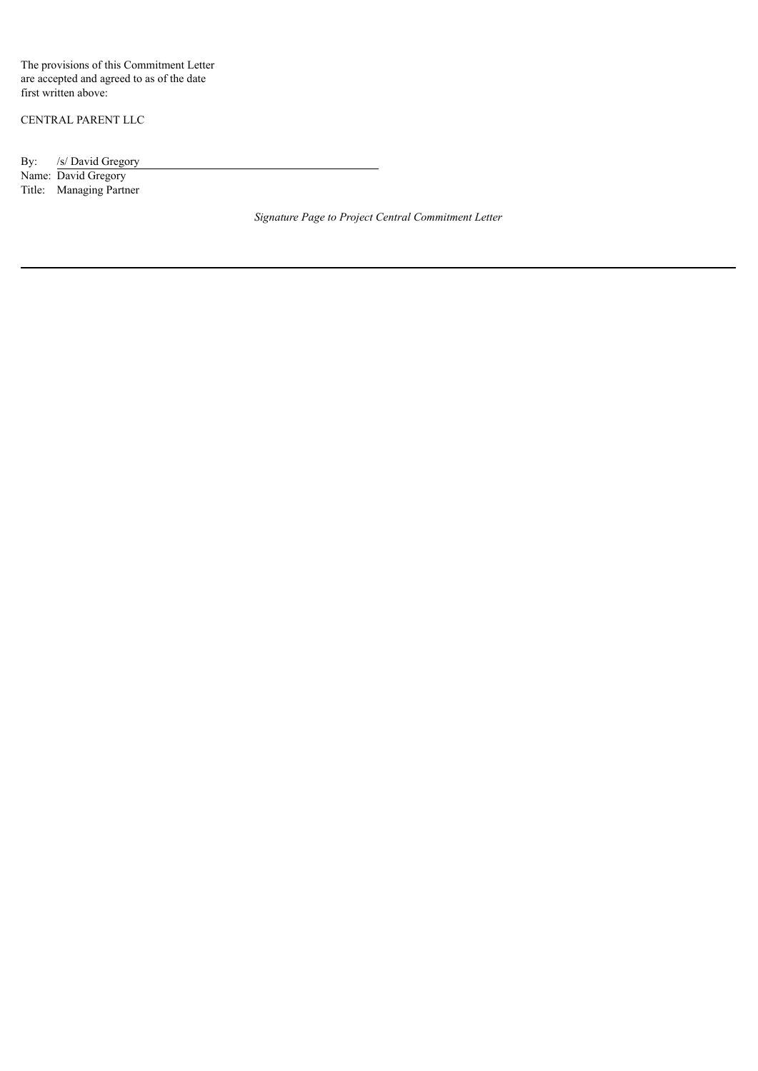The provisions of this Commitment Letter are accepted and agreed to as of the date first written above:

CENTRAL PARENT LLC

By: /s/ David Gregory

Name: David Gregory

Title: Managing Partner

*Signature Page to Project Central Commitment Letter*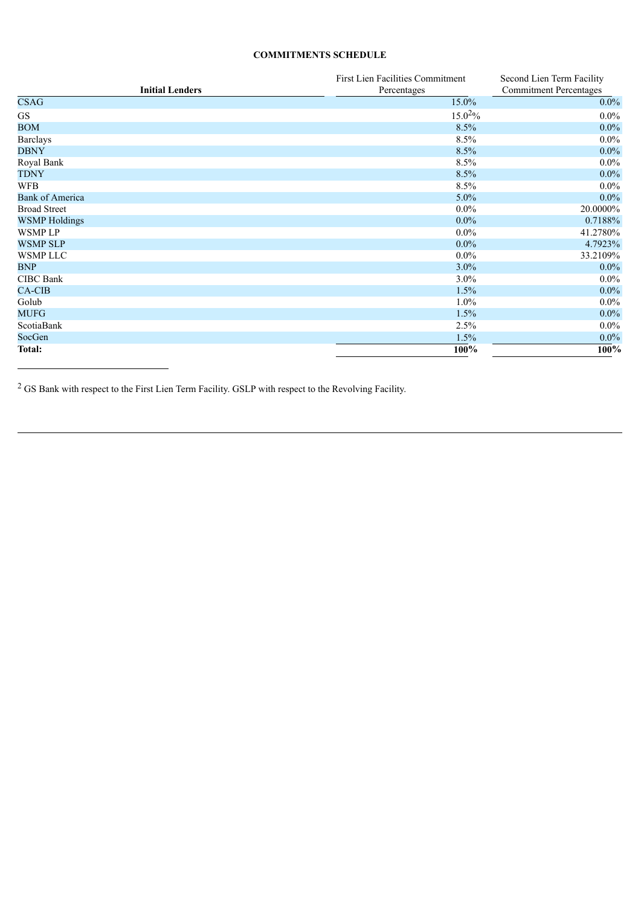**COMMITMENTS SCHEDULE**

| Initial Lenders | First Lien Facilities Commitment Percentages | Second Lien Term Facility Commitment Percentages |
|---|---|---|
| CSAG | 15.0% | 0.0% |
| GS | 15.0[2]% | 0.0% |
| BOM | 8.5% | 0.0% |
| Barclays | 8.5% | 0.0% |
| DBNY | 8.5% | 0.0% |
| Royal Bank | 8.5% | 0.0% |
| TDNY | 8.5% | 0.0% |
| WFB | 8.5% | 0.0% |
| Bank of America | 5.0% | 0.0% |
| Broad Street | 0.0% | 20.0000% |
| WSMP Holdings | 0.0% | 0.7188% |
| WSMP LP | 0.0% | 41.2780% |
| WSMP SLP | 0.0% | 4.7923% |
| WSMP LLC | 0.0% | 33.2109% |
| BNP | 3.0% | 0.0% |
| CIBC Bank | 3.0% | 0.0% |
| CA-CIB | 1.5% | 0.0% |
| Golub | 1.0% | 0.0% |
| MUFG | 1.5% | 0.0% |
| ScotiaBank | 2.5% | 0.0% |
| SocGen | 1.5% | 0.0% |
| **Total:** | **100%** | **100%** |

[2] GS Bank with respect to the First Lien Term Facility. GSLP with respect to the Revolving Facility.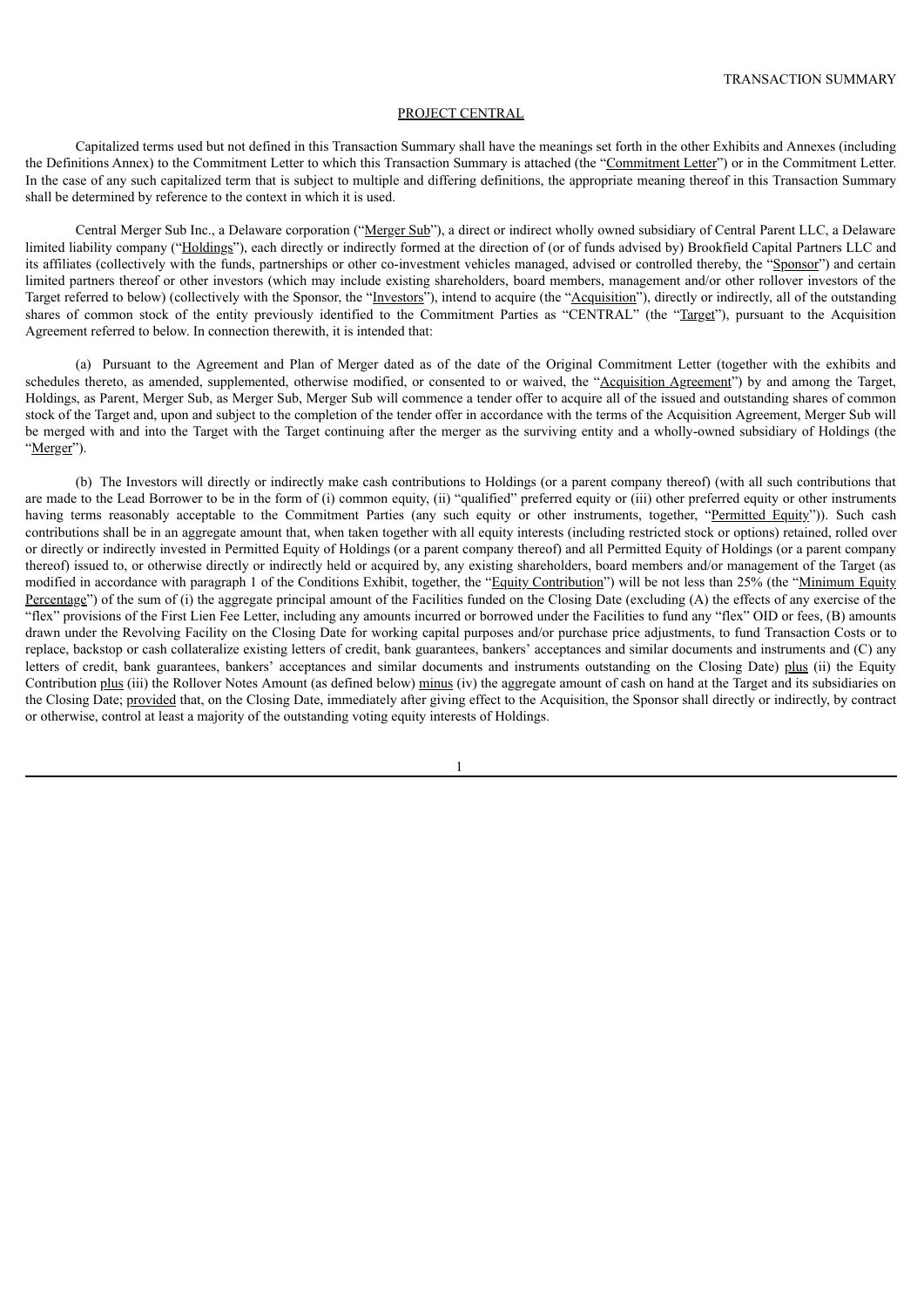TRANSACTION SUMMARY

PROJECT CENTRAL

Capitalized terms used but not defined in this Transaction Summary shall have the meanings set forth in the other Exhibits and Annexes (including the Definitions Annex) to the Commitment Letter to which this Transaction Summary is attached (the "Commitment Letter") or in the Commitment Letter. In the case of any such capitalized term that is subject to multiple and differing definitions, the appropriate meaning thereof in this Transaction Summary shall be determined by reference to the context in which it is used.

Central Merger Sub Inc., a Delaware corporation ("Merger Sub"), a direct or indirect wholly owned subsidiary of Central Parent LLC, a Delaware limited liability company ("Holdings"), each directly or indirectly formed at the direction of (or of funds advised by) Brookfield Capital Partners LLC and its affiliates (collectively with the funds, partnerships or other co-investment vehicles managed, advised or controlled thereby, the "Sponsor") and certain limited partners thereof or other investors (which may include existing shareholders, board members, management and/or other rollover investors of the Target referred to below) (collectively with the Sponsor, the "Investors"), intend to acquire (the "Acquisition"), directly or indirectly, all of the outstanding shares of common stock of the entity previously identified to the Commitment Parties as "CENTRAL" (the "Target"), pursuant to the Acquisition Agreement referred to below. In connection therewith, it is intended that:

(a) Pursuant to the Agreement and Plan of Merger dated as of the date of the Original Commitment Letter (together with the exhibits and schedules thereto, as amended, supplemented, otherwise modified, or consented to or waived, the "Acquisition Agreement") by and among the Target, Holdings, as Parent, Merger Sub, as Merger Sub, Merger Sub will commence a tender offer to acquire all of the issued and outstanding shares of common stock of the Target and, upon and subject to the completion of the tender offer in accordance with the terms of the Acquisition Agreement, Merger Sub will be merged with and into the Target with the Target continuing after the merger as the surviving entity and a wholly-owned subsidiary of Holdings (the "Merger").

(b) The Investors will directly or indirectly make cash contributions to Holdings (or a parent company thereof) (with all such contributions that are made to the Lead Borrower to be in the form of (i) common equity, (ii) "qualified" preferred equity or (iii) other preferred equity or other instruments having terms reasonably acceptable to the Commitment Parties (any such equity or other instruments, together, "Permitted Equity")). Such cash contributions shall be in an aggregate amount that, when taken together with all equity interests (including restricted stock or options) retained, rolled over or directly or indirectly invested in Permitted Equity of Holdings (or a parent company thereof) and all Permitted Equity of Holdings (or a parent company thereof) issued to, or otherwise directly or indirectly held or acquired by, any existing shareholders, board members and/or management of the Target (as modified in accordance with paragraph 1 of the Conditions Exhibit, together, the "Equity Contribution") will be not less than 25% (the "Minimum Equity Percentage") of the sum of (i) the aggregate principal amount of the Facilities funded on the Closing Date (excluding (A) the effects of any exercise of the "flex" provisions of the First Lien Fee Letter, including any amounts incurred or borrowed under the Facilities to fund any "flex" OID or fees, (B) amounts drawn under the Revolving Facility on the Closing Date for working capital purposes and/or purchase price adjustments, to fund Transaction Costs or to replace, backstop or cash collateralize existing letters of credit, bank guarantees, bankers' acceptances and similar documents and instruments and (C) any letters of credit, bank guarantees, bankers' acceptances and similar documents and instruments outstanding on the Closing Date) plus (ii) the Equity Contribution plus (iii) the Rollover Notes Amount (as defined below) minus (iv) the aggregate amount of cash on hand at the Target and its subsidiaries on the Closing Date; provided that, on the Closing Date, immediately after giving effect to the Acquisition, the Sponsor shall directly or indirectly, by contract or otherwise, control at least a majority of the outstanding voting equity interests of Holdings.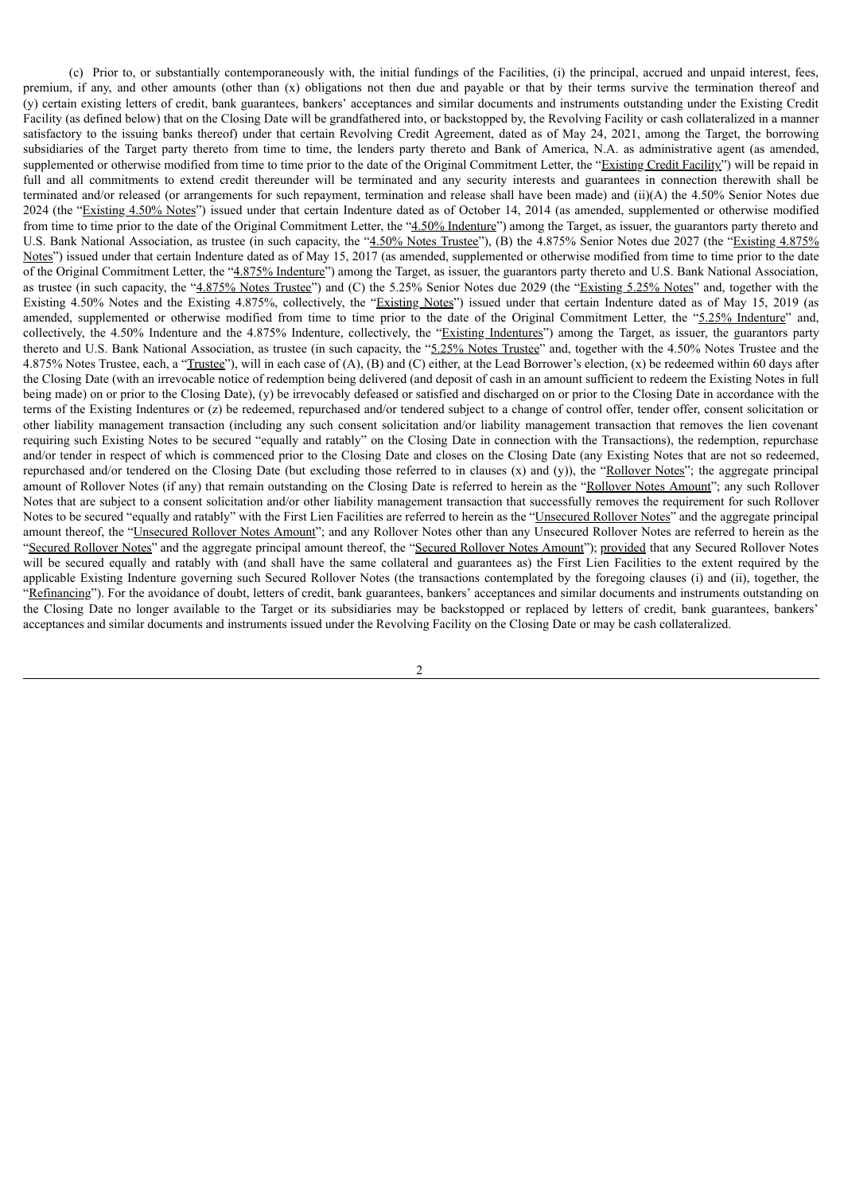(c) Prior to, or substantially contemporaneously with, the initial fundings of the Facilities, (i) the principal, accrued and unpaid interest, fees, premium, if any, and other amounts (other than (x) obligations not then due and payable or that by their terms survive the termination thereof and (y) certain existing letters of credit, bank guarantees, bankers' acceptances and similar documents and instruments outstanding under the Existing Credit Facility (as defined below) that on the Closing Date will be grandfathered into, or backstopped by, the Revolving Facility or cash collateralized in a manner satisfactory to the issuing banks thereof) under that certain Revolving Credit Agreement, dated as of May 24, 2021, among the Target, the borrowing subsidiaries of the Target party thereto from time to time, the lenders party thereto and Bank of America, N.A. as administrative agent (as amended, supplemented or otherwise modified from time to time prior to the date of the Original Commitment Letter, the "Existing Credit Facility") will be repaid in full and all commitments to extend credit thereunder will be terminated and any security interests and guarantees in connection therewith shall be terminated and/or released (or arrangements for such repayment, termination and release shall have been made) and (ii)(A) the 4.50% Senior Notes due 2024 (the "Existing 4.50% Notes") issued under that certain Indenture dated as of October 14, 2014 (as amended, supplemented or otherwise modified from time to time prior to the date of the Original Commitment Letter, the "4.50% Indenture") among the Target, as issuer, the guarantors party thereto and U.S. Bank National Association, as trustee (in such capacity, the "4.50% Notes Trustee"), (B) the 4.875% Senior Notes due 2027 (the "Existing 4.875% Notes") issued under that certain Indenture dated as of May 15, 2017 (as amended, supplemented or otherwise modified from time to time prior to the date of the Original Commitment Letter, the "4.875% Indenture") among the Target, as issuer, the guarantors party thereto and U.S. Bank National Association, as trustee (in such capacity, the "4.875% Notes Trustee") and (C) the 5.25% Senior Notes due 2029 (the "Existing 5.25% Notes" and, together with the Existing 4.50% Notes and the Existing 4.875%, collectively, the "Existing Notes") issued under that certain Indenture dated as of May 15, 2019 (as amended, supplemented or otherwise modified from time to time prior to the date of the Original Commitment Letter, the "5.25% Indenture" and, collectively, the 4.50% Indenture and the 4.875% Indenture, collectively, the "Existing Indentures") among the Target, as issuer, the guarantors party thereto and U.S. Bank National Association, as trustee (in such capacity, the "5.25% Notes Trustee" and, together with the 4.50% Notes Trustee and the 4.875% Notes Trustee, each, a "Trustee"), will in each case of (A), (B) and (C) either, at the Lead Borrower's election, (x) be redeemed within 60 days after the Closing Date (with an irrevocable notice of redemption being delivered (and deposit of cash in an amount sufficient to redeem the Existing Notes in full being made) on or prior to the Closing Date), (y) be irrevocably defeased or satisfied and discharged on or prior to the Closing Date in accordance with the terms of the Existing Indentures or (z) be redeemed, repurchased and/or tendered subject to a change of control offer, tender offer, consent solicitation or other liability management transaction (including any such consent solicitation and/or liability management transaction that removes the lien covenant requiring such Existing Notes to be secured "equally and ratably" on the Closing Date in connection with the Transactions), the redemption, repurchase and/or tender in respect of which is commenced prior to the Closing Date and closes on the Closing Date (any Existing Notes that are not so redeemed, repurchased and/or tendered on the Closing Date (but excluding those referred to in clauses (x) and (y)), the "Rollover Notes"; the aggregate principal amount of Rollover Notes (if any) that remain outstanding on the Closing Date is referred to herein as the "Rollover Notes Amount"; any such Rollover Notes that are subject to a consent solicitation and/or other liability management transaction that successfully removes the requirement for such Rollover Notes to be secured "equally and ratably" with the First Lien Facilities are referred to herein as the "Unsecured Rollover Notes" and the aggregate principal amount thereof, the "Unsecured Rollover Notes Amount"; and any Rollover Notes other than any Unsecured Rollover Notes are referred to herein as the "Secured Rollover Notes" and the aggregate principal amount thereof, the "Secured Rollover Notes Amount"); provided that any Secured Rollover Notes will be secured equally and ratably with (and shall have the same collateral and guarantees as) the First Lien Facilities to the extent required by the applicable Existing Indenture governing such Secured Rollover Notes (the transactions contemplated by the foregoing clauses (i) and (ii), together, the "Refinancing"). For the avoidance of doubt, letters of credit, bank guarantees, bankers' acceptances and similar documents and instruments outstanding on the Closing Date no longer available to the Target or its subsidiaries may be backstopped or replaced by letters of credit, bank guarantees, bankers' acceptances and similar documents and instruments issued under the Revolving Facility on the Closing Date or may be cash collateralized.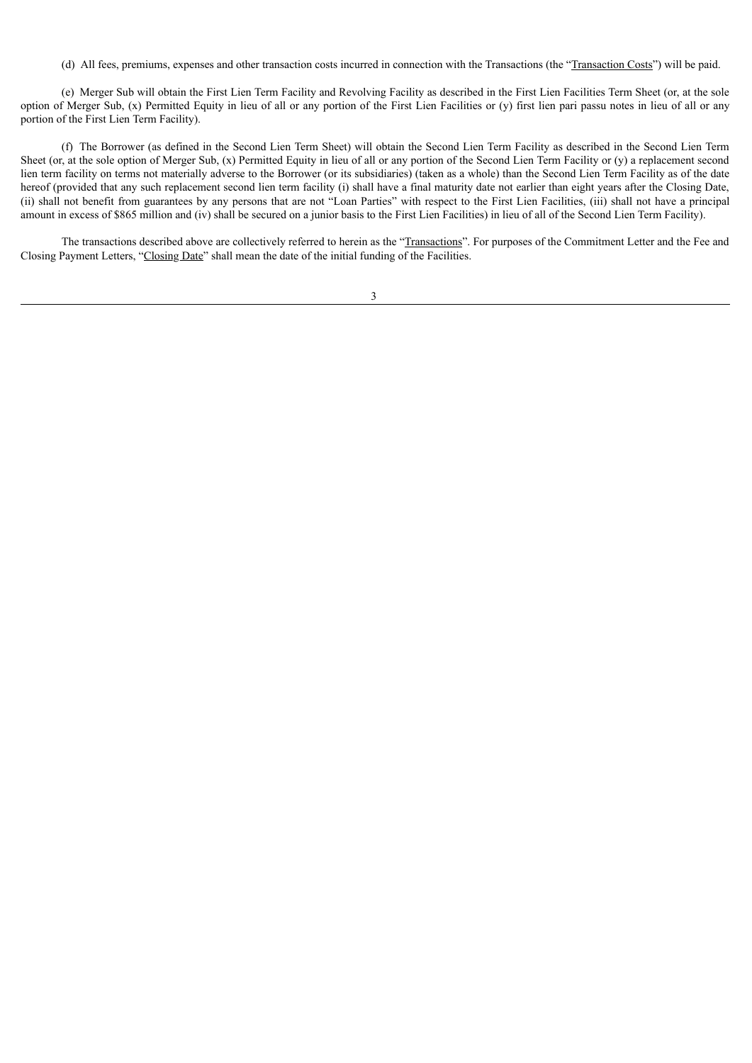(d) All fees, premiums, expenses and other transaction costs incurred in connection with the Transactions (the "Transaction Costs") will be paid.

(e) Merger Sub will obtain the First Lien Term Facility and Revolving Facility as described in the First Lien Facilities Term Sheet (or, at the sole option of Merger Sub, (x) Permitted Equity in lieu of all or any portion of the First Lien Facilities or (y) first lien pari passu notes in lieu of all or any portion of the First Lien Term Facility).

(f) The Borrower (as defined in the Second Lien Term Sheet) will obtain the Second Lien Term Facility as described in the Second Lien Term Sheet (or, at the sole option of Merger Sub, (x) Permitted Equity in lieu of all or any portion of the Second Lien Term Facility or (y) a replacement second lien term facility on terms not materially adverse to the Borrower (or its subsidiaries) (taken as a whole) than the Second Lien Term Facility as of the date hereof (provided that any such replacement second lien term facility (i) shall have a final maturity date not earlier than eight years after the Closing Date, (ii) shall not benefit from guarantees by any persons that are not "Loan Parties" with respect to the First Lien Facilities, (iii) shall not have a principal amount in excess of $865 million and (iv) shall be secured on a junior basis to the First Lien Facilities) in lieu of all of the Second Lien Term Facility).

The transactions described above are collectively referred to herein as the "Transactions". For purposes of the Commitment Letter and the Fee and Closing Payment Letters, "Closing Date" shall mean the date of the initial funding of the Facilities.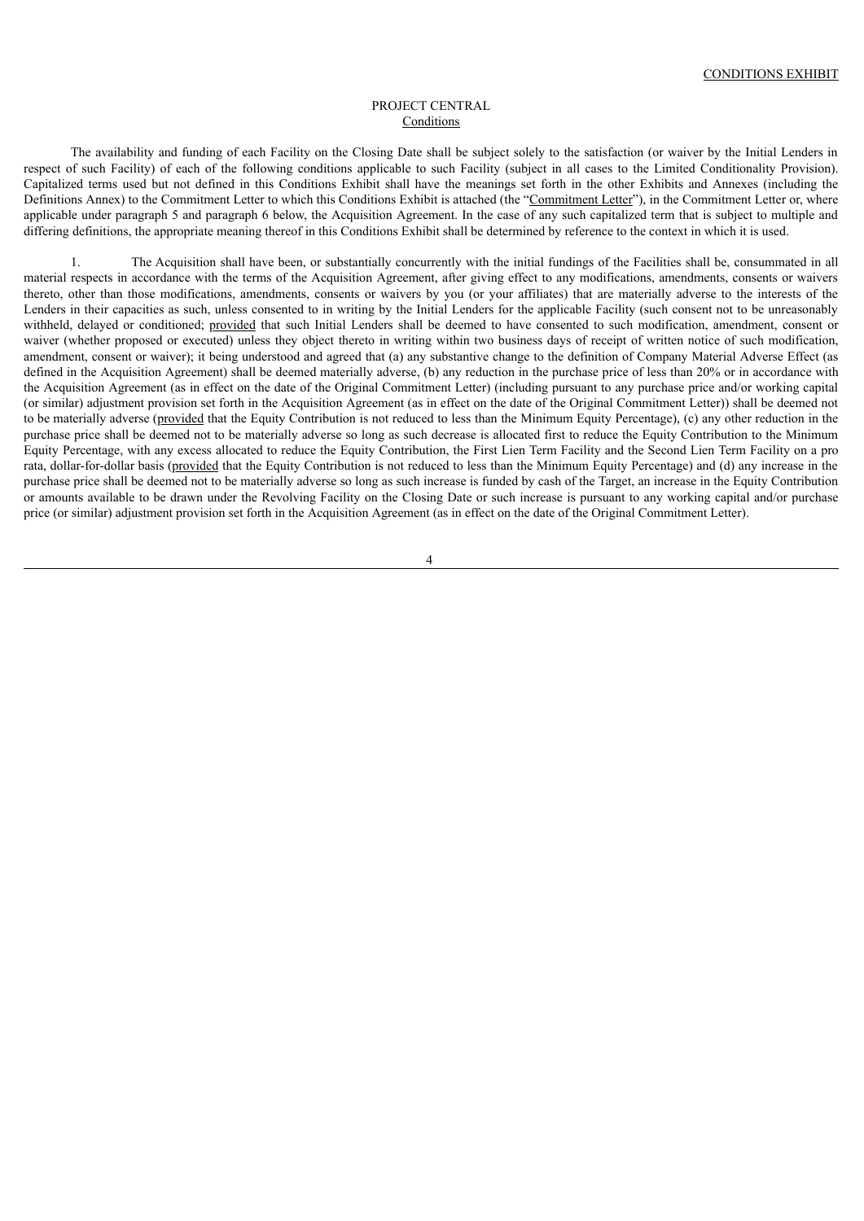CONDITIONS EXHIBIT

PROJECT CENTRAL
Conditions

The availability and funding of each Facility on the Closing Date shall be subject solely to the satisfaction (or waiver by the Initial Lenders in respect of such Facility) of each of the following conditions applicable to such Facility (subject in all cases to the Limited Conditionality Provision). Capitalized terms used but not defined in this Conditions Exhibit shall have the meanings set forth in the other Exhibits and Annexes (including the Definitions Annex) to the Commitment Letter to which this Conditions Exhibit is attached (the "Commitment Letter"), in the Commitment Letter or, where applicable under paragraph 5 and paragraph 6 below, the Acquisition Agreement. In the case of any such capitalized term that is subject to multiple and differing definitions, the appropriate meaning thereof in this Conditions Exhibit shall be determined by reference to the context in which it is used.

1. The Acquisition shall have been, or substantially concurrently with the initial fundings of the Facilities shall be, consummated in all material respects in accordance with the terms of the Acquisition Agreement, after giving effect to any modifications, amendments, consents or waivers thereto, other than those modifications, amendments, consents or waivers by you (or your affiliates) that are materially adverse to the interests of the Lenders in their capacities as such, unless consented to in writing by the Initial Lenders for the applicable Facility (such consent not to be unreasonably withheld, delayed or conditioned; provided that such Initial Lenders shall be deemed to have consented to such modification, amendment, consent or waiver (whether proposed or executed) unless they object thereto in writing within two business days of receipt of written notice of such modification, amendment, consent or waiver); it being understood and agreed that (a) any substantive change to the definition of Company Material Adverse Effect (as defined in the Acquisition Agreement) shall be deemed materially adverse, (b) any reduction in the purchase price of less than 20% or in accordance with the Acquisition Agreement (as in effect on the date of the Original Commitment Letter) (including pursuant to any purchase price and/or working capital (or similar) adjustment provision set forth in the Acquisition Agreement (as in effect on the date of the Original Commitment Letter)) shall be deemed not to be materially adverse (provided that the Equity Contribution is not reduced to less than the Minimum Equity Percentage), (c) any other reduction in the purchase price shall be deemed not to be materially adverse so long as such decrease is allocated first to reduce the Equity Contribution to the Minimum Equity Percentage, with any excess allocated to reduce the Equity Contribution, the First Lien Term Facility and the Second Lien Term Facility on a pro rata, dollar-for-dollar basis (provided that the Equity Contribution is not reduced to less than the Minimum Equity Percentage) and (d) any increase in the purchase price shall be deemed not to be materially adverse so long as such increase is funded by cash of the Target, an increase in the Equity Contribution or amounts available to be drawn under the Revolving Facility on the Closing Date or such increase is pursuant to any working capital and/or purchase price (or similar) adjustment provision set forth in the Acquisition Agreement (as in effect on the date of the Original Commitment Letter).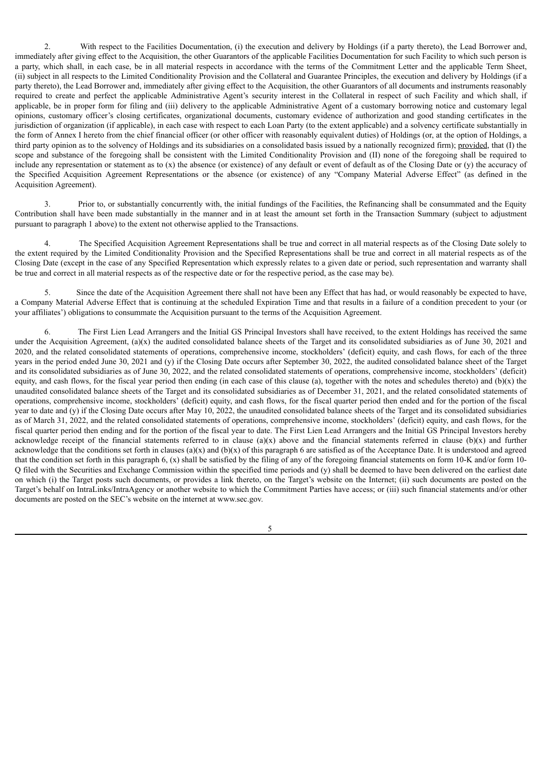2. With respect to the Facilities Documentation, (i) the execution and delivery by Holdings (if a party thereto), the Lead Borrower and, immediately after giving effect to the Acquisition, the other Guarantors of the applicable Facilities Documentation for such Facility to which such person is a party, which shall, in each case, be in all material respects in accordance with the terms of the Commitment Letter and the applicable Term Sheet, (ii) subject in all respects to the Limited Conditionality Provision and the Collateral and Guarantee Principles, the execution and delivery by Holdings (if a party thereto), the Lead Borrower and, immediately after giving effect to the Acquisition, the other Guarantors of all documents and instruments reasonably required to create and perfect the applicable Administrative Agent's security interest in the Collateral in respect of such Facility and which shall, if applicable, be in proper form for filing and (iii) delivery to the applicable Administrative Agent of a customary borrowing notice and customary legal opinions, customary officer's closing certificates, organizational documents, customary evidence of authorization and good standing certificates in the jurisdiction of organization (if applicable), in each case with respect to each Loan Party (to the extent applicable) and a solvency certificate substantially in the form of Annex I hereto from the chief financial officer (or other officer with reasonably equivalent duties) of Holdings (or, at the option of Holdings, a third party opinion as to the solvency of Holdings and its subsidiaries on a consolidated basis issued by a nationally recognized firm); provided, that (I) the scope and substance of the foregoing shall be consistent with the Limited Conditionality Provision and (II) none of the foregoing shall be required to include any representation or statement as to (x) the absence (or existence) of any default or event of default as of the Closing Date or (y) the accuracy of the Specified Acquisition Agreement Representations or the absence (or existence) of any "Company Material Adverse Effect" (as defined in the Acquisition Agreement).

3. Prior to, or substantially concurrently with, the initial fundings of the Facilities, the Refinancing shall be consummated and the Equity Contribution shall have been made substantially in the manner and in at least the amount set forth in the Transaction Summary (subject to adjustment pursuant to paragraph 1 above) to the extent not otherwise applied to the Transactions.

4. The Specified Acquisition Agreement Representations shall be true and correct in all material respects as of the Closing Date solely to the extent required by the Limited Conditionality Provision and the Specified Representations shall be true and correct in all material respects as of the Closing Date (except in the case of any Specified Representation which expressly relates to a given date or period, such representation and warranty shall be true and correct in all material respects as of the respective date or for the respective period, as the case may be).

5. Since the date of the Acquisition Agreement there shall not have been any Effect that has had, or would reasonably be expected to have, a Company Material Adverse Effect that is continuing at the scheduled Expiration Time and that results in a failure of a condition precedent to your (or your affiliates') obligations to consummate the Acquisition pursuant to the terms of the Acquisition Agreement.

6. The First Lien Lead Arrangers and the Initial GS Principal Investors shall have received, to the extent Holdings has received the same under the Acquisition Agreement, (a)(x) the audited consolidated balance sheets of the Target and its consolidated subsidiaries as of June 30, 2021 and 2020, and the related consolidated statements of operations, comprehensive income, stockholders' (deficit) equity, and cash flows, for each of the three years in the period ended June 30, 2021 and (y) if the Closing Date occurs after September 30, 2022, the audited consolidated balance sheet of the Target and its consolidated subsidiaries as of June 30, 2022, and the related consolidated statements of operations, comprehensive income, stockholders' (deficit) equity, and cash flows, for the fiscal year period then ending (in each case of this clause (a), together with the notes and schedules thereto) and (b)(x) the unaudited consolidated balance sheets of the Target and its consolidated subsidiaries as of December 31, 2021, and the related consolidated statements of operations, comprehensive income, stockholders' (deficit) equity, and cash flows, for the fiscal quarter period then ended and for the portion of the fiscal year to date and (y) if the Closing Date occurs after May 10, 2022, the unaudited consolidated balance sheets of the Target and its consolidated subsidiaries as of March 31, 2022, and the related consolidated statements of operations, comprehensive income, stockholders' (deficit) equity, and cash flows, for the fiscal quarter period then ending and for the portion of the fiscal year to date. The First Lien Lead Arrangers and the Initial GS Principal Investors hereby acknowledge receipt of the financial statements referred to in clause (a)(x) above and the financial statements referred in clause (b)(x) and further acknowledge that the conditions set forth in clauses (a)(x) and (b)(x) of this paragraph 6 are satisfied as of the Acceptance Date. It is understood and agreed that the condition set forth in this paragraph 6, (x) shall be satisfied by the filing of any of the foregoing financial statements on form 10-K and/or form 10-Q filed with the Securities and Exchange Commission within the specified time periods and (y) shall be deemed to have been delivered on the earliest date on which (i) the Target posts such documents, or provides a link thereto, on the Target's website on the Internet; (ii) such documents are posted on the Target's behalf on IntraLinks/IntraAgency or another website to which the Commitment Parties have access; or (iii) such financial statements and/or other documents are posted on the SEC's website on the internet at www.sec.gov.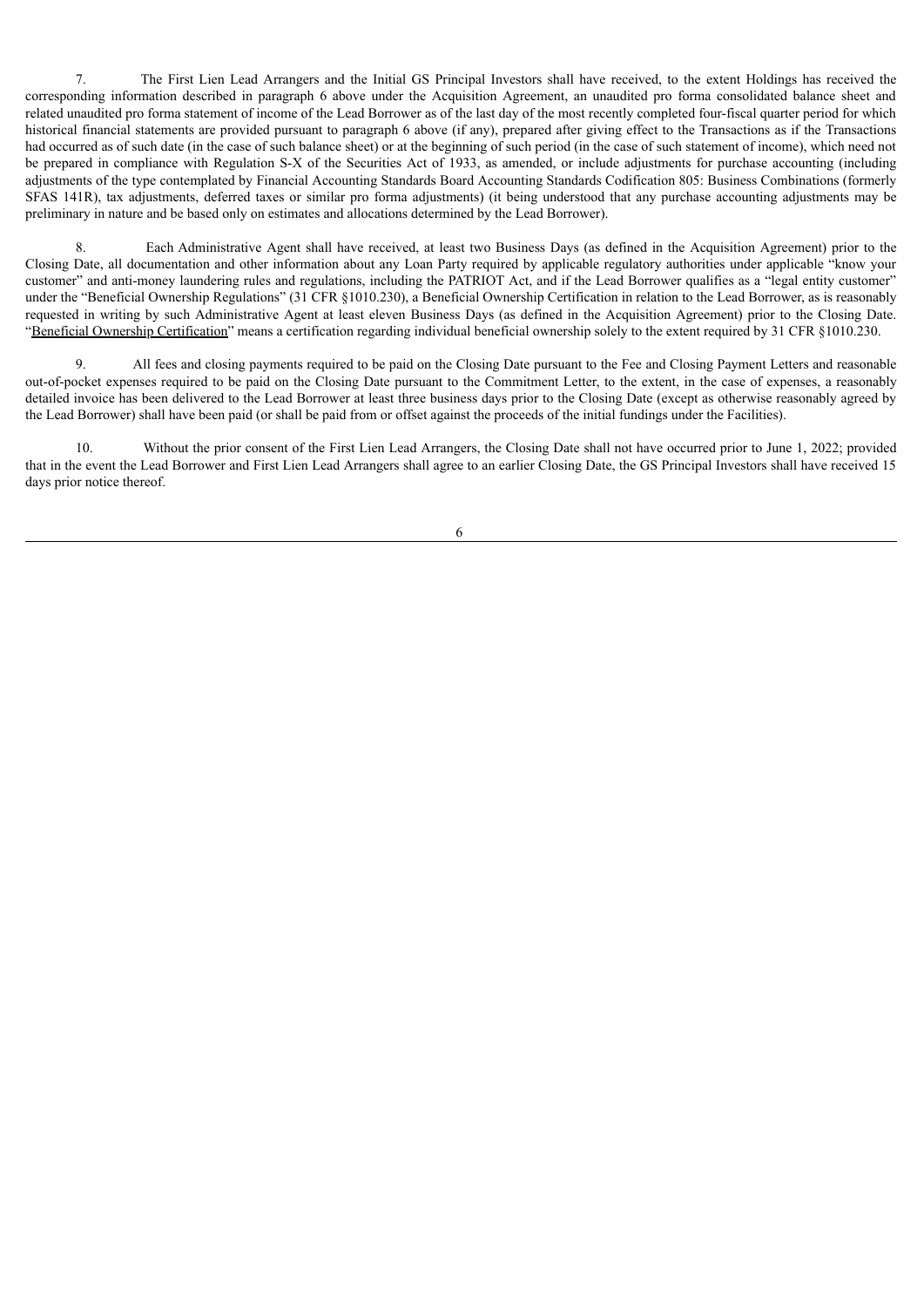7. The First Lien Lead Arrangers and the Initial GS Principal Investors shall have received, to the extent Holdings has received the corresponding information described in paragraph 6 above under the Acquisition Agreement, an unaudited pro forma consolidated balance sheet and related unaudited pro forma statement of income of the Lead Borrower as of the last day of the most recently completed four-fiscal quarter period for which historical financial statements are provided pursuant to paragraph 6 above (if any), prepared after giving effect to the Transactions as if the Transactions had occurred as of such date (in the case of such balance sheet) or at the beginning of such period (in the case of such statement of income), which need not be prepared in compliance with Regulation S-X of the Securities Act of 1933, as amended, or include adjustments for purchase accounting (including adjustments of the type contemplated by Financial Accounting Standards Board Accounting Standards Codification 805: Business Combinations (formerly SFAS 141R), tax adjustments, deferred taxes or similar pro forma adjustments) (it being understood that any purchase accounting adjustments may be preliminary in nature and be based only on estimates and allocations determined by the Lead Borrower).

8. Each Administrative Agent shall have received, at least two Business Days (as defined in the Acquisition Agreement) prior to the Closing Date, all documentation and other information about any Loan Party required by applicable regulatory authorities under applicable "know your customer" and anti-money laundering rules and regulations, including the PATRIOT Act, and if the Lead Borrower qualifies as a "legal entity customer" under the "Beneficial Ownership Regulations" (31 CFR §1010.230), a Beneficial Ownership Certification in relation to the Lead Borrower, as is reasonably requested in writing by such Administrative Agent at least eleven Business Days (as defined in the Acquisition Agreement) prior to the Closing Date. "Beneficial Ownership Certification" means a certification regarding individual beneficial ownership solely to the extent required by 31 CFR §1010.230.

9. All fees and closing payments required to be paid on the Closing Date pursuant to the Fee and Closing Payment Letters and reasonable out-of-pocket expenses required to be paid on the Closing Date pursuant to the Commitment Letter, to the extent, in the case of expenses, a reasonably detailed invoice has been delivered to the Lead Borrower at least three business days prior to the Closing Date (except as otherwise reasonably agreed by the Lead Borrower) shall have been paid (or shall be paid from or offset against the proceeds of the initial fundings under the Facilities).

10. Without the prior consent of the First Lien Lead Arrangers, the Closing Date shall not have occurred prior to June 1, 2022; provided that in the event the Lead Borrower and First Lien Lead Arrangers shall agree to an earlier Closing Date, the GS Principal Investors shall have received 15 days prior notice thereof.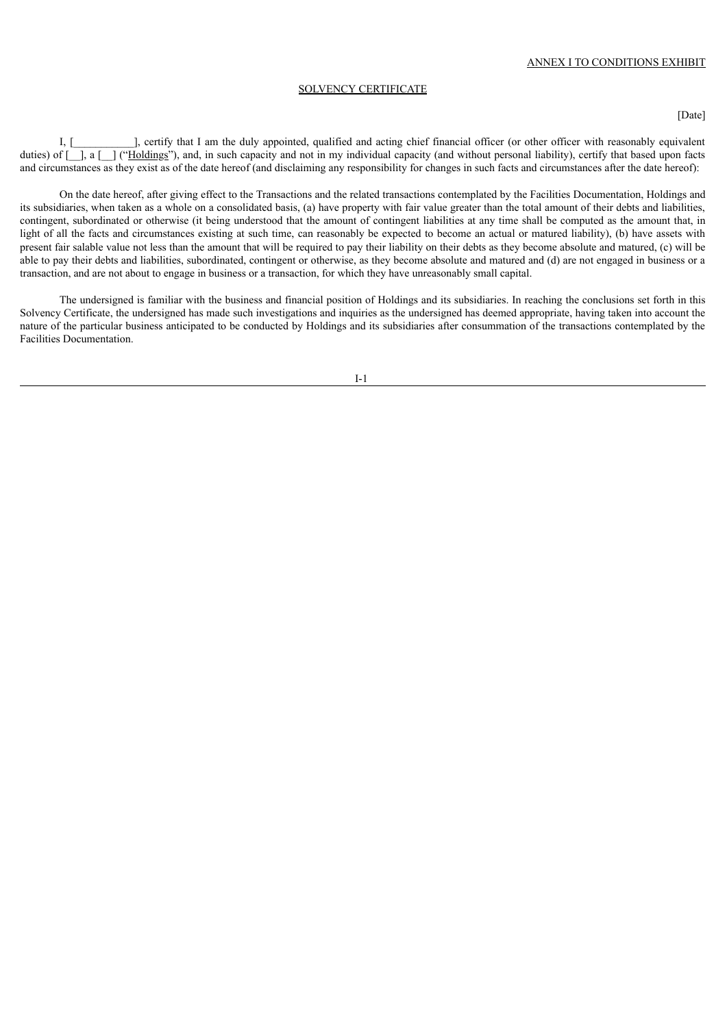ANNEX I TO CONDITIONS EXHIBIT

## SOLVENCY CERTIFICATE

[Date]

I, [___________], certify that I am the duly appointed, qualified and acting chief financial officer (or other officer with reasonably equivalent duties) of [__], a [__] ("Holdings"), and, in such capacity and not in my individual capacity (and without personal liability), certify that based upon facts and circumstances as they exist as of the date hereof (and disclaiming any responsibility for changes in such facts and circumstances after the date hereof):

On the date hereof, after giving effect to the Transactions and the related transactions contemplated by the Facilities Documentation, Holdings and its subsidiaries, when taken as a whole on a consolidated basis, (a) have property with fair value greater than the total amount of their debts and liabilities, contingent, subordinated or otherwise (it being understood that the amount of contingent liabilities at any time shall be computed as the amount that, in light of all the facts and circumstances existing at such time, can reasonably be expected to become an actual or matured liability), (b) have assets with present fair salable value not less than the amount that will be required to pay their liability on their debts as they become absolute and matured, (c) will be able to pay their debts and liabilities, subordinated, contingent or otherwise, as they become absolute and matured and (d) are not engaged in business or a transaction, and are not about to engage in business or a transaction, for which they have unreasonably small capital.

The undersigned is familiar with the business and financial position of Holdings and its subsidiaries. In reaching the conclusions set forth in this Solvency Certificate, the undersigned has made such investigations and inquiries as the undersigned has deemed appropriate, having taken into account the nature of the particular business anticipated to be conducted by Holdings and its subsidiaries after consummation of the transactions contemplated by the Facilities Documentation.